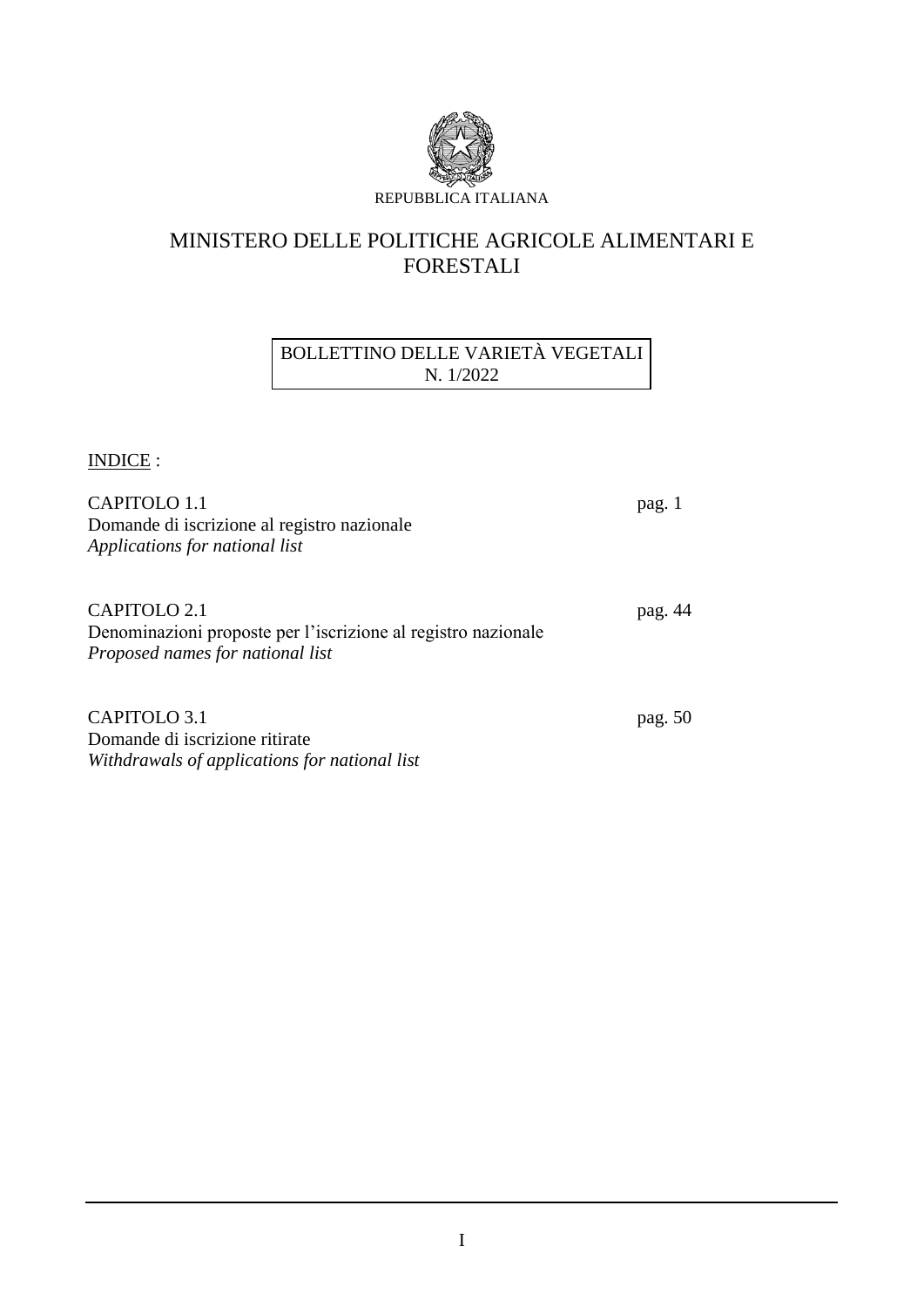REPUBBLICA ITALIANA

# MINISTERO DELLE POLITICHE AGRICOLE ALIMENTARI E FORESTALI

## BOLLETTINO DELLE VARIETÀ VEGETALI N. 1/2022

INDICE :

| | |
|---|---|
| CAPITOLO 1.1<br>Domande di iscrizione al registro nazionale<br>*Applications for national list* | pag. 1 |
| CAPITOLO 2.1<br>Denominazioni proposte per l'iscrizione al registro nazionale<br>*Proposed names for national list* | pag. 44 |
| CAPITOLO 3.1<br>Domande di iscrizione ritirate<br>*Withdrawals of applications for national list* | pag. 50 |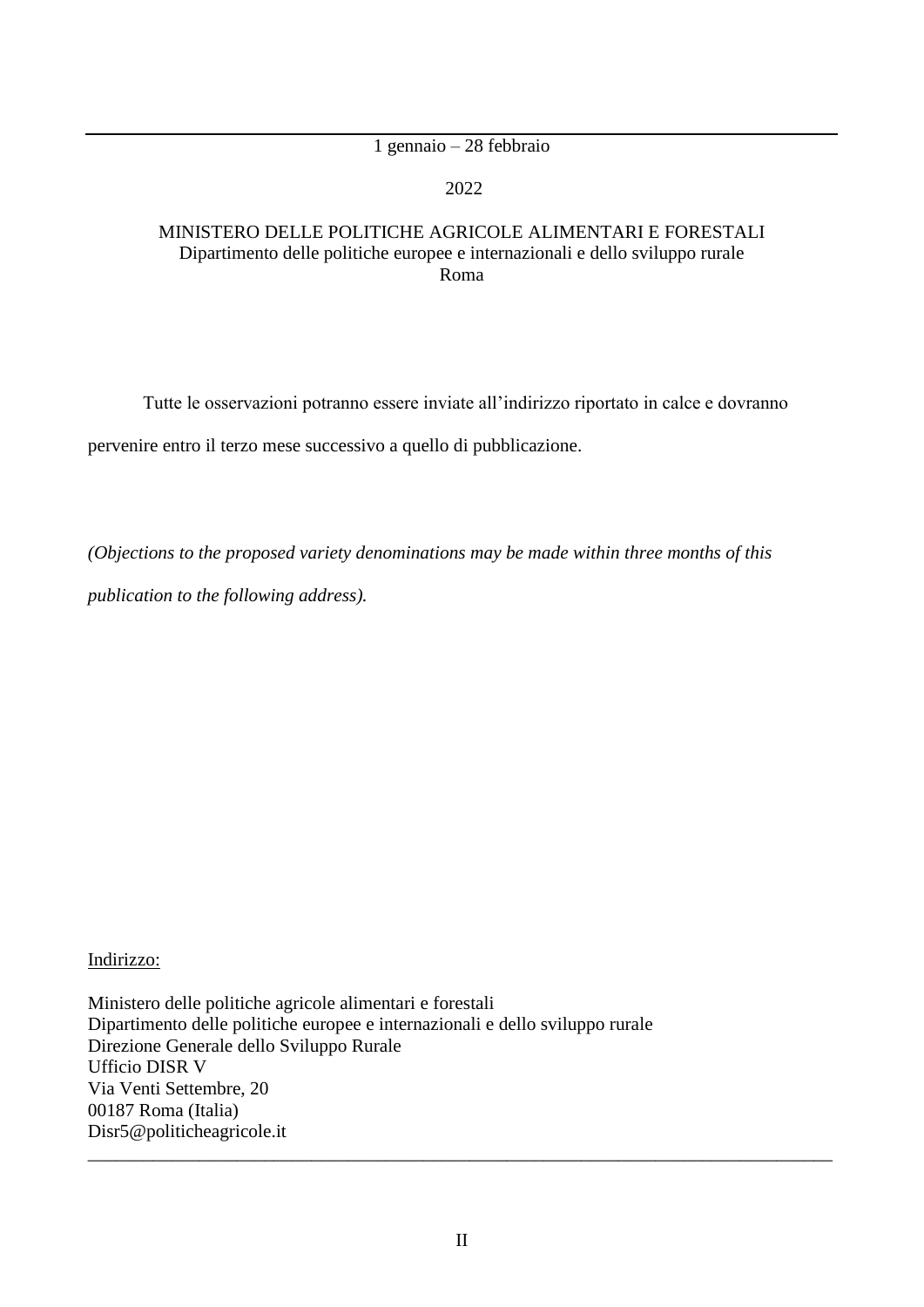1 gennaio – 28 febbraio

2022

MINISTERO DELLE POLITICHE AGRICOLE ALIMENTARI E FORESTALI
Dipartimento delle politiche europee e internazionali e dello sviluppo rurale
Roma

Tutte le osservazioni potranno essere inviate all'indirizzo riportato in calce e dovranno pervenire entro il terzo mese successivo a quello di pubblicazione.

*(Objections to the proposed variety denominations may be made within three months of this publication to the following address).*

<u>Indirizzo:</u>

Ministero delle politiche agricole alimentari e forestali
Dipartimento delle politiche europee e internazionali e dello sviluppo rurale
Direzione Generale dello Sviluppo Rurale
Ufficio DISR V
Via Venti Settembre, 20
00187 Roma (Italia)
Disr5@politicheagricole.it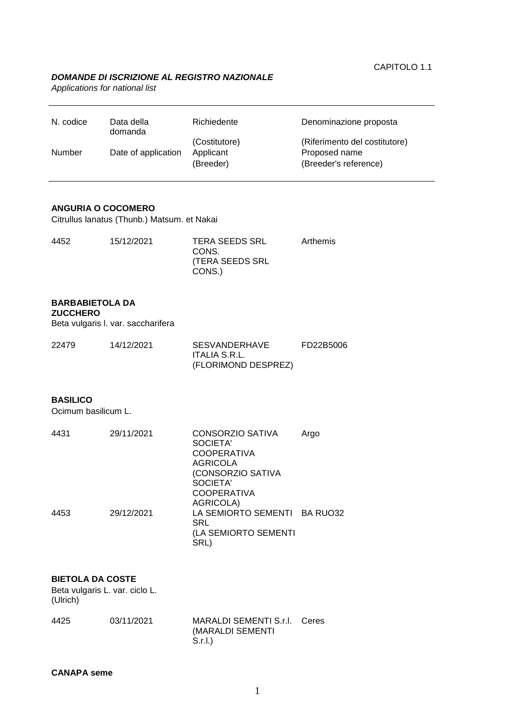CAPITOLO 1.1

***DOMANDE DI ISCRIZIONE AL REGISTRO NAZIONALE***

*Applications for national list*

| N. codice<br>Number | Data della domanda<br>Date of application | Richiedente<br>(Costitutore)<br>Applicant<br>(Breeder) | Denominazione proposta<br>(Riferimento del costitutore)<br>Proposed name<br>(Breeder's reference) |
|---|---|---|---|

**ANGURIA O COCOMERO**

Citrullus lanatus (Thunb.) Matsum. et Nakai

| | | | |
|---|---|---|---|
| 4452 | 15/12/2021 | TERA SEEDS SRL CONS.<br>(TERA SEEDS SRL CONS.) | Arthemis |

**BARBABIETOLA DA ZUCCHERO**

Beta vulgaris l. var. saccharifera

| | | | |
|---|---|---|---|
| 22479 | 14/12/2021 | SESVANDERHAVE ITALIA S.R.L.<br>(FLORIMOND DESPREZ) | FD22B5006 |

**BASILICO**

Ocimum basilicum L.

| | | | |
|---|---|---|---|
| 4431 | 29/11/2021 | CONSORZIO SATIVA SOCIETA' COOPERATIVA AGRICOLA<br>(CONSORZIO SATIVA SOCIETA' COOPERATIVA AGRICOLA) | Argo |
| 4453 | 29/12/2021 | LA SEMIORTO SEMENTI SRL<br>(LA SEMIORTO SEMENTI SRL) | BA RUO32 |

**BIETOLA DA COSTE**

Beta vulgaris L. var. ciclo L. (Ulrich)

| | | | |
|---|---|---|---|
| 4425 | 03/11/2021 | MARALDI SEMENTI S.r.l.<br>(MARALDI SEMENTI S.r.l.) | Ceres |

**CANAPA seme**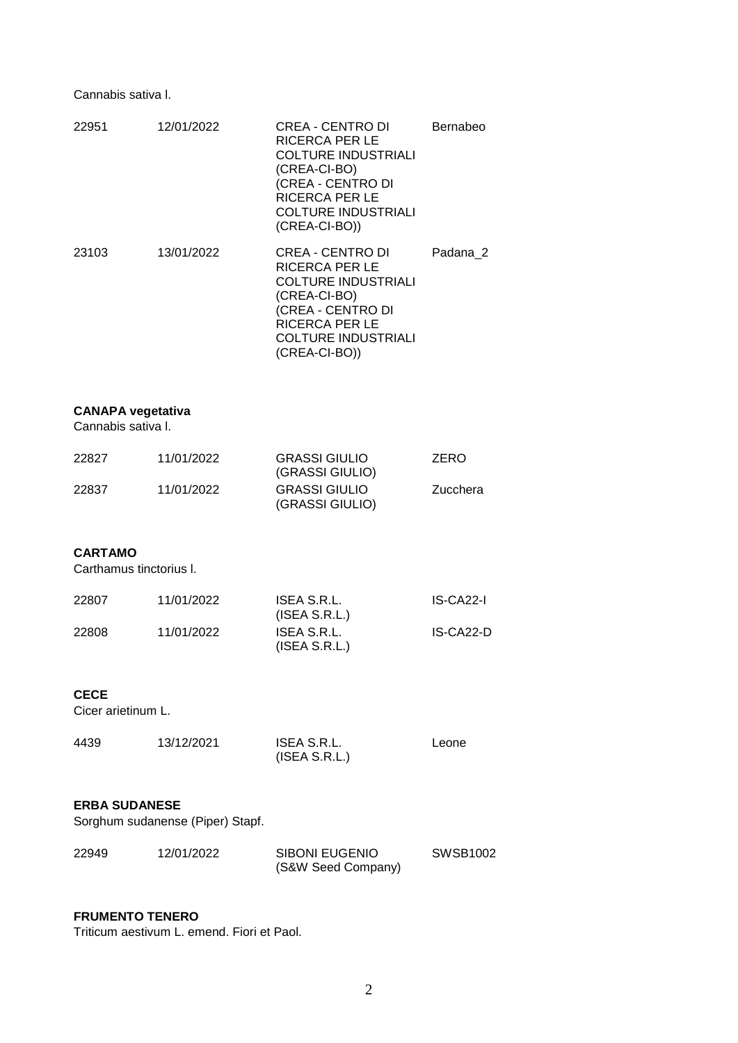Cannabis sativa l.

| | | | |
|---|---|---|---|
| 22951 | 12/01/2022 | CREA - CENTRO DI RICERCA PER LE COLTURE INDUSTRIALI (CREA-CI-BO) (CREA - CENTRO DI RICERCA PER LE COLTURE INDUSTRIALI (CREA-CI-BO)) | Bernabeo |
| 23103 | 13/01/2022 | CREA - CENTRO DI RICERCA PER LE COLTURE INDUSTRIALI (CREA-CI-BO) (CREA - CENTRO DI RICERCA PER LE COLTURE INDUSTRIALI (CREA-CI-BO)) | Padana_2 |

**CANAPA vegetativa**
Cannabis sativa l.

| | | | |
|---|---|---|---|
| 22827 | 11/01/2022 | GRASSI GIULIO (GRASSI GIULIO) | ZERO |
| 22837 | 11/01/2022 | GRASSI GIULIO (GRASSI GIULIO) | Zucchera |

**CARTAMO**
Carthamus tinctorius l.

| | | | |
|---|---|---|---|
| 22807 | 11/01/2022 | ISEA S.R.L. (ISEA S.R.L.) | IS-CA22-I |
| 22808 | 11/01/2022 | ISEA S.R.L. (ISEA S.R.L.) | IS-CA22-D |

**CECE**
Cicer arietinum L.

| | | | |
|---|---|---|---|
| 4439 | 13/12/2021 | ISEA S.R.L. (ISEA S.R.L.) | Leone |

**ERBA SUDANESE**
Sorghum sudanense (Piper) Stapf.

| | | | |
|---|---|---|---|
| 22949 | 12/01/2022 | SIBONI EUGENIO (S&W Seed Company) | SWSB1002 |

**FRUMENTO TENERO**
Triticum aestivum L. emend. Fiori et Paol.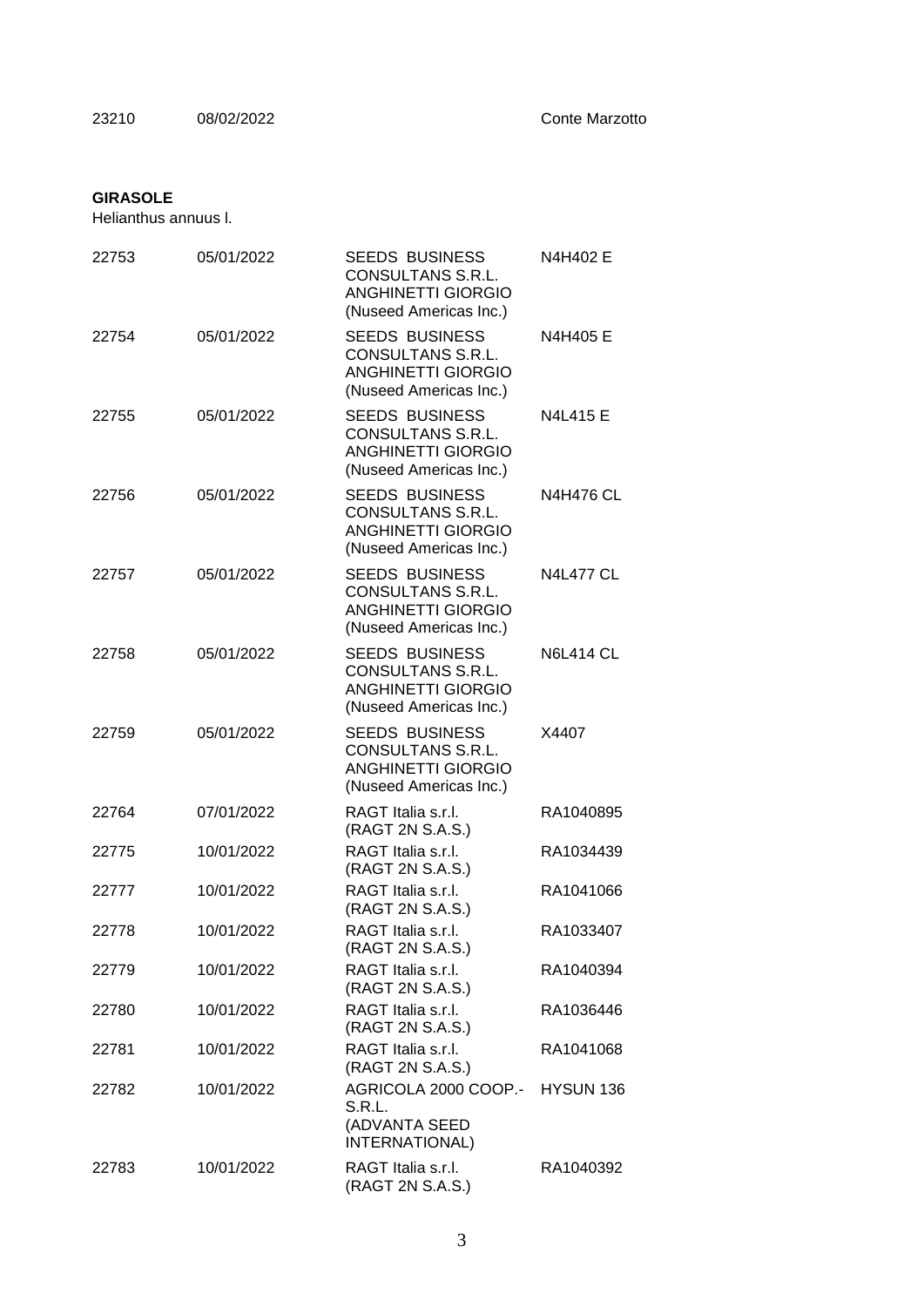| | | | |
|---|---|---|---|
| 23210 | 08/02/2022 | | Conte Marzotto |

**GIRASOLE**

Helianthus annuus l.

| | | | |
|---|---|---|---|
| 22753 | 05/01/2022 | SEEDS BUSINESS CONSULTANS S.R.L. ANGHINETTI GIORGIO (Nuseed Americas Inc.) | N4H402 E |
| 22754 | 05/01/2022 | SEEDS BUSINESS CONSULTANS S.R.L. ANGHINETTI GIORGIO (Nuseed Americas Inc.) | N4H405 E |
| 22755 | 05/01/2022 | SEEDS BUSINESS CONSULTANS S.R.L. ANGHINETTI GIORGIO (Nuseed Americas Inc.) | N4L415 E |
| 22756 | 05/01/2022 | SEEDS BUSINESS CONSULTANS S.R.L. ANGHINETTI GIORGIO (Nuseed Americas Inc.) | N4H476 CL |
| 22757 | 05/01/2022 | SEEDS BUSINESS CONSULTANS S.R.L. ANGHINETTI GIORGIO (Nuseed Americas Inc.) | N4L477 CL |
| 22758 | 05/01/2022 | SEEDS BUSINESS CONSULTANS S.R.L. ANGHINETTI GIORGIO (Nuseed Americas Inc.) | N6L414 CL |
| 22759 | 05/01/2022 | SEEDS BUSINESS CONSULTANS S.R.L. ANGHINETTI GIORGIO (Nuseed Americas Inc.) | X4407 |
| 22764 | 07/01/2022 | RAGT Italia s.r.l. (RAGT 2N S.A.S.) | RA1040895 |
| 22775 | 10/01/2022 | RAGT Italia s.r.l. (RAGT 2N S.A.S.) | RA1034439 |
| 22777 | 10/01/2022 | RAGT Italia s.r.l. (RAGT 2N S.A.S.) | RA1041066 |
| 22778 | 10/01/2022 | RAGT Italia s.r.l. (RAGT 2N S.A.S.) | RA1033407 |
| 22779 | 10/01/2022 | RAGT Italia s.r.l. (RAGT 2N S.A.S.) | RA1040394 |
| 22780 | 10/01/2022 | RAGT Italia s.r.l. (RAGT 2N S.A.S.) | RA1036446 |
| 22781 | 10/01/2022 | RAGT Italia s.r.l. (RAGT 2N S.A.S.) | RA1041068 |
| 22782 | 10/01/2022 | AGRICOLA 2000 COOP.-S.R.L. (ADVANTA SEED INTERNATIONAL) | HYSUN 136 |
| 22783 | 10/01/2022 | RAGT Italia s.r.l. (RAGT 2N S.A.S.) | RA1040392 |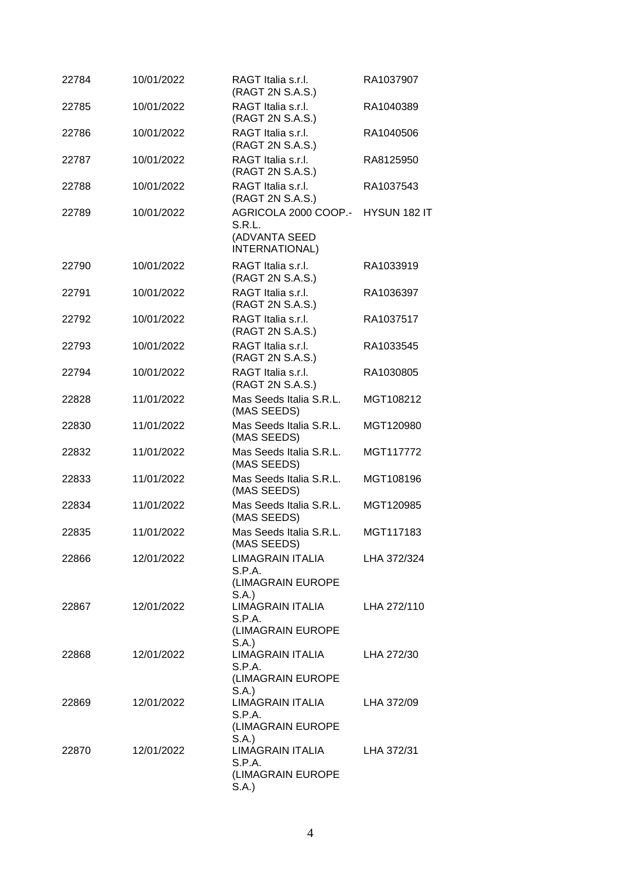| | | | |
|---|---|---|---|
| 22784 | 10/01/2022 | RAGT Italia s.r.l. (RAGT 2N S.A.S.) | RA1037907 |
| 22785 | 10/01/2022 | RAGT Italia s.r.l. (RAGT 2N S.A.S.) | RA1040389 |
| 22786 | 10/01/2022 | RAGT Italia s.r.l. (RAGT 2N S.A.S.) | RA1040506 |
| 22787 | 10/01/2022 | RAGT Italia s.r.l. (RAGT 2N S.A.S.) | RA8125950 |
| 22788 | 10/01/2022 | RAGT Italia s.r.l. (RAGT 2N S.A.S.) | RA1037543 |
| 22789 | 10/01/2022 | AGRICOLA 2000 COOP.-S.R.L. (ADVANTA SEED INTERNATIONAL) | HYSUN 182 IT |
| 22790 | 10/01/2022 | RAGT Italia s.r.l. (RAGT 2N S.A.S.) | RA1033919 |
| 22791 | 10/01/2022 | RAGT Italia s.r.l. (RAGT 2N S.A.S.) | RA1036397 |
| 22792 | 10/01/2022 | RAGT Italia s.r.l. (RAGT 2N S.A.S.) | RA1037517 |
| 22793 | 10/01/2022 | RAGT Italia s.r.l. (RAGT 2N S.A.S.) | RA1033545 |
| 22794 | 10/01/2022 | RAGT Italia s.r.l. (RAGT 2N S.A.S.) | RA1030805 |
| 22828 | 11/01/2022 | Mas Seeds Italia S.R.L. (MAS SEEDS) | MGT108212 |
| 22830 | 11/01/2022 | Mas Seeds Italia S.R.L. (MAS SEEDS) | MGT120980 |
| 22832 | 11/01/2022 | Mas Seeds Italia S.R.L. (MAS SEEDS) | MGT117772 |
| 22833 | 11/01/2022 | Mas Seeds Italia S.R.L. (MAS SEEDS) | MGT108196 |
| 22834 | 11/01/2022 | Mas Seeds Italia S.R.L. (MAS SEEDS) | MGT120985 |
| 22835 | 11/01/2022 | Mas Seeds Italia S.R.L. (MAS SEEDS) | MGT117183 |
| 22866 | 12/01/2022 | LIMAGRAIN ITALIA S.P.A. (LIMAGRAIN EUROPE S.A.) | LHA 372/324 |
| 22867 | 12/01/2022 | LIMAGRAIN ITALIA S.P.A. (LIMAGRAIN EUROPE S.A.) | LHA 272/110 |
| 22868 | 12/01/2022 | LIMAGRAIN ITALIA S.P.A. (LIMAGRAIN EUROPE S.A.) | LHA 272/30 |
| 22869 | 12/01/2022 | LIMAGRAIN ITALIA S.P.A. (LIMAGRAIN EUROPE S.A.) | LHA 372/09 |
| 22870 | 12/01/2022 | LIMAGRAIN ITALIA S.P.A. (LIMAGRAIN EUROPE S.A.) | LHA 372/31 |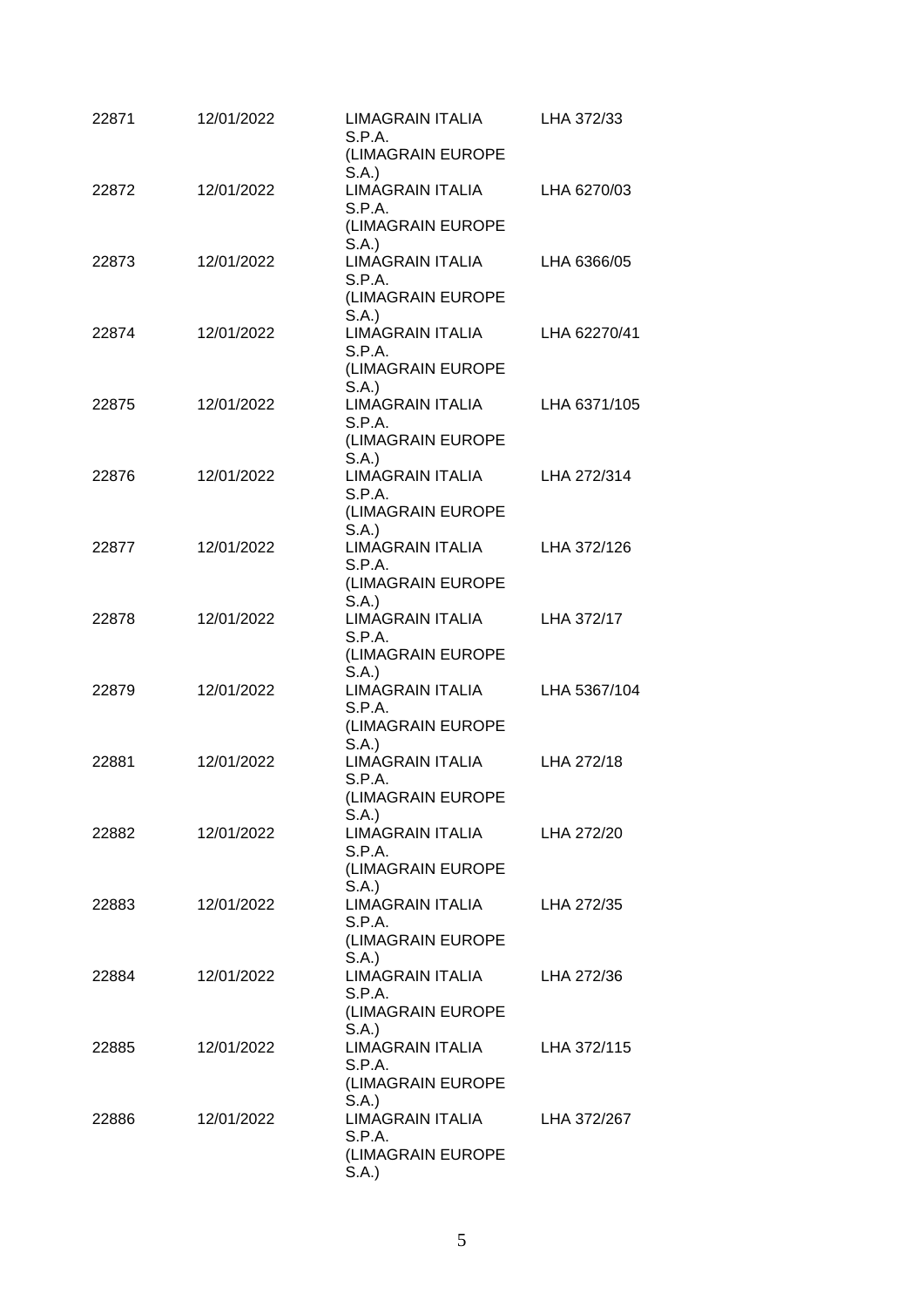| | | | |
|---|---|---|---|
| 22871 | 12/01/2022 | LIMAGRAIN ITALIA S.P.A. (LIMAGRAIN EUROPE S.A.) | LHA 372/33 |
| 22872 | 12/01/2022 | LIMAGRAIN ITALIA S.P.A. (LIMAGRAIN EUROPE S.A.) | LHA 6270/03 |
| 22873 | 12/01/2022 | LIMAGRAIN ITALIA S.P.A. (LIMAGRAIN EUROPE S.A.) | LHA 6366/05 |
| 22874 | 12/01/2022 | LIMAGRAIN ITALIA S.P.A. (LIMAGRAIN EUROPE S.A.) | LHA 62270/41 |
| 22875 | 12/01/2022 | LIMAGRAIN ITALIA S.P.A. (LIMAGRAIN EUROPE S.A.) | LHA 6371/105 |
| 22876 | 12/01/2022 | LIMAGRAIN ITALIA S.P.A. (LIMAGRAIN EUROPE S.A.) | LHA 272/314 |
| 22877 | 12/01/2022 | LIMAGRAIN ITALIA S.P.A. (LIMAGRAIN EUROPE S.A.) | LHA 372/126 |
| 22878 | 12/01/2022 | LIMAGRAIN ITALIA S.P.A. (LIMAGRAIN EUROPE S.A.) | LHA 372/17 |
| 22879 | 12/01/2022 | LIMAGRAIN ITALIA S.P.A. (LIMAGRAIN EUROPE S.A.) | LHA 5367/104 |
| 22881 | 12/01/2022 | LIMAGRAIN ITALIA S.P.A. (LIMAGRAIN EUROPE S.A.) | LHA 272/18 |
| 22882 | 12/01/2022 | LIMAGRAIN ITALIA S.P.A. (LIMAGRAIN EUROPE S.A.) | LHA 272/20 |
| 22883 | 12/01/2022 | LIMAGRAIN ITALIA S.P.A. (LIMAGRAIN EUROPE S.A.) | LHA 272/35 |
| 22884 | 12/01/2022 | LIMAGRAIN ITALIA S.P.A. (LIMAGRAIN EUROPE S.A.) | LHA 272/36 |
| 22885 | 12/01/2022 | LIMAGRAIN ITALIA S.P.A. (LIMAGRAIN EUROPE S.A.) | LHA 372/115 |
| 22886 | 12/01/2022 | LIMAGRAIN ITALIA S.P.A. (LIMAGRAIN EUROPE S.A.) | LHA 372/267 |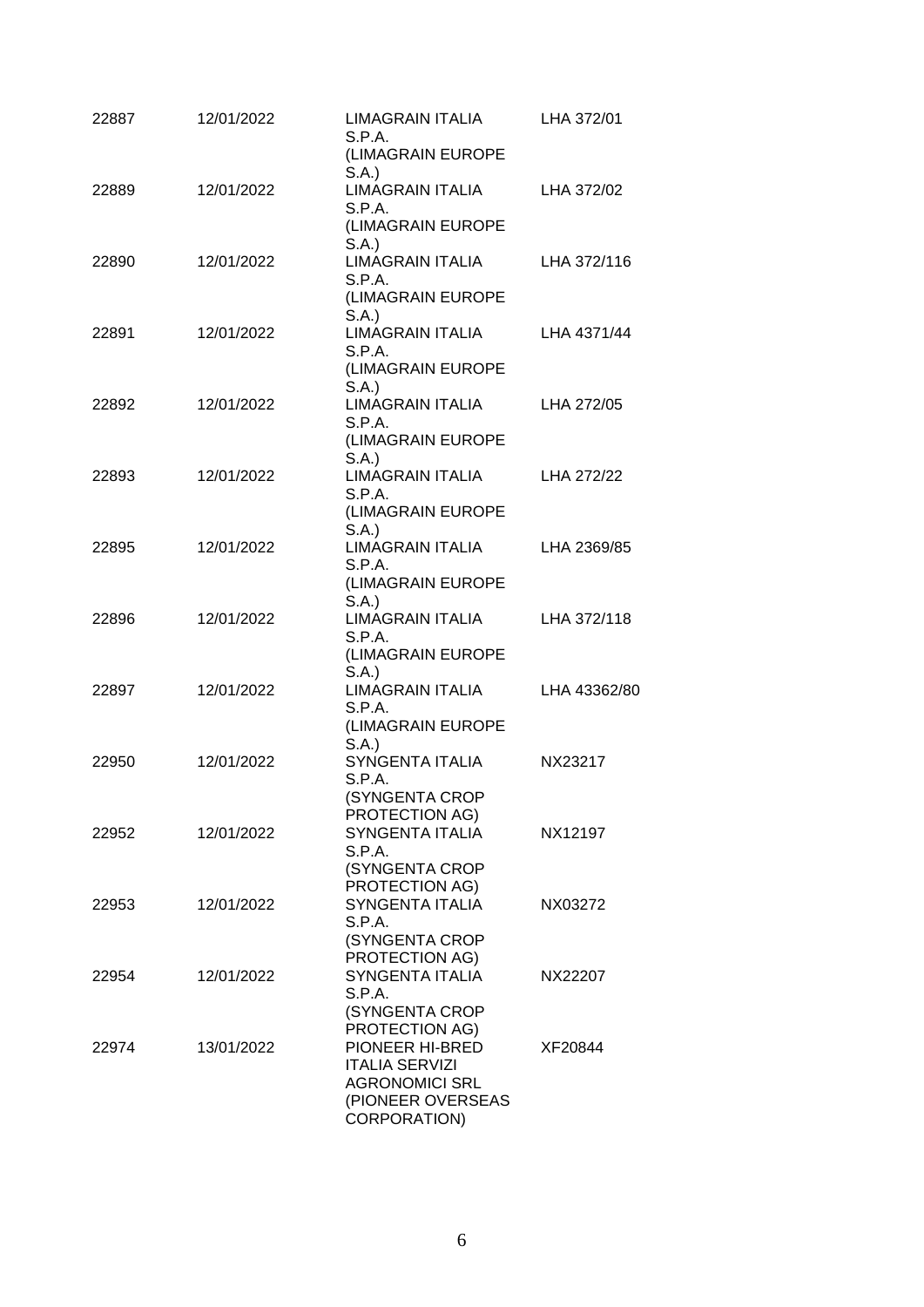| | | | |
|---|---|---|---|
| 22887 | 12/01/2022 | LIMAGRAIN ITALIA S.P.A. (LIMAGRAIN EUROPE S.A.) | LHA 372/01 |
| 22889 | 12/01/2022 | LIMAGRAIN ITALIA S.P.A. (LIMAGRAIN EUROPE S.A.) | LHA 372/02 |
| 22890 | 12/01/2022 | LIMAGRAIN ITALIA S.P.A. (LIMAGRAIN EUROPE S.A.) | LHA 372/116 |
| 22891 | 12/01/2022 | LIMAGRAIN ITALIA S.P.A. (LIMAGRAIN EUROPE S.A.) | LHA 4371/44 |
| 22892 | 12/01/2022 | LIMAGRAIN ITALIA S.P.A. (LIMAGRAIN EUROPE S.A.) | LHA 272/05 |
| 22893 | 12/01/2022 | LIMAGRAIN ITALIA S.P.A. (LIMAGRAIN EUROPE S.A.) | LHA 272/22 |
| 22895 | 12/01/2022 | LIMAGRAIN ITALIA S.P.A. (LIMAGRAIN EUROPE S.A.) | LHA 2369/85 |
| 22896 | 12/01/2022 | LIMAGRAIN ITALIA S.P.A. (LIMAGRAIN EUROPE S.A.) | LHA 372/118 |
| 22897 | 12/01/2022 | LIMAGRAIN ITALIA S.P.A. (LIMAGRAIN EUROPE S.A.) | LHA 43362/80 |
| 22950 | 12/01/2022 | SYNGENTA ITALIA S.P.A. (SYNGENTA CROP PROTECTION AG) | NX23217 |
| 22952 | 12/01/2022 | SYNGENTA ITALIA S.P.A. (SYNGENTA CROP PROTECTION AG) | NX12197 |
| 22953 | 12/01/2022 | SYNGENTA ITALIA S.P.A. (SYNGENTA CROP PROTECTION AG) | NX03272 |
| 22954 | 12/01/2022 | SYNGENTA ITALIA S.P.A. (SYNGENTA CROP PROTECTION AG) | NX22207 |
| 22974 | 13/01/2022 | PIONEER HI-BRED ITALIA SERVIZI AGRONOMICI SRL (PIONEER OVERSEAS CORPORATION) | XF20844 |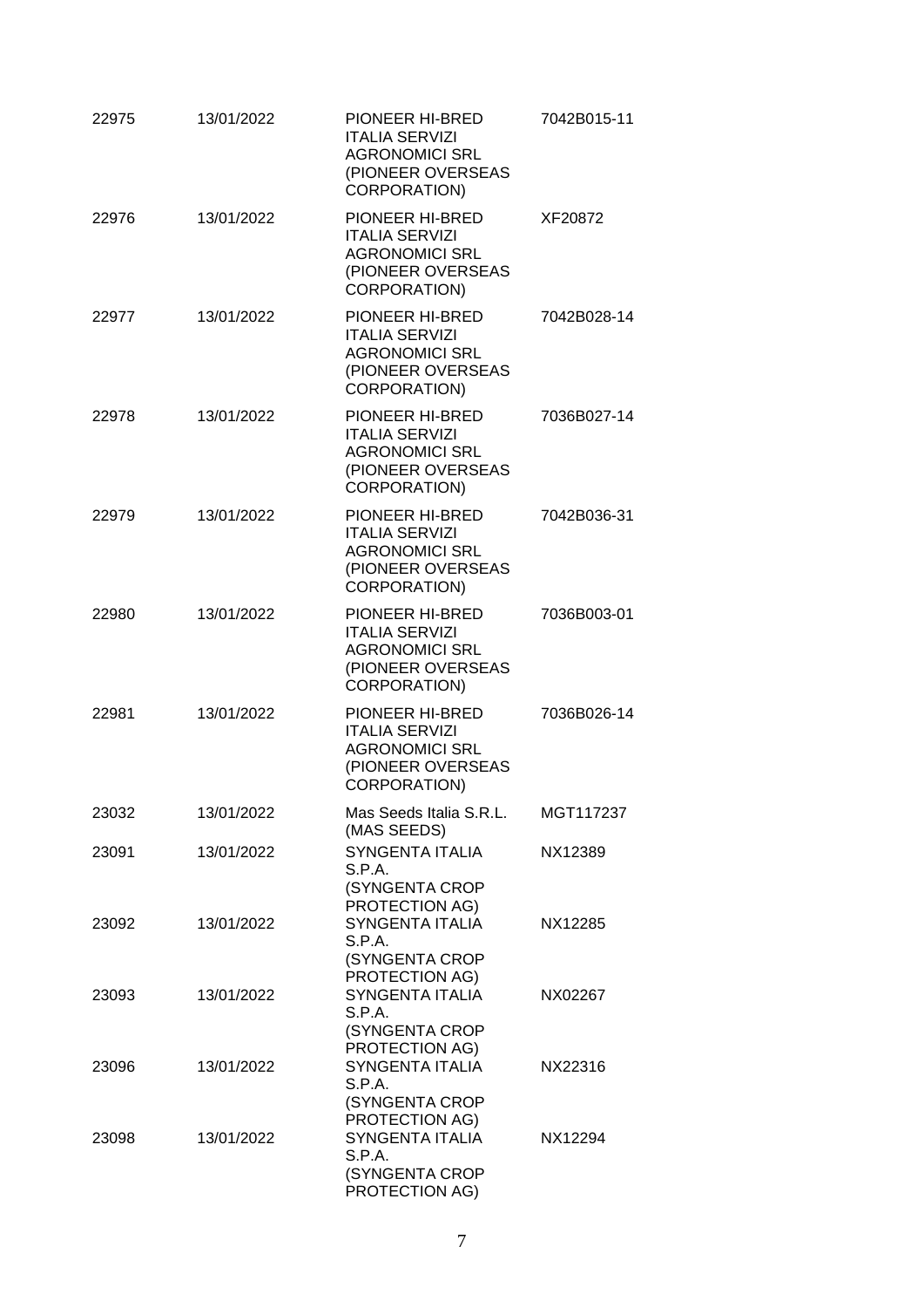| | | | |
|---|---|---|---|
| 22975 | 13/01/2022 | PIONEER HI-BRED ITALIA SERVIZI AGRONOMICI SRL (PIONEER OVERSEAS CORPORATION) | 7042B015-11 |
| 22976 | 13/01/2022 | PIONEER HI-BRED ITALIA SERVIZI AGRONOMICI SRL (PIONEER OVERSEAS CORPORATION) | XF20872 |
| 22977 | 13/01/2022 | PIONEER HI-BRED ITALIA SERVIZI AGRONOMICI SRL (PIONEER OVERSEAS CORPORATION) | 7042B028-14 |
| 22978 | 13/01/2022 | PIONEER HI-BRED ITALIA SERVIZI AGRONOMICI SRL (PIONEER OVERSEAS CORPORATION) | 7036B027-14 |
| 22979 | 13/01/2022 | PIONEER HI-BRED ITALIA SERVIZI AGRONOMICI SRL (PIONEER OVERSEAS CORPORATION) | 7042B036-31 |
| 22980 | 13/01/2022 | PIONEER HI-BRED ITALIA SERVIZI AGRONOMICI SRL (PIONEER OVERSEAS CORPORATION) | 7036B003-01 |
| 22981 | 13/01/2022 | PIONEER HI-BRED ITALIA SERVIZI AGRONOMICI SRL (PIONEER OVERSEAS CORPORATION) | 7036B026-14 |
| 23032 | 13/01/2022 | Mas Seeds Italia S.R.L. (MAS SEEDS) | MGT117237 |
| 23091 | 13/01/2022 | SYNGENTA ITALIA S.P.A. (SYNGENTA CROP PROTECTION AG) | NX12389 |
| 23092 | 13/01/2022 | SYNGENTA ITALIA S.P.A. (SYNGENTA CROP PROTECTION AG) | NX12285 |
| 23093 | 13/01/2022 | SYNGENTA ITALIA S.P.A. (SYNGENTA CROP PROTECTION AG) | NX02267 |
| 23096 | 13/01/2022 | SYNGENTA ITALIA S.P.A. (SYNGENTA CROP PROTECTION AG) | NX22316 |
| 23098 | 13/01/2022 | SYNGENTA ITALIA S.P.A. (SYNGENTA CROP PROTECTION AG) | NX12294 |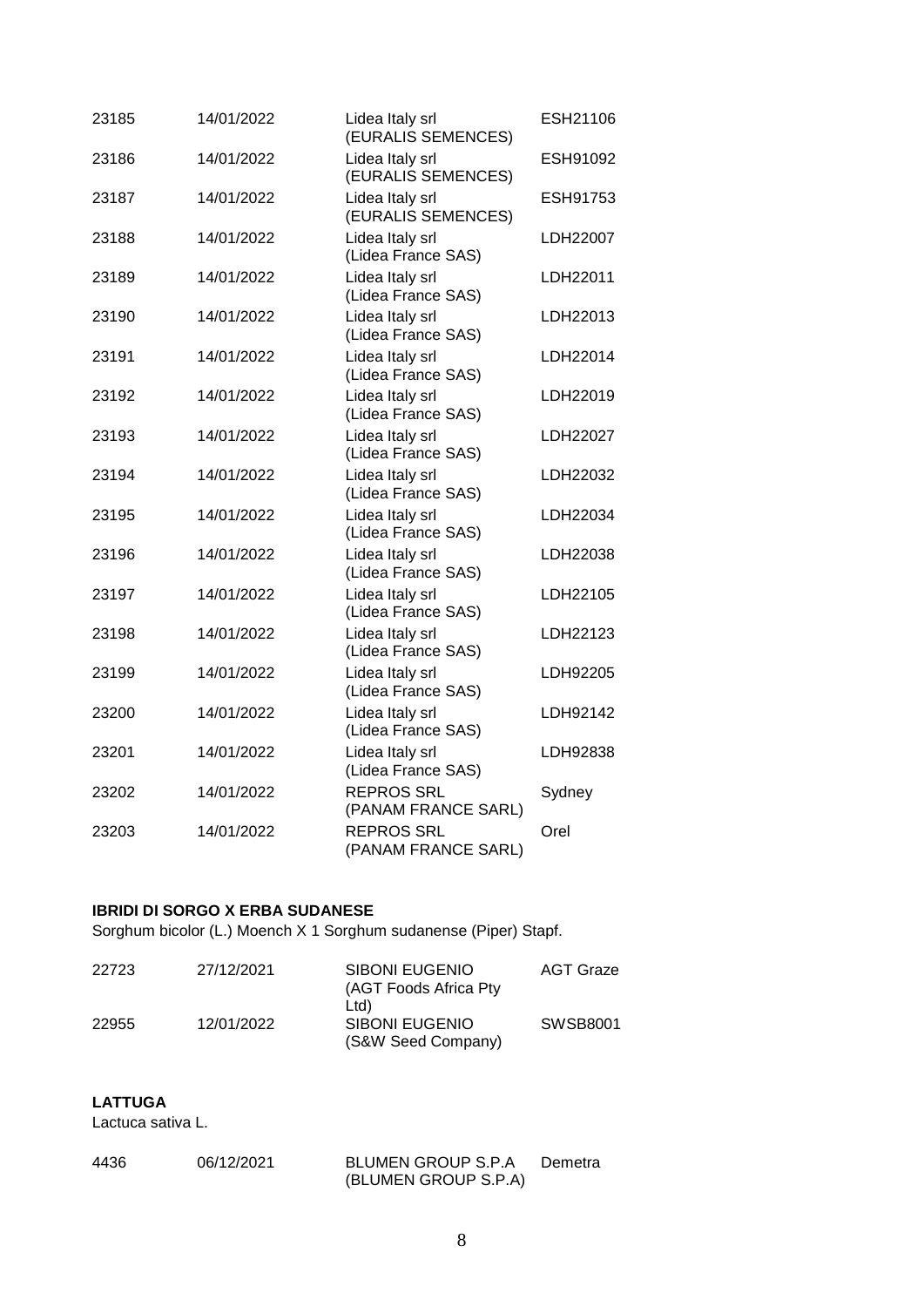| | | | |
|---|---|---|---|
| 23185 | 14/01/2022 | Lidea Italy srl (EURALIS SEMENCES) | ESH21106 |
| 23186 | 14/01/2022 | Lidea Italy srl (EURALIS SEMENCES) | ESH91092 |
| 23187 | 14/01/2022 | Lidea Italy srl (EURALIS SEMENCES) | ESH91753 |
| 23188 | 14/01/2022 | Lidea Italy srl (Lidea France SAS) | LDH22007 |
| 23189 | 14/01/2022 | Lidea Italy srl (Lidea France SAS) | LDH22011 |
| 23190 | 14/01/2022 | Lidea Italy srl (Lidea France SAS) | LDH22013 |
| 23191 | 14/01/2022 | Lidea Italy srl (Lidea France SAS) | LDH22014 |
| 23192 | 14/01/2022 | Lidea Italy srl (Lidea France SAS) | LDH22019 |
| 23193 | 14/01/2022 | Lidea Italy srl (Lidea France SAS) | LDH22027 |
| 23194 | 14/01/2022 | Lidea Italy srl (Lidea France SAS) | LDH22032 |
| 23195 | 14/01/2022 | Lidea Italy srl (Lidea France SAS) | LDH22034 |
| 23196 | 14/01/2022 | Lidea Italy srl (Lidea France SAS) | LDH22038 |
| 23197 | 14/01/2022 | Lidea Italy srl (Lidea France SAS) | LDH22105 |
| 23198 | 14/01/2022 | Lidea Italy srl (Lidea France SAS) | LDH22123 |
| 23199 | 14/01/2022 | Lidea Italy srl (Lidea France SAS) | LDH92205 |
| 23200 | 14/01/2022 | Lidea Italy srl (Lidea France SAS) | LDH92142 |
| 23201 | 14/01/2022 | Lidea Italy srl (Lidea France SAS) | LDH92838 |
| 23202 | 14/01/2022 | REPROS SRL (PANAM FRANCE SARL) | Sydney |
| 23203 | 14/01/2022 | REPROS SRL (PANAM FRANCE SARL) | Orel |

**IBRIDI DI SORGO X ERBA SUDANESE**

Sorghum bicolor (L.) Moench X 1 Sorghum sudanense (Piper) Stapf.

| | | | |
|---|---|---|---|
| 22723 | 27/12/2021 | SIBONI EUGENIO (AGT Foods Africa Pty Ltd) | AGT Graze |
| 22955 | 12/01/2022 | SIBONI EUGENIO (S&W Seed Company) | SWSB8001 |

**LATTUGA**

Lactuca sativa L.

| | | | |
|---|---|---|---|
| 4436 | 06/12/2021 | BLUMEN GROUP S.P.A (BLUMEN GROUP S.P.A) | Demetra |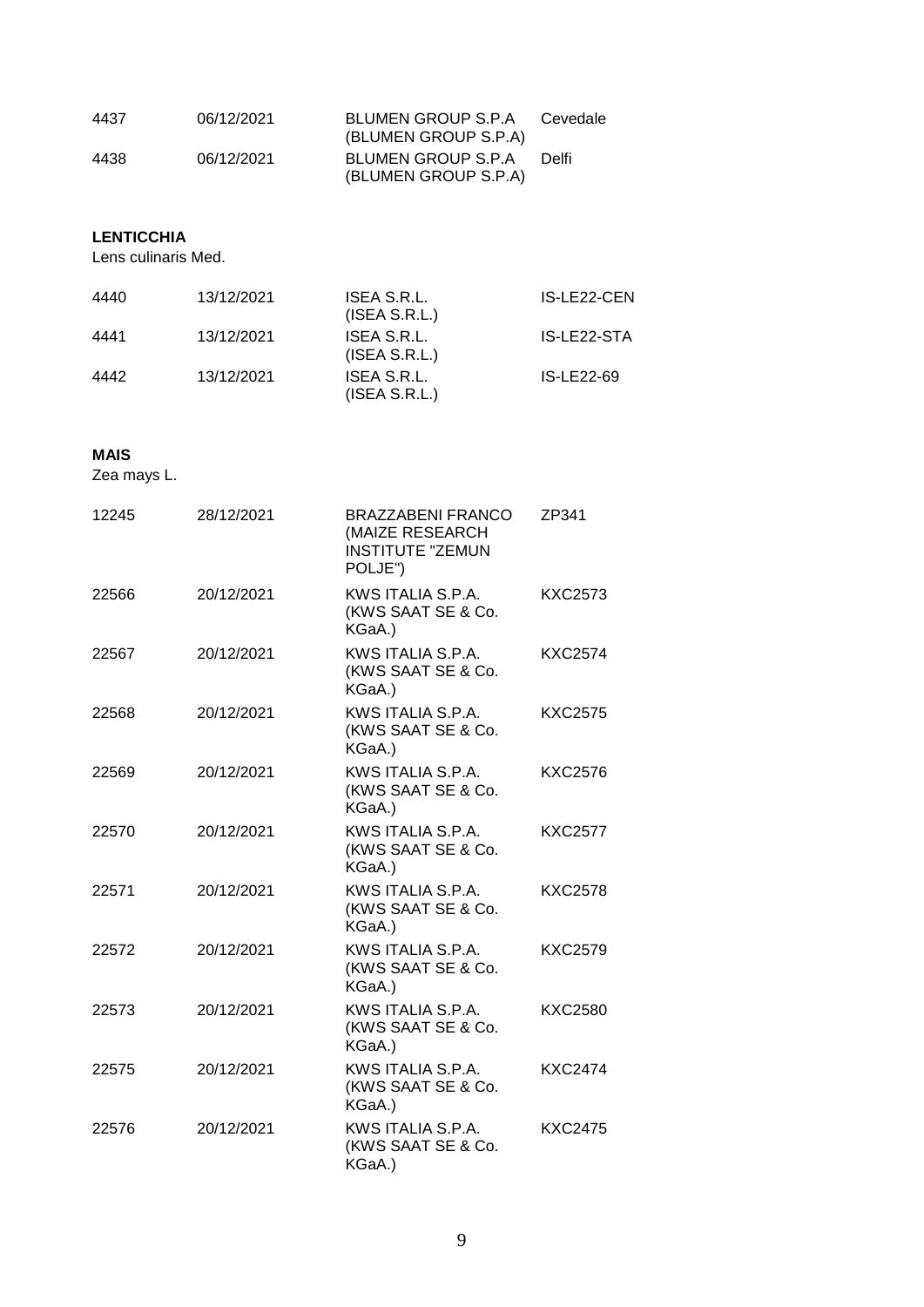| | | | |
|---|---|---|---|
| 4437 | 06/12/2021 | BLUMEN GROUP S.P.A (BLUMEN GROUP S.P.A) | Cevedale |
| 4438 | 06/12/2021 | BLUMEN GROUP S.P.A (BLUMEN GROUP S.P.A) | Delfi |

**LENTICCHIA**

Lens culinaris Med.

| | | | |
|---|---|---|---|
| 4440 | 13/12/2021 | ISEA S.R.L. (ISEA S.R.L.) | IS-LE22-CEN |
| 4441 | 13/12/2021 | ISEA S.R.L. (ISEA S.R.L.) | IS-LE22-STA |
| 4442 | 13/12/2021 | ISEA S.R.L. (ISEA S.R.L.) | IS-LE22-69 |

**MAIS**

Zea mays L.

| | | | |
|---|---|---|---|
| 12245 | 28/12/2021 | BRAZZABENI FRANCO (MAIZE RESEARCH INSTITUTE "ZEMUN POLJE") | ZP341 |
| 22566 | 20/12/2021 | KWS ITALIA S.P.A. (KWS SAAT SE & Co. KGaA.) | KXC2573 |
| 22567 | 20/12/2021 | KWS ITALIA S.P.A. (KWS SAAT SE & Co. KGaA.) | KXC2574 |
| 22568 | 20/12/2021 | KWS ITALIA S.P.A. (KWS SAAT SE & Co. KGaA.) | KXC2575 |
| 22569 | 20/12/2021 | KWS ITALIA S.P.A. (KWS SAAT SE & Co. KGaA.) | KXC2576 |
| 22570 | 20/12/2021 | KWS ITALIA S.P.A. (KWS SAAT SE & Co. KGaA.) | KXC2577 |
| 22571 | 20/12/2021 | KWS ITALIA S.P.A. (KWS SAAT SE & Co. KGaA.) | KXC2578 |
| 22572 | 20/12/2021 | KWS ITALIA S.P.A. (KWS SAAT SE & Co. KGaA.) | KXC2579 |
| 22573 | 20/12/2021 | KWS ITALIA S.P.A. (KWS SAAT SE & Co. KGaA.) | KXC2580 |
| 22575 | 20/12/2021 | KWS ITALIA S.P.A. (KWS SAAT SE & Co. KGaA.) | KXC2474 |
| 22576 | 20/12/2021 | KWS ITALIA S.P.A. (KWS SAAT SE & Co. KGaA.) | KXC2475 |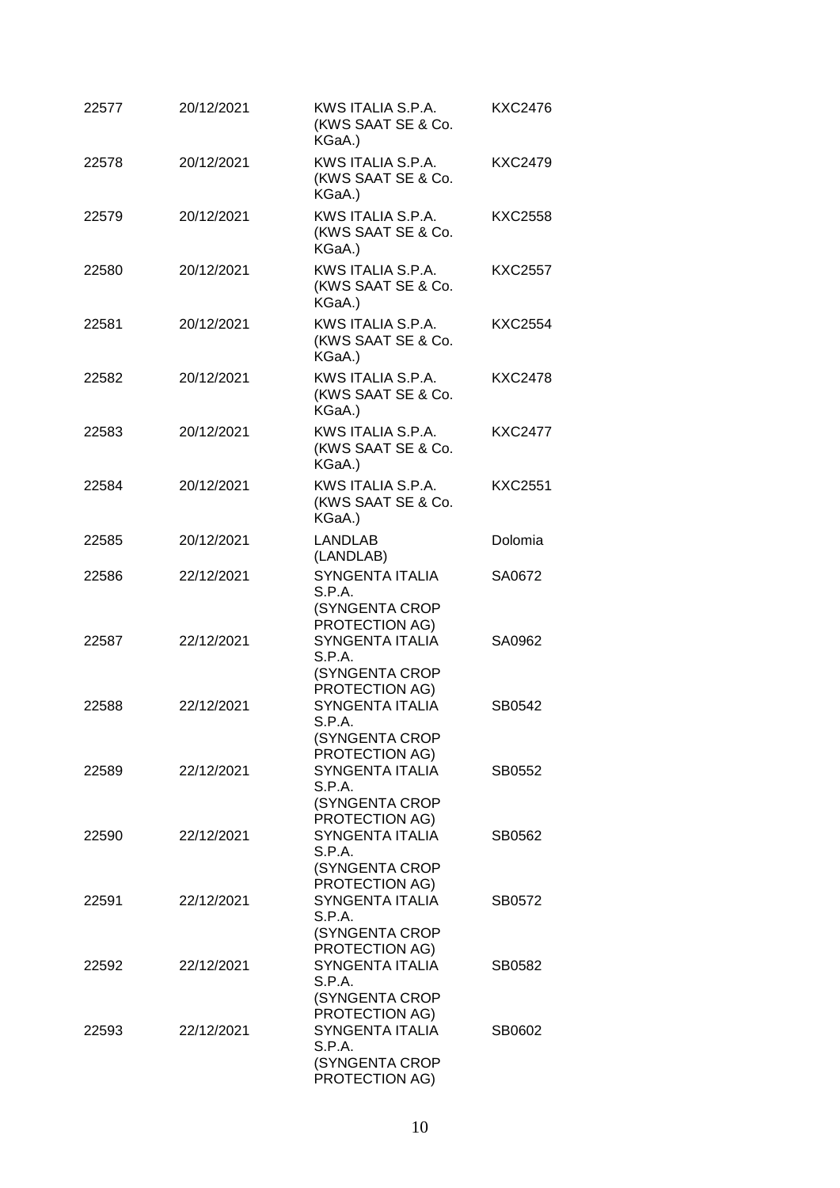| | | | |
|---|---|---|---|
| 22577 | 20/12/2021 | KWS ITALIA S.P.A. (KWS SAAT SE & Co. KGaA.) | KXC2476 |
| 22578 | 20/12/2021 | KWS ITALIA S.P.A. (KWS SAAT SE & Co. KGaA.) | KXC2479 |
| 22579 | 20/12/2021 | KWS ITALIA S.P.A. (KWS SAAT SE & Co. KGaA.) | KXC2558 |
| 22580 | 20/12/2021 | KWS ITALIA S.P.A. (KWS SAAT SE & Co. KGaA.) | KXC2557 |
| 22581 | 20/12/2021 | KWS ITALIA S.P.A. (KWS SAAT SE & Co. KGaA.) | KXC2554 |
| 22582 | 20/12/2021 | KWS ITALIA S.P.A. (KWS SAAT SE & Co. KGaA.) | KXC2478 |
| 22583 | 20/12/2021 | KWS ITALIA S.P.A. (KWS SAAT SE & Co. KGaA.) | KXC2477 |
| 22584 | 20/12/2021 | KWS ITALIA S.P.A. (KWS SAAT SE & Co. KGaA.) | KXC2551 |
| 22585 | 20/12/2021 | LANDLAB (LANDLAB) | Dolomia |
| 22586 | 22/12/2021 | SYNGENTA ITALIA S.P.A. (SYNGENTA CROP PROTECTION AG) | SA0672 |
| 22587 | 22/12/2021 | SYNGENTA ITALIA S.P.A. (SYNGENTA CROP PROTECTION AG) | SA0962 |
| 22588 | 22/12/2021 | SYNGENTA ITALIA S.P.A. (SYNGENTA CROP PROTECTION AG) | SB0542 |
| 22589 | 22/12/2021 | SYNGENTA ITALIA S.P.A. (SYNGENTA CROP PROTECTION AG) | SB0552 |
| 22590 | 22/12/2021 | SYNGENTA ITALIA S.P.A. (SYNGENTA CROP PROTECTION AG) | SB0562 |
| 22591 | 22/12/2021 | SYNGENTA ITALIA S.P.A. (SYNGENTA CROP PROTECTION AG) | SB0572 |
| 22592 | 22/12/2021 | SYNGENTA ITALIA S.P.A. (SYNGENTA CROP PROTECTION AG) | SB0582 |
| 22593 | 22/12/2021 | SYNGENTA ITALIA S.P.A. (SYNGENTA CROP PROTECTION AG) | SB0602 |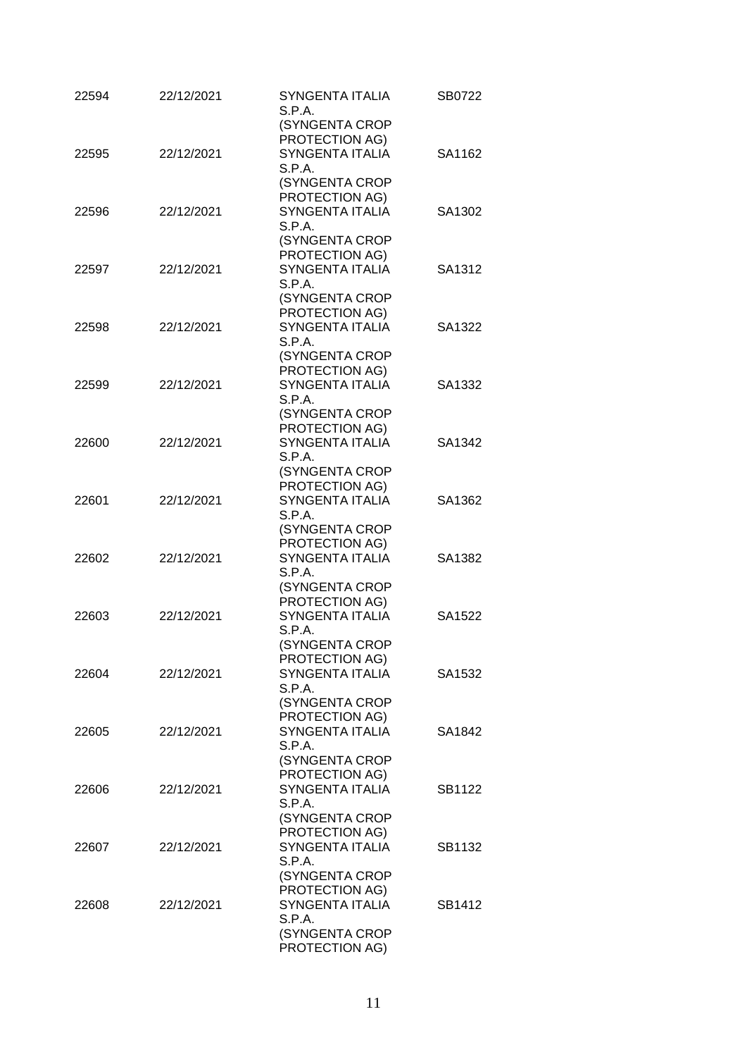| | | | |
|---|---|---|---|
| 22594 | 22/12/2021 | SYNGENTA ITALIA S.P.A. (SYNGENTA CROP PROTECTION AG) | SB0722 |
| 22595 | 22/12/2021 | SYNGENTA ITALIA S.P.A. (SYNGENTA CROP PROTECTION AG) | SA1162 |
| 22596 | 22/12/2021 | SYNGENTA ITALIA S.P.A. (SYNGENTA CROP PROTECTION AG) | SA1302 |
| 22597 | 22/12/2021 | SYNGENTA ITALIA S.P.A. (SYNGENTA CROP PROTECTION AG) | SA1312 |
| 22598 | 22/12/2021 | SYNGENTA ITALIA S.P.A. (SYNGENTA CROP PROTECTION AG) | SA1322 |
| 22599 | 22/12/2021 | SYNGENTA ITALIA S.P.A. (SYNGENTA CROP PROTECTION AG) | SA1332 |
| 22600 | 22/12/2021 | SYNGENTA ITALIA S.P.A. (SYNGENTA CROP PROTECTION AG) | SA1342 |
| 22601 | 22/12/2021 | SYNGENTA ITALIA S.P.A. (SYNGENTA CROP PROTECTION AG) | SA1362 |
| 22602 | 22/12/2021 | SYNGENTA ITALIA S.P.A. (SYNGENTA CROP PROTECTION AG) | SA1382 |
| 22603 | 22/12/2021 | SYNGENTA ITALIA S.P.A. (SYNGENTA CROP PROTECTION AG) | SA1522 |
| 22604 | 22/12/2021 | SYNGENTA ITALIA S.P.A. (SYNGENTA CROP PROTECTION AG) | SA1532 |
| 22605 | 22/12/2021 | SYNGENTA ITALIA S.P.A. (SYNGENTA CROP PROTECTION AG) | SA1842 |
| 22606 | 22/12/2021 | SYNGENTA ITALIA S.P.A. (SYNGENTA CROP PROTECTION AG) | SB1122 |
| 22607 | 22/12/2021 | SYNGENTA ITALIA S.P.A. (SYNGENTA CROP PROTECTION AG) | SB1132 |
| 22608 | 22/12/2021 | SYNGENTA ITALIA S.P.A. (SYNGENTA CROP PROTECTION AG) | SB1412 |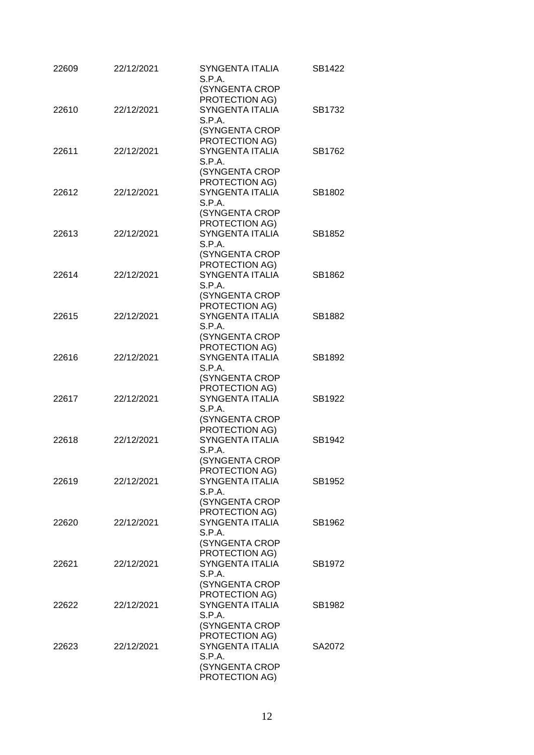| | | | |
|---|---|---|---|
| 22609 | 22/12/2021 | SYNGENTA ITALIA S.P.A. (SYNGENTA CROP PROTECTION AG) | SB1422 |
| 22610 | 22/12/2021 | SYNGENTA ITALIA S.P.A. (SYNGENTA CROP PROTECTION AG) | SB1732 |
| 22611 | 22/12/2021 | SYNGENTA ITALIA S.P.A. (SYNGENTA CROP PROTECTION AG) | SB1762 |
| 22612 | 22/12/2021 | SYNGENTA ITALIA S.P.A. (SYNGENTA CROP PROTECTION AG) | SB1802 |
| 22613 | 22/12/2021 | SYNGENTA ITALIA S.P.A. (SYNGENTA CROP PROTECTION AG) | SB1852 |
| 22614 | 22/12/2021 | SYNGENTA ITALIA S.P.A. (SYNGENTA CROP PROTECTION AG) | SB1862 |
| 22615 | 22/12/2021 | SYNGENTA ITALIA S.P.A. (SYNGENTA CROP PROTECTION AG) | SB1882 |
| 22616 | 22/12/2021 | SYNGENTA ITALIA S.P.A. (SYNGENTA CROP PROTECTION AG) | SB1892 |
| 22617 | 22/12/2021 | SYNGENTA ITALIA S.P.A. (SYNGENTA CROP PROTECTION AG) | SB1922 |
| 22618 | 22/12/2021 | SYNGENTA ITALIA S.P.A. (SYNGENTA CROP PROTECTION AG) | SB1942 |
| 22619 | 22/12/2021 | SYNGENTA ITALIA S.P.A. (SYNGENTA CROP PROTECTION AG) | SB1952 |
| 22620 | 22/12/2021 | SYNGENTA ITALIA S.P.A. (SYNGENTA CROP PROTECTION AG) | SB1962 |
| 22621 | 22/12/2021 | SYNGENTA ITALIA S.P.A. (SYNGENTA CROP PROTECTION AG) | SB1972 |
| 22622 | 22/12/2021 | SYNGENTA ITALIA S.P.A. (SYNGENTA CROP PROTECTION AG) | SB1982 |
| 22623 | 22/12/2021 | SYNGENTA ITALIA S.P.A. (SYNGENTA CROP PROTECTION AG) | SA2072 |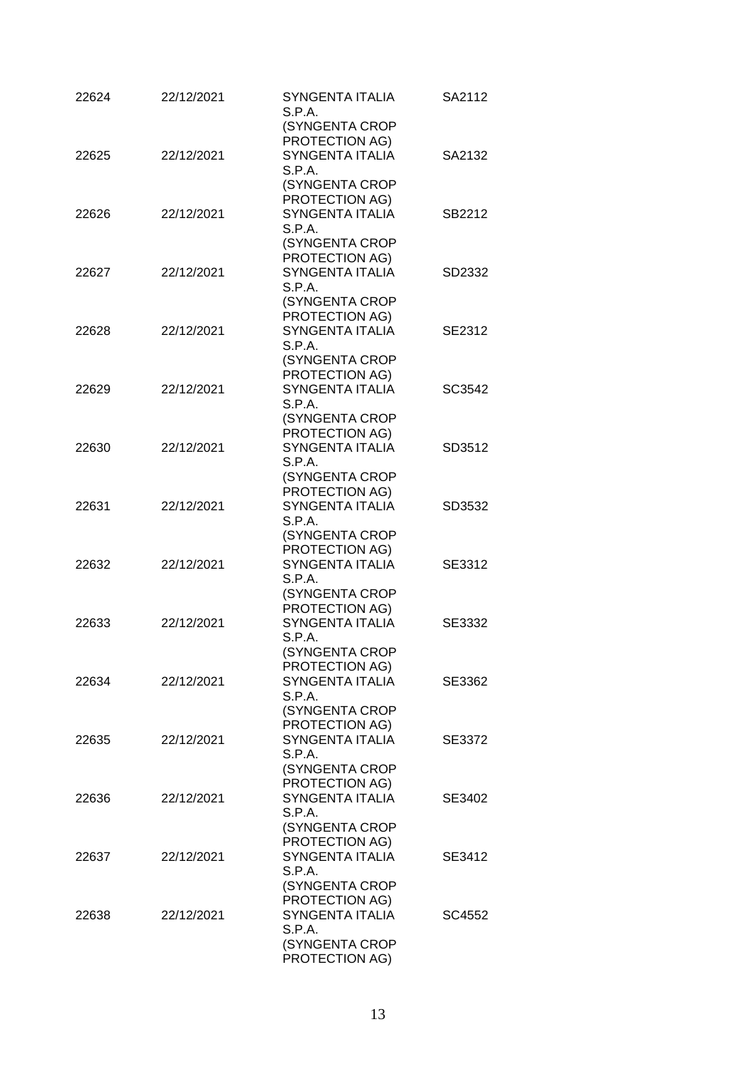| | | | |
|---|---|---|---|
| 22624 | 22/12/2021 | SYNGENTA ITALIA S.P.A. (SYNGENTA CROP PROTECTION AG) | SA2112 |
| 22625 | 22/12/2021 | SYNGENTA ITALIA S.P.A. (SYNGENTA CROP PROTECTION AG) | SA2132 |
| 22626 | 22/12/2021 | SYNGENTA ITALIA S.P.A. (SYNGENTA CROP PROTECTION AG) | SB2212 |
| 22627 | 22/12/2021 | SYNGENTA ITALIA S.P.A. (SYNGENTA CROP PROTECTION AG) | SD2332 |
| 22628 | 22/12/2021 | SYNGENTA ITALIA S.P.A. (SYNGENTA CROP PROTECTION AG) | SE2312 |
| 22629 | 22/12/2021 | SYNGENTA ITALIA S.P.A. (SYNGENTA CROP PROTECTION AG) | SC3542 |
| 22630 | 22/12/2021 | SYNGENTA ITALIA S.P.A. (SYNGENTA CROP PROTECTION AG) | SD3512 |
| 22631 | 22/12/2021 | SYNGENTA ITALIA S.P.A. (SYNGENTA CROP PROTECTION AG) | SD3532 |
| 22632 | 22/12/2021 | SYNGENTA ITALIA S.P.A. (SYNGENTA CROP PROTECTION AG) | SE3312 |
| 22633 | 22/12/2021 | SYNGENTA ITALIA S.P.A. (SYNGENTA CROP PROTECTION AG) | SE3332 |
| 22634 | 22/12/2021 | SYNGENTA ITALIA S.P.A. (SYNGENTA CROP PROTECTION AG) | SE3362 |
| 22635 | 22/12/2021 | SYNGENTA ITALIA S.P.A. (SYNGENTA CROP PROTECTION AG) | SE3372 |
| 22636 | 22/12/2021 | SYNGENTA ITALIA S.P.A. (SYNGENTA CROP PROTECTION AG) | SE3402 |
| 22637 | 22/12/2021 | SYNGENTA ITALIA S.P.A. (SYNGENTA CROP PROTECTION AG) | SE3412 |
| 22638 | 22/12/2021 | SYNGENTA ITALIA S.P.A. (SYNGENTA CROP PROTECTION AG) | SC4552 |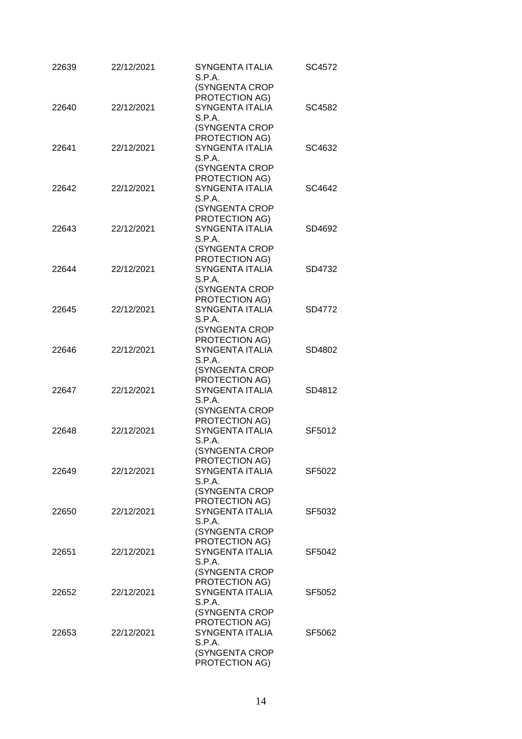| | | | |
|---|---|---|---|
| 22639 | 22/12/2021 | SYNGENTA ITALIA S.P.A. (SYNGENTA CROP PROTECTION AG) | SC4572 |
| 22640 | 22/12/2021 | SYNGENTA ITALIA S.P.A. (SYNGENTA CROP PROTECTION AG) | SC4582 |
| 22641 | 22/12/2021 | SYNGENTA ITALIA S.P.A. (SYNGENTA CROP PROTECTION AG) | SC4632 |
| 22642 | 22/12/2021 | SYNGENTA ITALIA S.P.A. (SYNGENTA CROP PROTECTION AG) | SC4642 |
| 22643 | 22/12/2021 | SYNGENTA ITALIA S.P.A. (SYNGENTA CROP PROTECTION AG) | SD4692 |
| 22644 | 22/12/2021 | SYNGENTA ITALIA S.P.A. (SYNGENTA CROP PROTECTION AG) | SD4732 |
| 22645 | 22/12/2021 | SYNGENTA ITALIA S.P.A. (SYNGENTA CROP PROTECTION AG) | SD4772 |
| 22646 | 22/12/2021 | SYNGENTA ITALIA S.P.A. (SYNGENTA CROP PROTECTION AG) | SD4802 |
| 22647 | 22/12/2021 | SYNGENTA ITALIA S.P.A. (SYNGENTA CROP PROTECTION AG) | SD4812 |
| 22648 | 22/12/2021 | SYNGENTA ITALIA S.P.A. (SYNGENTA CROP PROTECTION AG) | SF5012 |
| 22649 | 22/12/2021 | SYNGENTA ITALIA S.P.A. (SYNGENTA CROP PROTECTION AG) | SF5022 |
| 22650 | 22/12/2021 | SYNGENTA ITALIA S.P.A. (SYNGENTA CROP PROTECTION AG) | SF5032 |
| 22651 | 22/12/2021 | SYNGENTA ITALIA S.P.A. (SYNGENTA CROP PROTECTION AG) | SF5042 |
| 22652 | 22/12/2021 | SYNGENTA ITALIA S.P.A. (SYNGENTA CROP PROTECTION AG) | SF5052 |
| 22653 | 22/12/2021 | SYNGENTA ITALIA S.P.A. (SYNGENTA CROP PROTECTION AG) | SF5062 |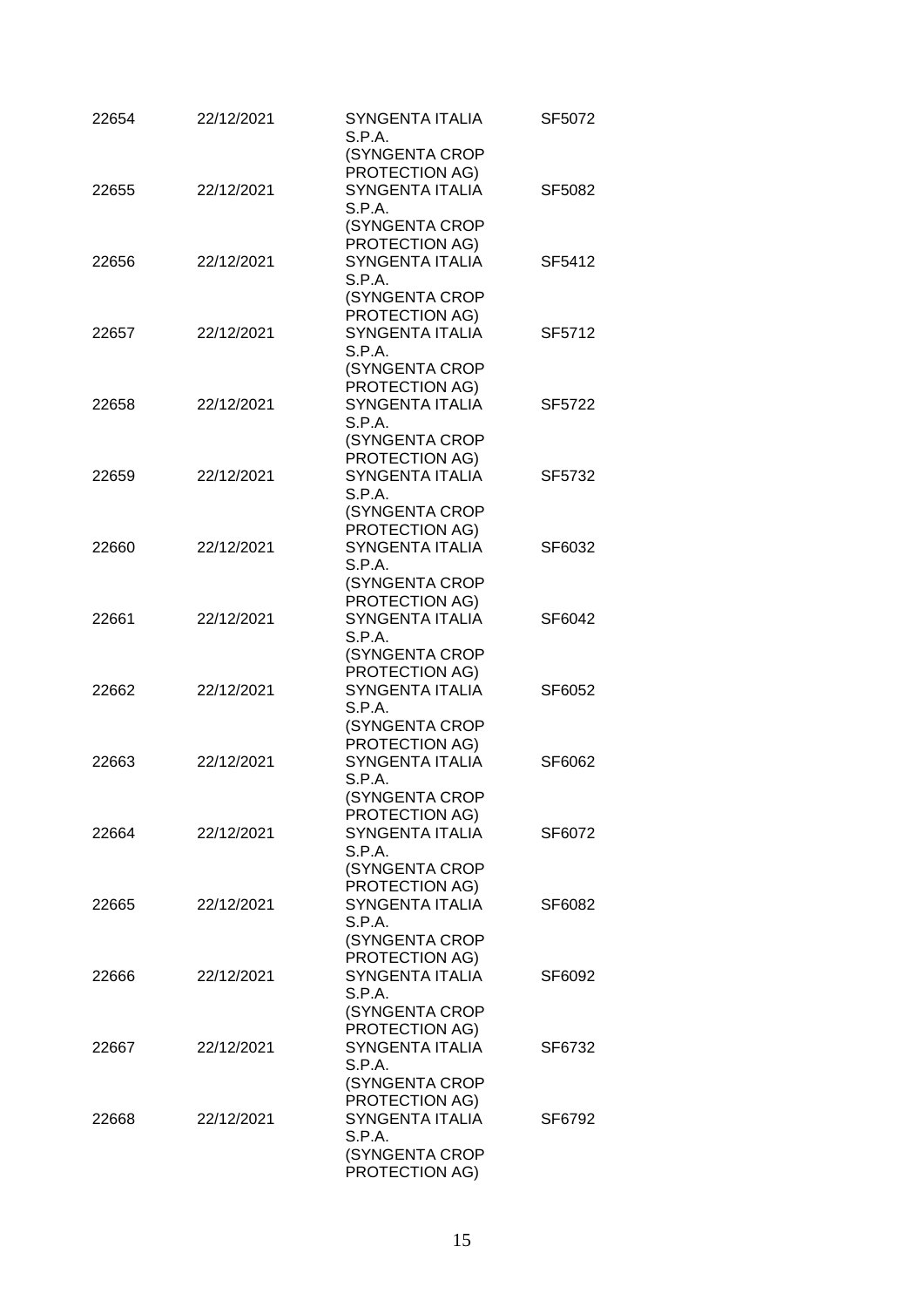| | | | |
|---|---|---|---|
| 22654 | 22/12/2021 | SYNGENTA ITALIA S.P.A. (SYNGENTA CROP PROTECTION AG) | SF5072 |
| 22655 | 22/12/2021 | SYNGENTA ITALIA S.P.A. (SYNGENTA CROP PROTECTION AG) | SF5082 |
| 22656 | 22/12/2021 | SYNGENTA ITALIA S.P.A. (SYNGENTA CROP PROTECTION AG) | SF5412 |
| 22657 | 22/12/2021 | SYNGENTA ITALIA S.P.A. (SYNGENTA CROP PROTECTION AG) | SF5712 |
| 22658 | 22/12/2021 | SYNGENTA ITALIA S.P.A. (SYNGENTA CROP PROTECTION AG) | SF5722 |
| 22659 | 22/12/2021 | SYNGENTA ITALIA S.P.A. (SYNGENTA CROP PROTECTION AG) | SF5732 |
| 22660 | 22/12/2021 | SYNGENTA ITALIA S.P.A. (SYNGENTA CROP PROTECTION AG) | SF6032 |
| 22661 | 22/12/2021 | SYNGENTA ITALIA S.P.A. (SYNGENTA CROP PROTECTION AG) | SF6042 |
| 22662 | 22/12/2021 | SYNGENTA ITALIA S.P.A. (SYNGENTA CROP PROTECTION AG) | SF6052 |
| 22663 | 22/12/2021 | SYNGENTA ITALIA S.P.A. (SYNGENTA CROP PROTECTION AG) | SF6062 |
| 22664 | 22/12/2021 | SYNGENTA ITALIA S.P.A. (SYNGENTA CROP PROTECTION AG) | SF6072 |
| 22665 | 22/12/2021 | SYNGENTA ITALIA S.P.A. (SYNGENTA CROP PROTECTION AG) | SF6082 |
| 22666 | 22/12/2021 | SYNGENTA ITALIA S.P.A. (SYNGENTA CROP PROTECTION AG) | SF6092 |
| 22667 | 22/12/2021 | SYNGENTA ITALIA S.P.A. (SYNGENTA CROP PROTECTION AG) | SF6732 |
| 22668 | 22/12/2021 | SYNGENTA ITALIA S.P.A. (SYNGENTA CROP PROTECTION AG) | SF6792 |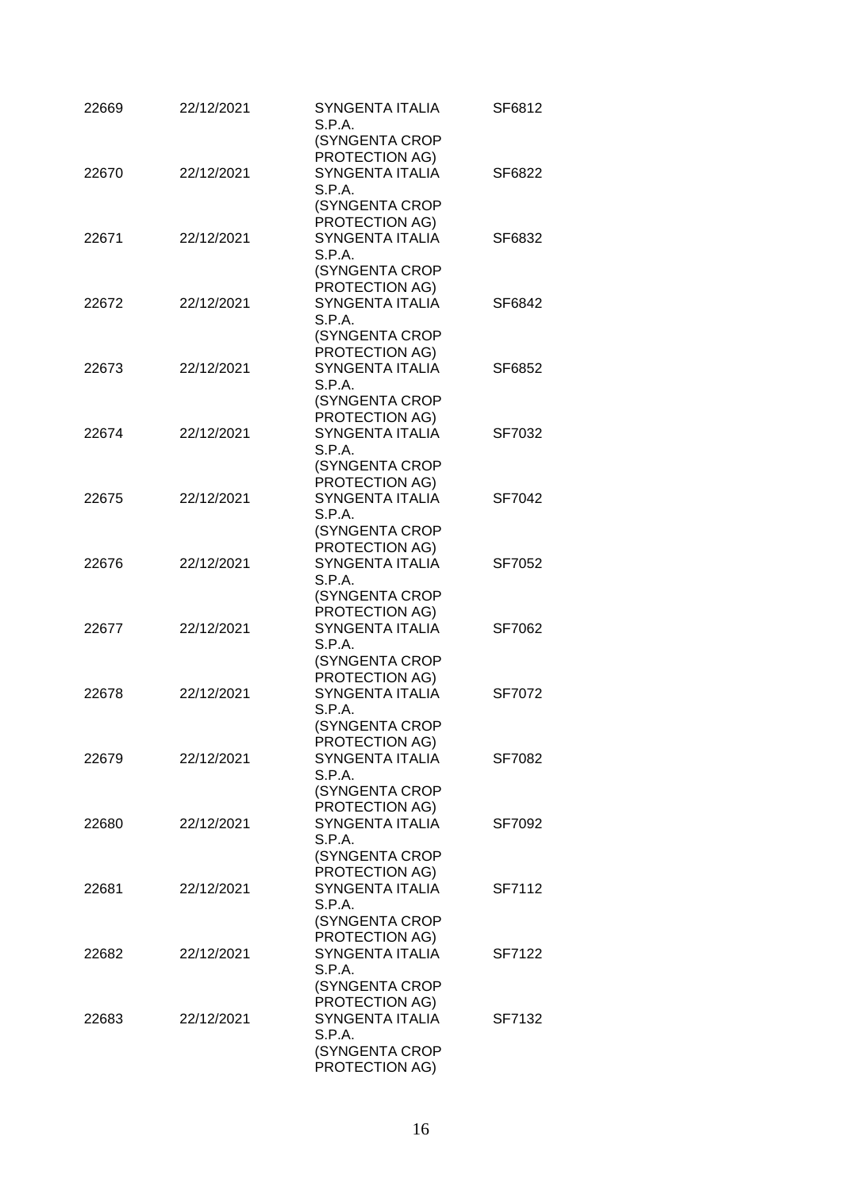| | | | |
|---|---|---|---|
| 22669 | 22/12/2021 | SYNGENTA ITALIA S.P.A. (SYNGENTA CROP PROTECTION AG) | SF6812 |
| 22670 | 22/12/2021 | SYNGENTA ITALIA S.P.A. (SYNGENTA CROP PROTECTION AG) | SF6822 |
| 22671 | 22/12/2021 | SYNGENTA ITALIA S.P.A. (SYNGENTA CROP PROTECTION AG) | SF6832 |
| 22672 | 22/12/2021 | SYNGENTA ITALIA S.P.A. (SYNGENTA CROP PROTECTION AG) | SF6842 |
| 22673 | 22/12/2021 | SYNGENTA ITALIA S.P.A. (SYNGENTA CROP PROTECTION AG) | SF6852 |
| 22674 | 22/12/2021 | SYNGENTA ITALIA S.P.A. (SYNGENTA CROP PROTECTION AG) | SF7032 |
| 22675 | 22/12/2021 | SYNGENTA ITALIA S.P.A. (SYNGENTA CROP PROTECTION AG) | SF7042 |
| 22676 | 22/12/2021 | SYNGENTA ITALIA S.P.A. (SYNGENTA CROP PROTECTION AG) | SF7052 |
| 22677 | 22/12/2021 | SYNGENTA ITALIA S.P.A. (SYNGENTA CROP PROTECTION AG) | SF7062 |
| 22678 | 22/12/2021 | SYNGENTA ITALIA S.P.A. (SYNGENTA CROP PROTECTION AG) | SF7072 |
| 22679 | 22/12/2021 | SYNGENTA ITALIA S.P.A. (SYNGENTA CROP PROTECTION AG) | SF7082 |
| 22680 | 22/12/2021 | SYNGENTA ITALIA S.P.A. (SYNGENTA CROP PROTECTION AG) | SF7092 |
| 22681 | 22/12/2021 | SYNGENTA ITALIA S.P.A. (SYNGENTA CROP PROTECTION AG) | SF7112 |
| 22682 | 22/12/2021 | SYNGENTA ITALIA S.P.A. (SYNGENTA CROP PROTECTION AG) | SF7122 |
| 22683 | 22/12/2021 | SYNGENTA ITALIA S.P.A. (SYNGENTA CROP PROTECTION AG) | SF7132 |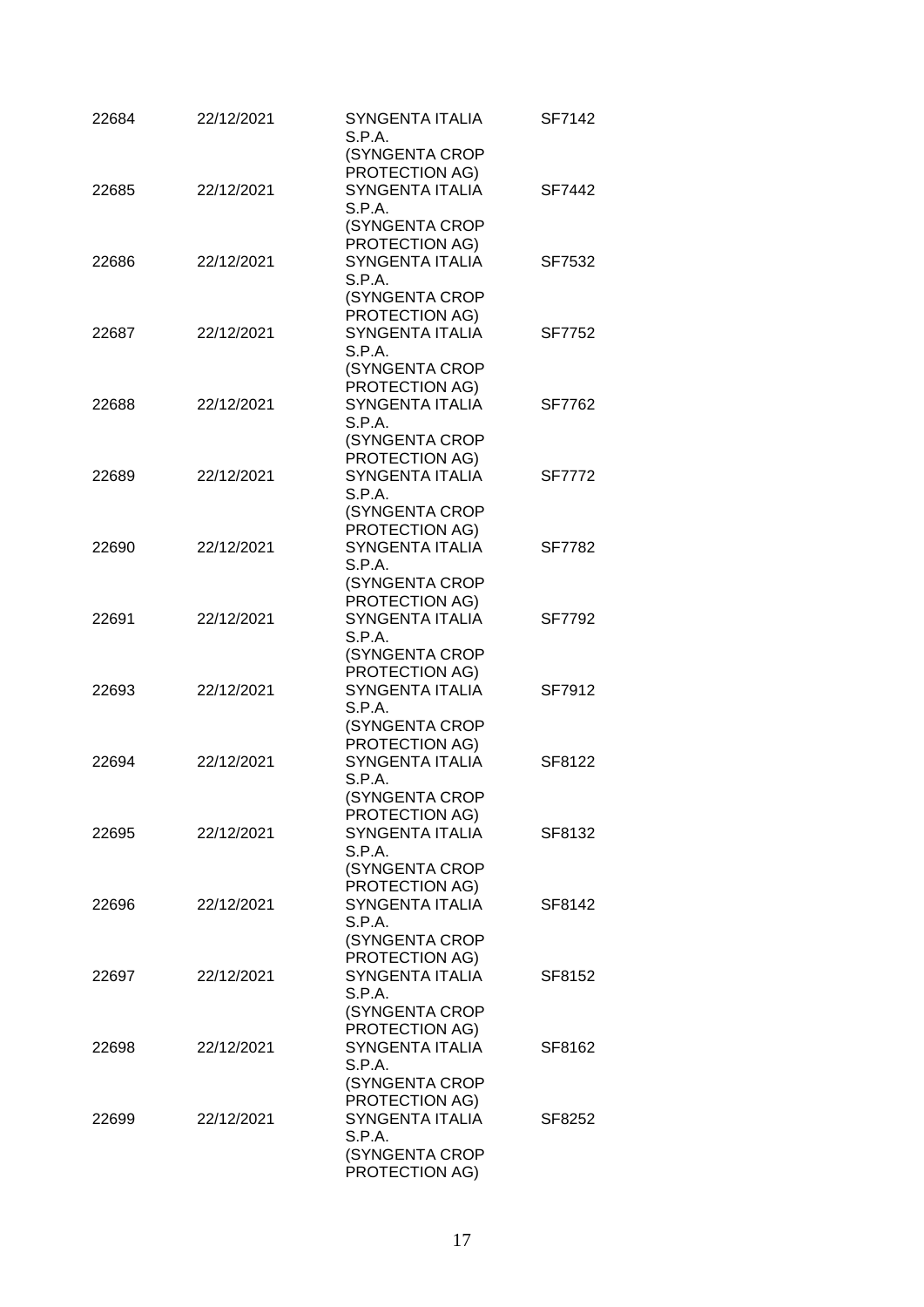| | | | |
|---|---|---|---|
| 22684 | 22/12/2021 | SYNGENTA ITALIA S.P.A. (SYNGENTA CROP PROTECTION AG) | SF7142 |
| 22685 | 22/12/2021 | SYNGENTA ITALIA S.P.A. (SYNGENTA CROP PROTECTION AG) | SF7442 |
| 22686 | 22/12/2021 | SYNGENTA ITALIA S.P.A. (SYNGENTA CROP PROTECTION AG) | SF7532 |
| 22687 | 22/12/2021 | SYNGENTA ITALIA S.P.A. (SYNGENTA CROP PROTECTION AG) | SF7752 |
| 22688 | 22/12/2021 | SYNGENTA ITALIA S.P.A. (SYNGENTA CROP PROTECTION AG) | SF7762 |
| 22689 | 22/12/2021 | SYNGENTA ITALIA S.P.A. (SYNGENTA CROP PROTECTION AG) | SF7772 |
| 22690 | 22/12/2021 | SYNGENTA ITALIA S.P.A. (SYNGENTA CROP PROTECTION AG) | SF7782 |
| 22691 | 22/12/2021 | SYNGENTA ITALIA S.P.A. (SYNGENTA CROP PROTECTION AG) | SF7792 |
| 22693 | 22/12/2021 | SYNGENTA ITALIA S.P.A. (SYNGENTA CROP PROTECTION AG) | SF7912 |
| 22694 | 22/12/2021 | SYNGENTA ITALIA S.P.A. (SYNGENTA CROP PROTECTION AG) | SF8122 |
| 22695 | 22/12/2021 | SYNGENTA ITALIA S.P.A. (SYNGENTA CROP PROTECTION AG) | SF8132 |
| 22696 | 22/12/2021 | SYNGENTA ITALIA S.P.A. (SYNGENTA CROP PROTECTION AG) | SF8142 |
| 22697 | 22/12/2021 | SYNGENTA ITALIA S.P.A. (SYNGENTA CROP PROTECTION AG) | SF8152 |
| 22698 | 22/12/2021 | SYNGENTA ITALIA S.P.A. (SYNGENTA CROP PROTECTION AG) | SF8162 |
| 22699 | 22/12/2021 | SYNGENTA ITALIA S.P.A. (SYNGENTA CROP PROTECTION AG) | SF8252 |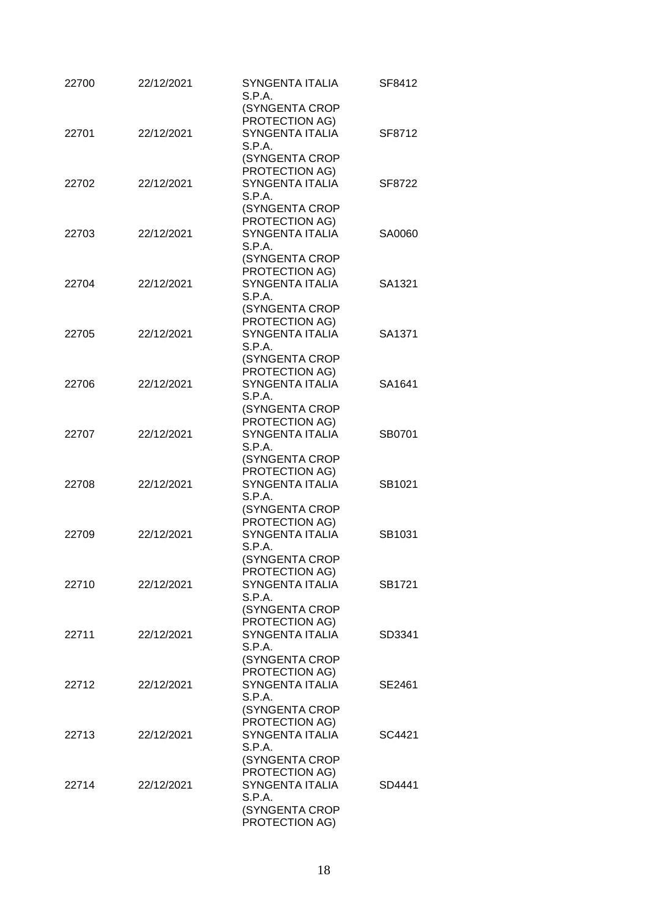| | | | |
|---|---|---|---|
| 22700 | 22/12/2021 | SYNGENTA ITALIA S.P.A. (SYNGENTA CROP PROTECTION AG) | SF8412 |
| 22701 | 22/12/2021 | SYNGENTA ITALIA S.P.A. (SYNGENTA CROP PROTECTION AG) | SF8712 |
| 22702 | 22/12/2021 | SYNGENTA ITALIA S.P.A. (SYNGENTA CROP PROTECTION AG) | SF8722 |
| 22703 | 22/12/2021 | SYNGENTA ITALIA S.P.A. (SYNGENTA CROP PROTECTION AG) | SA0060 |
| 22704 | 22/12/2021 | SYNGENTA ITALIA S.P.A. (SYNGENTA CROP PROTECTION AG) | SA1321 |
| 22705 | 22/12/2021 | SYNGENTA ITALIA S.P.A. (SYNGENTA CROP PROTECTION AG) | SA1371 |
| 22706 | 22/12/2021 | SYNGENTA ITALIA S.P.A. (SYNGENTA CROP PROTECTION AG) | SA1641 |
| 22707 | 22/12/2021 | SYNGENTA ITALIA S.P.A. (SYNGENTA CROP PROTECTION AG) | SB0701 |
| 22708 | 22/12/2021 | SYNGENTA ITALIA S.P.A. (SYNGENTA CROP PROTECTION AG) | SB1021 |
| 22709 | 22/12/2021 | SYNGENTA ITALIA S.P.A. (SYNGENTA CROP PROTECTION AG) | SB1031 |
| 22710 | 22/12/2021 | SYNGENTA ITALIA S.P.A. (SYNGENTA CROP PROTECTION AG) | SB1721 |
| 22711 | 22/12/2021 | SYNGENTA ITALIA S.P.A. (SYNGENTA CROP PROTECTION AG) | SD3341 |
| 22712 | 22/12/2021 | SYNGENTA ITALIA S.P.A. (SYNGENTA CROP PROTECTION AG) | SE2461 |
| 22713 | 22/12/2021 | SYNGENTA ITALIA S.P.A. (SYNGENTA CROP PROTECTION AG) | SC4421 |
| 22714 | 22/12/2021 | SYNGENTA ITALIA S.P.A. (SYNGENTA CROP PROTECTION AG) | SD4441 |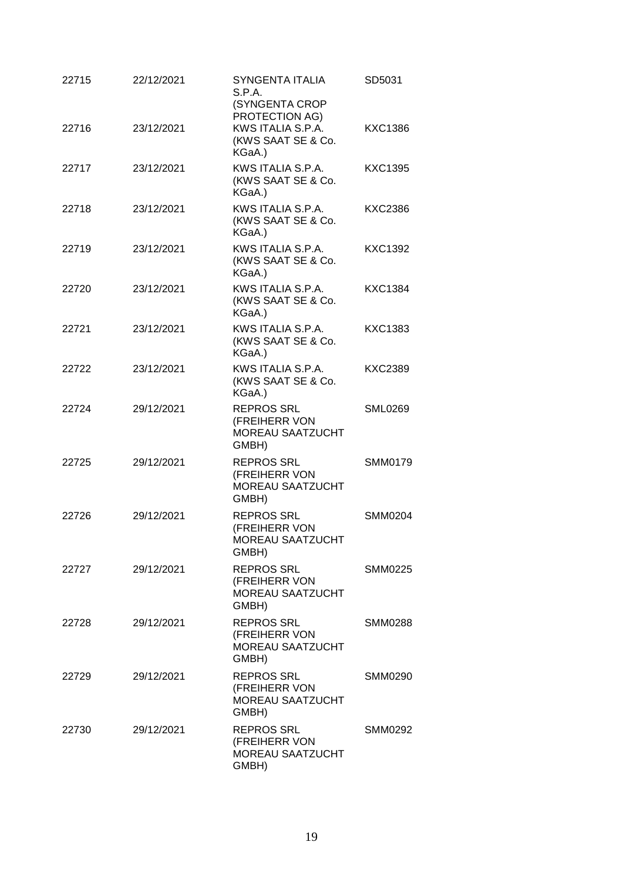| | | | |
|---|---|---|---|
| 22715 | 22/12/2021 | SYNGENTA ITALIA S.P.A. (SYNGENTA CROP PROTECTION AG) | SD5031 |
| 22716 | 23/12/2021 | KWS ITALIA S.P.A. (KWS SAAT SE & Co. KGaA.) | KXC1386 |
| 22717 | 23/12/2021 | KWS ITALIA S.P.A. (KWS SAAT SE & Co. KGaA.) | KXC1395 |
| 22718 | 23/12/2021 | KWS ITALIA S.P.A. (KWS SAAT SE & Co. KGaA.) | KXC2386 |
| 22719 | 23/12/2021 | KWS ITALIA S.P.A. (KWS SAAT SE & Co. KGaA.) | KXC1392 |
| 22720 | 23/12/2021 | KWS ITALIA S.P.A. (KWS SAAT SE & Co. KGaA.) | KXC1384 |
| 22721 | 23/12/2021 | KWS ITALIA S.P.A. (KWS SAAT SE & Co. KGaA.) | KXC1383 |
| 22722 | 23/12/2021 | KWS ITALIA S.P.A. (KWS SAAT SE & Co. KGaA.) | KXC2389 |
| 22724 | 29/12/2021 | REPROS SRL (FREIHERR VON MOREAU SAATZUCHT GMBH) | SML0269 |
| 22725 | 29/12/2021 | REPROS SRL (FREIHERR VON MOREAU SAATZUCHT GMBH) | SMM0179 |
| 22726 | 29/12/2021 | REPROS SRL (FREIHERR VON MOREAU SAATZUCHT GMBH) | SMM0204 |
| 22727 | 29/12/2021 | REPROS SRL (FREIHERR VON MOREAU SAATZUCHT GMBH) | SMM0225 |
| 22728 | 29/12/2021 | REPROS SRL (FREIHERR VON MOREAU SAATZUCHT GMBH) | SMM0288 |
| 22729 | 29/12/2021 | REPROS SRL (FREIHERR VON MOREAU SAATZUCHT GMBH) | SMM0290 |
| 22730 | 29/12/2021 | REPROS SRL (FREIHERR VON MOREAU SAATZUCHT GMBH) | SMM0292 |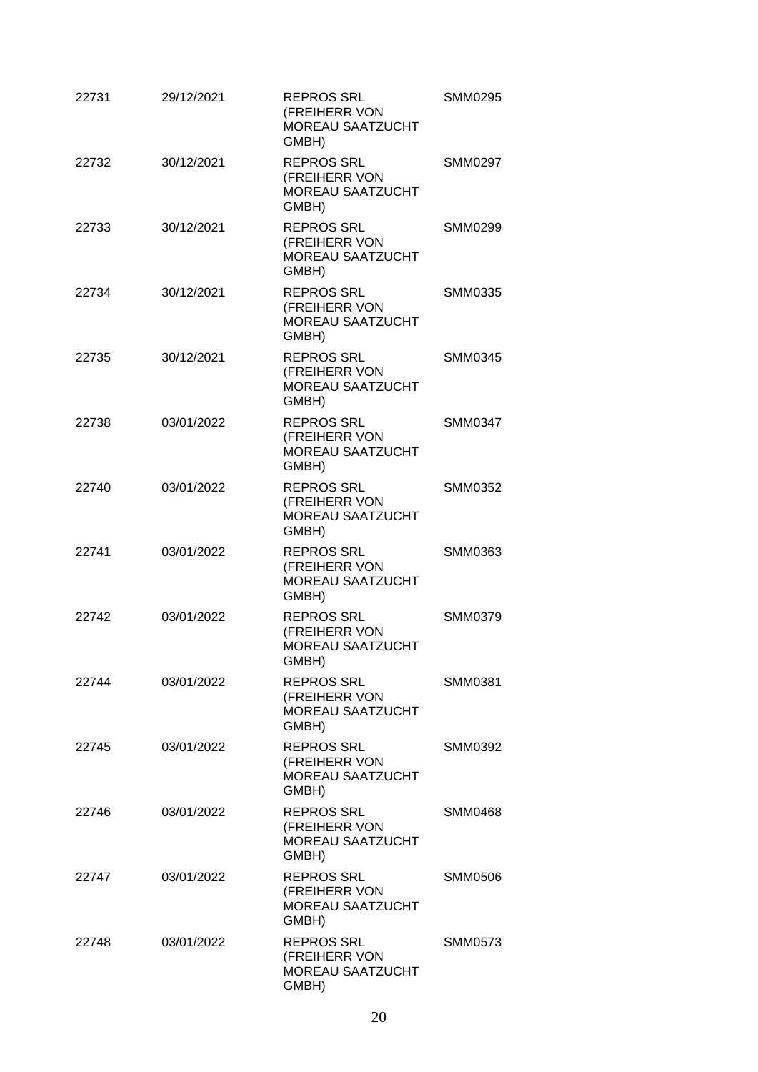| | | | |
|---|---|---|---|
| 22731 | 29/12/2021 | REPROS SRL (FREIHERR VON MOREAU SAATZUCHT GMBH) | SMM0295 |
| 22732 | 30/12/2021 | REPROS SRL (FREIHERR VON MOREAU SAATZUCHT GMBH) | SMM0297 |
| 22733 | 30/12/2021 | REPROS SRL (FREIHERR VON MOREAU SAATZUCHT GMBH) | SMM0299 |
| 22734 | 30/12/2021 | REPROS SRL (FREIHERR VON MOREAU SAATZUCHT GMBH) | SMM0335 |
| 22735 | 30/12/2021 | REPROS SRL (FREIHERR VON MOREAU SAATZUCHT GMBH) | SMM0345 |
| 22738 | 03/01/2022 | REPROS SRL (FREIHERR VON MOREAU SAATZUCHT GMBH) | SMM0347 |
| 22740 | 03/01/2022 | REPROS SRL (FREIHERR VON MOREAU SAATZUCHT GMBH) | SMM0352 |
| 22741 | 03/01/2022 | REPROS SRL (FREIHERR VON MOREAU SAATZUCHT GMBH) | SMM0363 |
| 22742 | 03/01/2022 | REPROS SRL (FREIHERR VON MOREAU SAATZUCHT GMBH) | SMM0379 |
| 22744 | 03/01/2022 | REPROS SRL (FREIHERR VON MOREAU SAATZUCHT GMBH) | SMM0381 |
| 22745 | 03/01/2022 | REPROS SRL (FREIHERR VON MOREAU SAATZUCHT GMBH) | SMM0392 |
| 22746 | 03/01/2022 | REPROS SRL (FREIHERR VON MOREAU SAATZUCHT GMBH) | SMM0468 |
| 22747 | 03/01/2022 | REPROS SRL (FREIHERR VON MOREAU SAATZUCHT GMBH) | SMM0506 |
| 22748 | 03/01/2022 | REPROS SRL (FREIHERR VON MOREAU SAATZUCHT GMBH) | SMM0573 |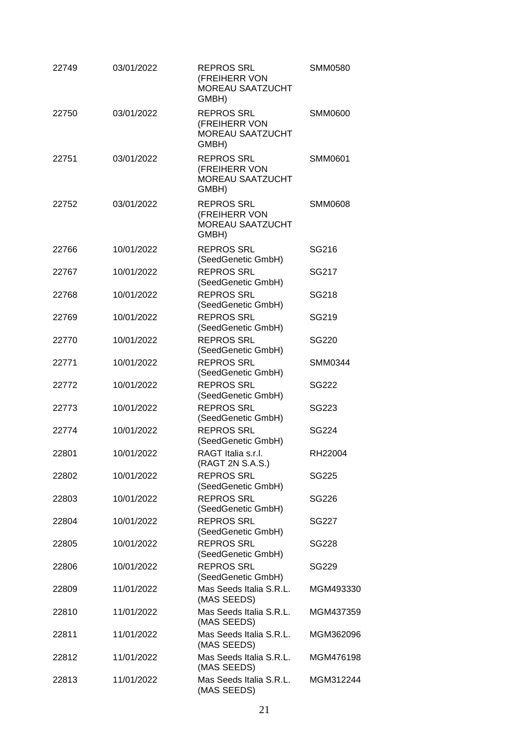| | | | |
|---|---|---|---|
| 22749 | 03/01/2022 | REPROS SRL (FREIHERR VON MOREAU SAATZUCHT GMBH) | SMM0580 |
| 22750 | 03/01/2022 | REPROS SRL (FREIHERR VON MOREAU SAATZUCHT GMBH) | SMM0600 |
| 22751 | 03/01/2022 | REPROS SRL (FREIHERR VON MOREAU SAATZUCHT GMBH) | SMM0601 |
| 22752 | 03/01/2022 | REPROS SRL (FREIHERR VON MOREAU SAATZUCHT GMBH) | SMM0608 |
| 22766 | 10/01/2022 | REPROS SRL (SeedGenetic GmbH) | SG216 |
| 22767 | 10/01/2022 | REPROS SRL (SeedGenetic GmbH) | SG217 |
| 22768 | 10/01/2022 | REPROS SRL (SeedGenetic GmbH) | SG218 |
| 22769 | 10/01/2022 | REPROS SRL (SeedGenetic GmbH) | SG219 |
| 22770 | 10/01/2022 | REPROS SRL (SeedGenetic GmbH) | SG220 |
| 22771 | 10/01/2022 | REPROS SRL (SeedGenetic GmbH) | SMM0344 |
| 22772 | 10/01/2022 | REPROS SRL (SeedGenetic GmbH) | SG222 |
| 22773 | 10/01/2022 | REPROS SRL (SeedGenetic GmbH) | SG223 |
| 22774 | 10/01/2022 | REPROS SRL (SeedGenetic GmbH) | SG224 |
| 22801 | 10/01/2022 | RAGT Italia s.r.l. (RAGT 2N S.A.S.) | RH22004 |
| 22802 | 10/01/2022 | REPROS SRL (SeedGenetic GmbH) | SG225 |
| 22803 | 10/01/2022 | REPROS SRL (SeedGenetic GmbH) | SG226 |
| 22804 | 10/01/2022 | REPROS SRL (SeedGenetic GmbH) | SG227 |
| 22805 | 10/01/2022 | REPROS SRL (SeedGenetic GmbH) | SG228 |
| 22806 | 10/01/2022 | REPROS SRL (SeedGenetic GmbH) | SG229 |
| 22809 | 11/01/2022 | Mas Seeds Italia S.R.L. (MAS SEEDS) | MGM493330 |
| 22810 | 11/01/2022 | Mas Seeds Italia S.R.L. (MAS SEEDS) | MGM437359 |
| 22811 | 11/01/2022 | Mas Seeds Italia S.R.L. (MAS SEEDS) | MGM362096 |
| 22812 | 11/01/2022 | Mas Seeds Italia S.R.L. (MAS SEEDS) | MGM476198 |
| 22813 | 11/01/2022 | Mas Seeds Italia S.R.L. (MAS SEEDS) | MGM312244 |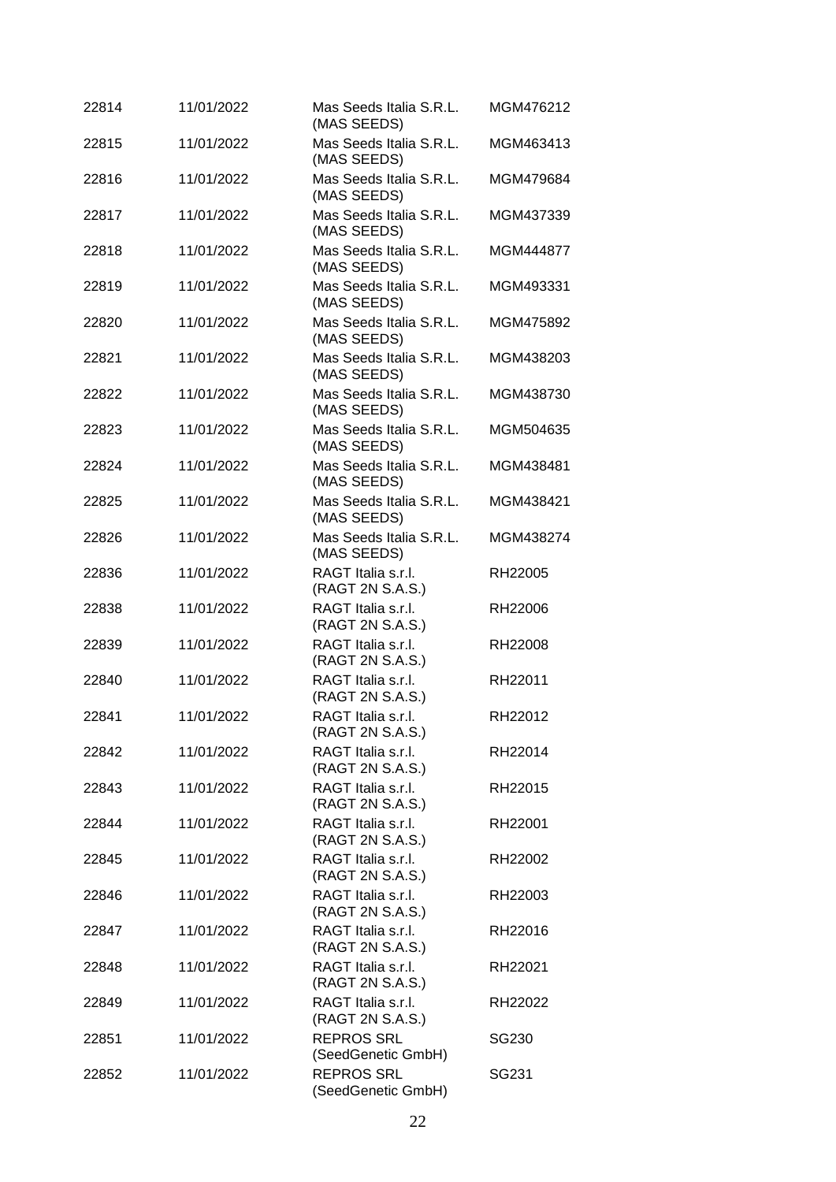| | | | |
|---|---|---|---|
| 22814 | 11/01/2022 | Mas Seeds Italia S.R.L. (MAS SEEDS) | MGM476212 |
| 22815 | 11/01/2022 | Mas Seeds Italia S.R.L. (MAS SEEDS) | MGM463413 |
| 22816 | 11/01/2022 | Mas Seeds Italia S.R.L. (MAS SEEDS) | MGM479684 |
| 22817 | 11/01/2022 | Mas Seeds Italia S.R.L. (MAS SEEDS) | MGM437339 |
| 22818 | 11/01/2022 | Mas Seeds Italia S.R.L. (MAS SEEDS) | MGM444877 |
| 22819 | 11/01/2022 | Mas Seeds Italia S.R.L. (MAS SEEDS) | MGM493331 |
| 22820 | 11/01/2022 | Mas Seeds Italia S.R.L. (MAS SEEDS) | MGM475892 |
| 22821 | 11/01/2022 | Mas Seeds Italia S.R.L. (MAS SEEDS) | MGM438203 |
| 22822 | 11/01/2022 | Mas Seeds Italia S.R.L. (MAS SEEDS) | MGM438730 |
| 22823 | 11/01/2022 | Mas Seeds Italia S.R.L. (MAS SEEDS) | MGM504635 |
| 22824 | 11/01/2022 | Mas Seeds Italia S.R.L. (MAS SEEDS) | MGM438481 |
| 22825 | 11/01/2022 | Mas Seeds Italia S.R.L. (MAS SEEDS) | MGM438421 |
| 22826 | 11/01/2022 | Mas Seeds Italia S.R.L. (MAS SEEDS) | MGM438274 |
| 22836 | 11/01/2022 | RAGT Italia s.r.l. (RAGT 2N S.A.S.) | RH22005 |
| 22838 | 11/01/2022 | RAGT Italia s.r.l. (RAGT 2N S.A.S.) | RH22006 |
| 22839 | 11/01/2022 | RAGT Italia s.r.l. (RAGT 2N S.A.S.) | RH22008 |
| 22840 | 11/01/2022 | RAGT Italia s.r.l. (RAGT 2N S.A.S.) | RH22011 |
| 22841 | 11/01/2022 | RAGT Italia s.r.l. (RAGT 2N S.A.S.) | RH22012 |
| 22842 | 11/01/2022 | RAGT Italia s.r.l. (RAGT 2N S.A.S.) | RH22014 |
| 22843 | 11/01/2022 | RAGT Italia s.r.l. (RAGT 2N S.A.S.) | RH22015 |
| 22844 | 11/01/2022 | RAGT Italia s.r.l. (RAGT 2N S.A.S.) | RH22001 |
| 22845 | 11/01/2022 | RAGT Italia s.r.l. (RAGT 2N S.A.S.) | RH22002 |
| 22846 | 11/01/2022 | RAGT Italia s.r.l. (RAGT 2N S.A.S.) | RH22003 |
| 22847 | 11/01/2022 | RAGT Italia s.r.l. (RAGT 2N S.A.S.) | RH22016 |
| 22848 | 11/01/2022 | RAGT Italia s.r.l. (RAGT 2N S.A.S.) | RH22021 |
| 22849 | 11/01/2022 | RAGT Italia s.r.l. (RAGT 2N S.A.S.) | RH22022 |
| 22851 | 11/01/2022 | REPROS SRL (SeedGenetic GmbH) | SG230 |
| 22852 | 11/01/2022 | REPROS SRL (SeedGenetic GmbH) | SG231 |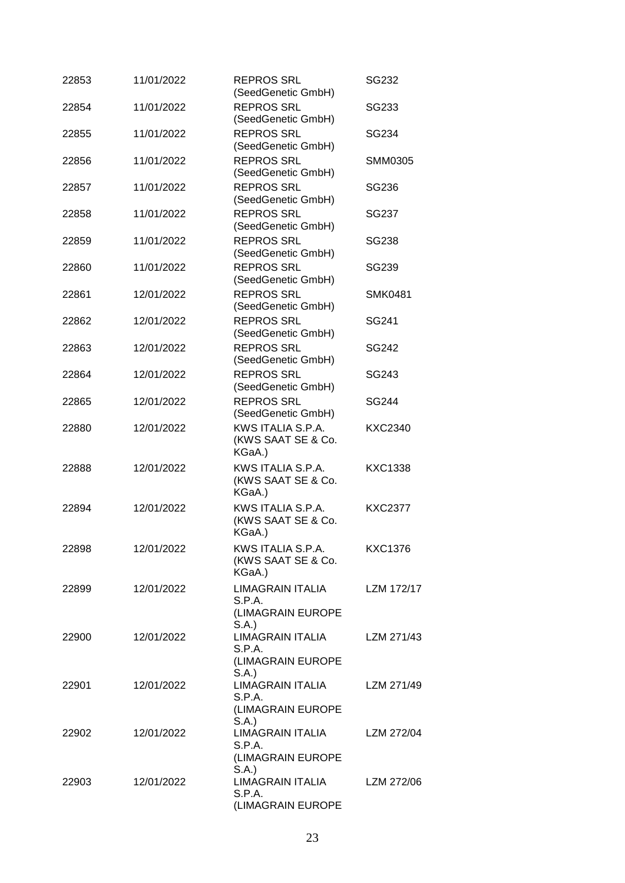| | | | |
|---|---|---|---|
| 22853 | 11/01/2022 | REPROS SRL (SeedGenetic GmbH) | SG232 |
| 22854 | 11/01/2022 | REPROS SRL (SeedGenetic GmbH) | SG233 |
| 22855 | 11/01/2022 | REPROS SRL (SeedGenetic GmbH) | SG234 |
| 22856 | 11/01/2022 | REPROS SRL (SeedGenetic GmbH) | SMM0305 |
| 22857 | 11/01/2022 | REPROS SRL (SeedGenetic GmbH) | SG236 |
| 22858 | 11/01/2022 | REPROS SRL (SeedGenetic GmbH) | SG237 |
| 22859 | 11/01/2022 | REPROS SRL (SeedGenetic GmbH) | SG238 |
| 22860 | 11/01/2022 | REPROS SRL (SeedGenetic GmbH) | SG239 |
| 22861 | 12/01/2022 | REPROS SRL (SeedGenetic GmbH) | SMK0481 |
| 22862 | 12/01/2022 | REPROS SRL (SeedGenetic GmbH) | SG241 |
| 22863 | 12/01/2022 | REPROS SRL (SeedGenetic GmbH) | SG242 |
| 22864 | 12/01/2022 | REPROS SRL (SeedGenetic GmbH) | SG243 |
| 22865 | 12/01/2022 | REPROS SRL (SeedGenetic GmbH) | SG244 |
| 22880 | 12/01/2022 | KWS ITALIA S.P.A. (KWS SAAT SE & Co. KGaA.) | KXC2340 |
| 22888 | 12/01/2022 | KWS ITALIA S.P.A. (KWS SAAT SE & Co. KGaA.) | KXC1338 |
| 22894 | 12/01/2022 | KWS ITALIA S.P.A. (KWS SAAT SE & Co. KGaA.) | KXC2377 |
| 22898 | 12/01/2022 | KWS ITALIA S.P.A. (KWS SAAT SE & Co. KGaA.) | KXC1376 |
| 22899 | 12/01/2022 | LIMAGRAIN ITALIA S.P.A. (LIMAGRAIN EUROPE S.A.) | LZM 172/17 |
| 22900 | 12/01/2022 | LIMAGRAIN ITALIA S.P.A. (LIMAGRAIN EUROPE S.A.) | LZM 271/43 |
| 22901 | 12/01/2022 | LIMAGRAIN ITALIA S.P.A. (LIMAGRAIN EUROPE S.A.) | LZM 271/49 |
| 22902 | 12/01/2022 | LIMAGRAIN ITALIA S.P.A. (LIMAGRAIN EUROPE S.A.) | LZM 272/04 |
| 22903 | 12/01/2022 | LIMAGRAIN ITALIA S.P.A. (LIMAGRAIN EUROPE | LZM 272/06 |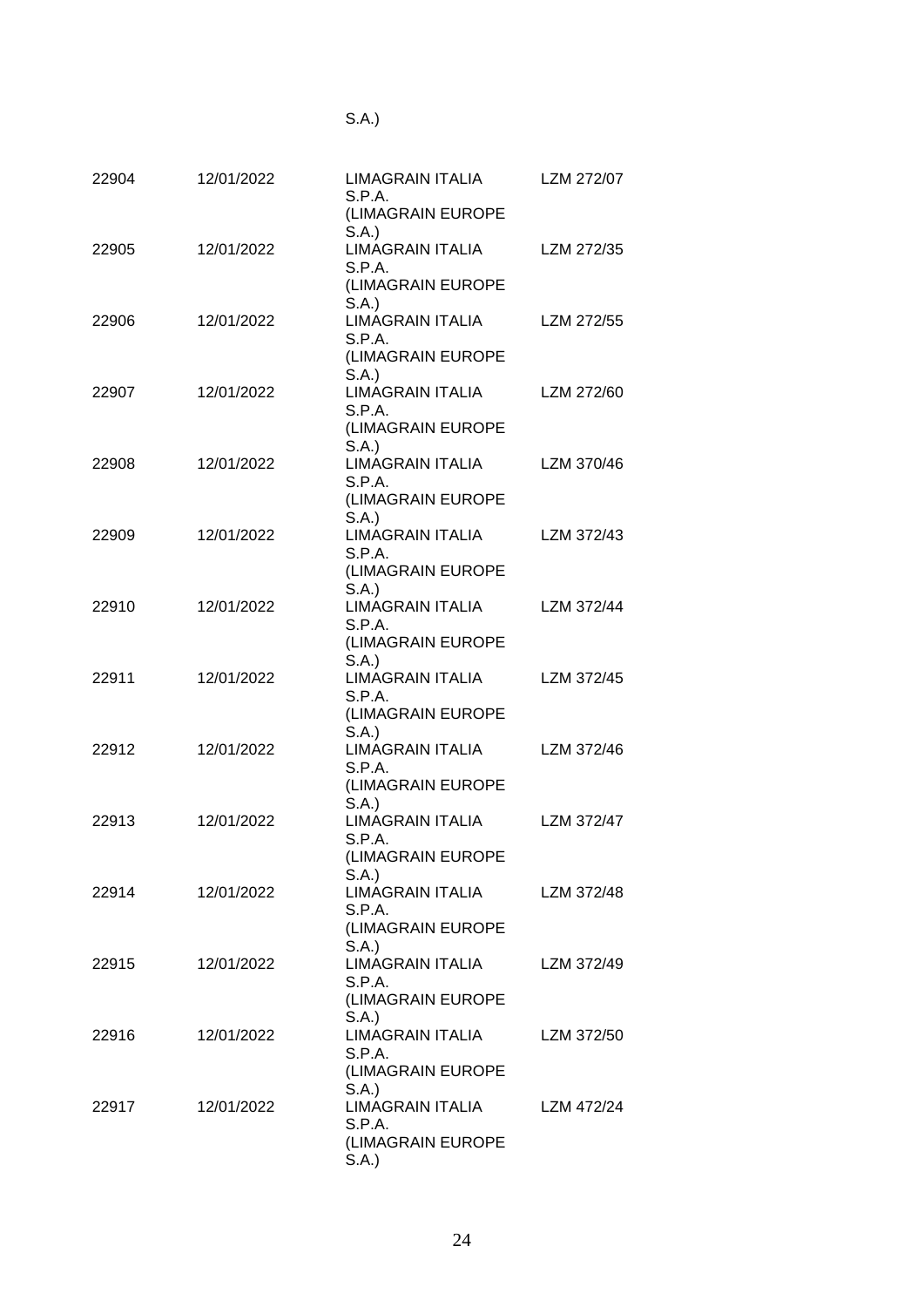S.A.)

| | | | |
|---|---|---|---|
| 22904 | 12/01/2022 | LIMAGRAIN ITALIA S.P.A. (LIMAGRAIN EUROPE S.A.) | LZM 272/07 |
| 22905 | 12/01/2022 | LIMAGRAIN ITALIA S.P.A. (LIMAGRAIN EUROPE S.A.) | LZM 272/35 |
| 22906 | 12/01/2022 | LIMAGRAIN ITALIA S.P.A. (LIMAGRAIN EUROPE S.A.) | LZM 272/55 |
| 22907 | 12/01/2022 | LIMAGRAIN ITALIA S.P.A. (LIMAGRAIN EUROPE S.A.) | LZM 272/60 |
| 22908 | 12/01/2022 | LIMAGRAIN ITALIA S.P.A. (LIMAGRAIN EUROPE S.A.) | LZM 370/46 |
| 22909 | 12/01/2022 | LIMAGRAIN ITALIA S.P.A. (LIMAGRAIN EUROPE S.A.) | LZM 372/43 |
| 22910 | 12/01/2022 | LIMAGRAIN ITALIA S.P.A. (LIMAGRAIN EUROPE S.A.) | LZM 372/44 |
| 22911 | 12/01/2022 | LIMAGRAIN ITALIA S.P.A. (LIMAGRAIN EUROPE S.A.) | LZM 372/45 |
| 22912 | 12/01/2022 | LIMAGRAIN ITALIA S.P.A. (LIMAGRAIN EUROPE S.A.) | LZM 372/46 |
| 22913 | 12/01/2022 | LIMAGRAIN ITALIA S.P.A. (LIMAGRAIN EUROPE S.A.) | LZM 372/47 |
| 22914 | 12/01/2022 | LIMAGRAIN ITALIA S.P.A. (LIMAGRAIN EUROPE S.A.) | LZM 372/48 |
| 22915 | 12/01/2022 | LIMAGRAIN ITALIA S.P.A. (LIMAGRAIN EUROPE S.A.) | LZM 372/49 |
| 22916 | 12/01/2022 | LIMAGRAIN ITALIA S.P.A. (LIMAGRAIN EUROPE S.A.) | LZM 372/50 |
| 22917 | 12/01/2022 | LIMAGRAIN ITALIA S.P.A. (LIMAGRAIN EUROPE S.A.) | LZM 472/24 |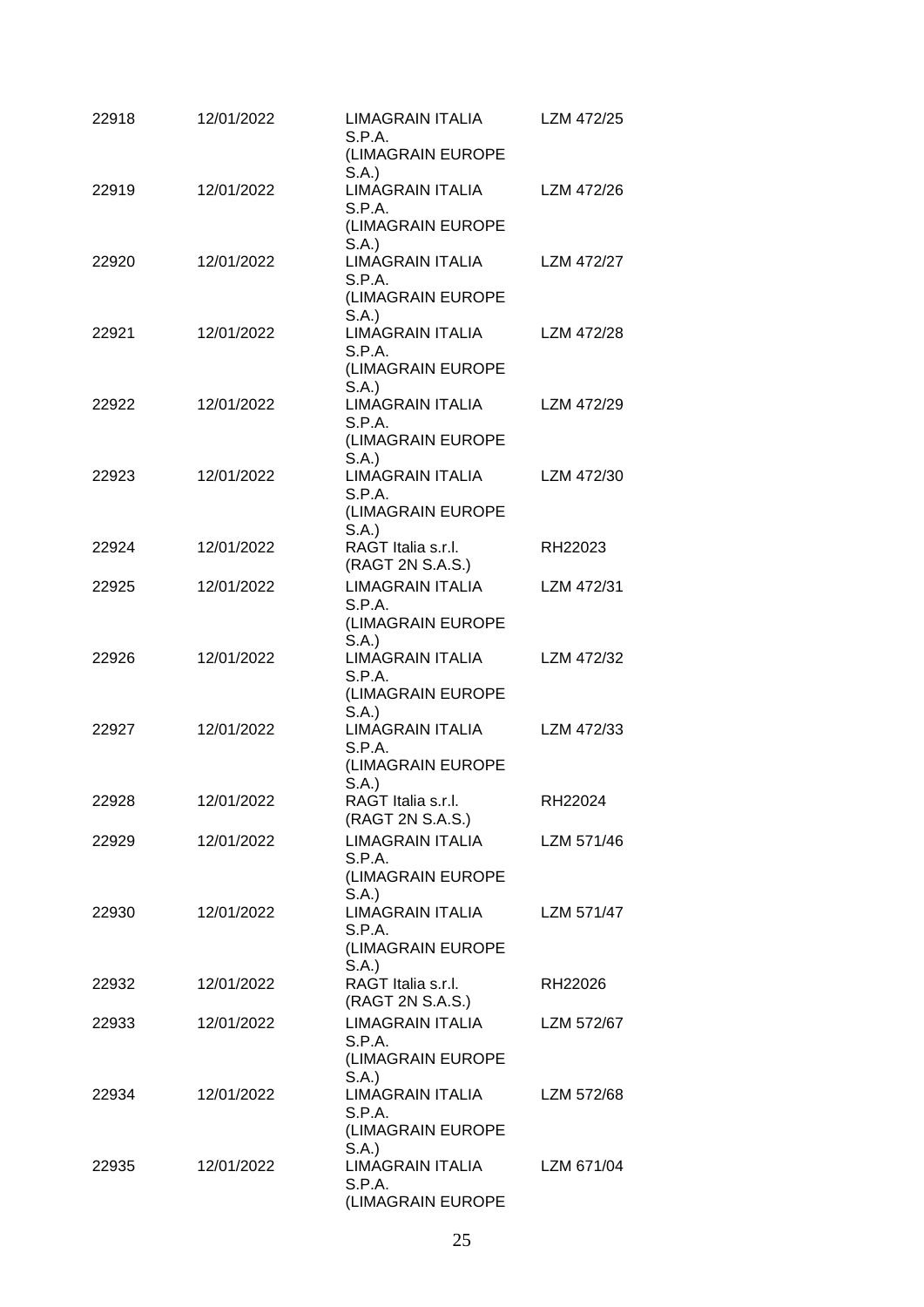| | | | |
|---|---|---|---|
| 22918 | 12/01/2022 | LIMAGRAIN ITALIA S.P.A. (LIMAGRAIN EUROPE S.A.) | LZM 472/25 |
| 22919 | 12/01/2022 | LIMAGRAIN ITALIA S.P.A. (LIMAGRAIN EUROPE S.A.) | LZM 472/26 |
| 22920 | 12/01/2022 | LIMAGRAIN ITALIA S.P.A. (LIMAGRAIN EUROPE S.A.) | LZM 472/27 |
| 22921 | 12/01/2022 | LIMAGRAIN ITALIA S.P.A. (LIMAGRAIN EUROPE S.A.) | LZM 472/28 |
| 22922 | 12/01/2022 | LIMAGRAIN ITALIA S.P.A. (LIMAGRAIN EUROPE S.A.) | LZM 472/29 |
| 22923 | 12/01/2022 | LIMAGRAIN ITALIA S.P.A. (LIMAGRAIN EUROPE S.A.) | LZM 472/30 |
| 22924 | 12/01/2022 | RAGT Italia s.r.l. (RAGT 2N S.A.S.) | RH22023 |
| 22925 | 12/01/2022 | LIMAGRAIN ITALIA S.P.A. (LIMAGRAIN EUROPE S.A.) | LZM 472/31 |
| 22926 | 12/01/2022 | LIMAGRAIN ITALIA S.P.A. (LIMAGRAIN EUROPE S.A.) | LZM 472/32 |
| 22927 | 12/01/2022 | LIMAGRAIN ITALIA S.P.A. (LIMAGRAIN EUROPE S.A.) | LZM 472/33 |
| 22928 | 12/01/2022 | RAGT Italia s.r.l. (RAGT 2N S.A.S.) | RH22024 |
| 22929 | 12/01/2022 | LIMAGRAIN ITALIA S.P.A. (LIMAGRAIN EUROPE S.A.) | LZM 571/46 |
| 22930 | 12/01/2022 | LIMAGRAIN ITALIA S.P.A. (LIMAGRAIN EUROPE S.A.) | LZM 571/47 |
| 22932 | 12/01/2022 | RAGT Italia s.r.l. (RAGT 2N S.A.S.) | RH22026 |
| 22933 | 12/01/2022 | LIMAGRAIN ITALIA S.P.A. (LIMAGRAIN EUROPE S.A.) | LZM 572/67 |
| 22934 | 12/01/2022 | LIMAGRAIN ITALIA S.P.A. (LIMAGRAIN EUROPE S.A.) | LZM 572/68 |
| 22935 | 12/01/2022 | LIMAGRAIN ITALIA S.P.A. (LIMAGRAIN EUROPE | LZM 671/04 |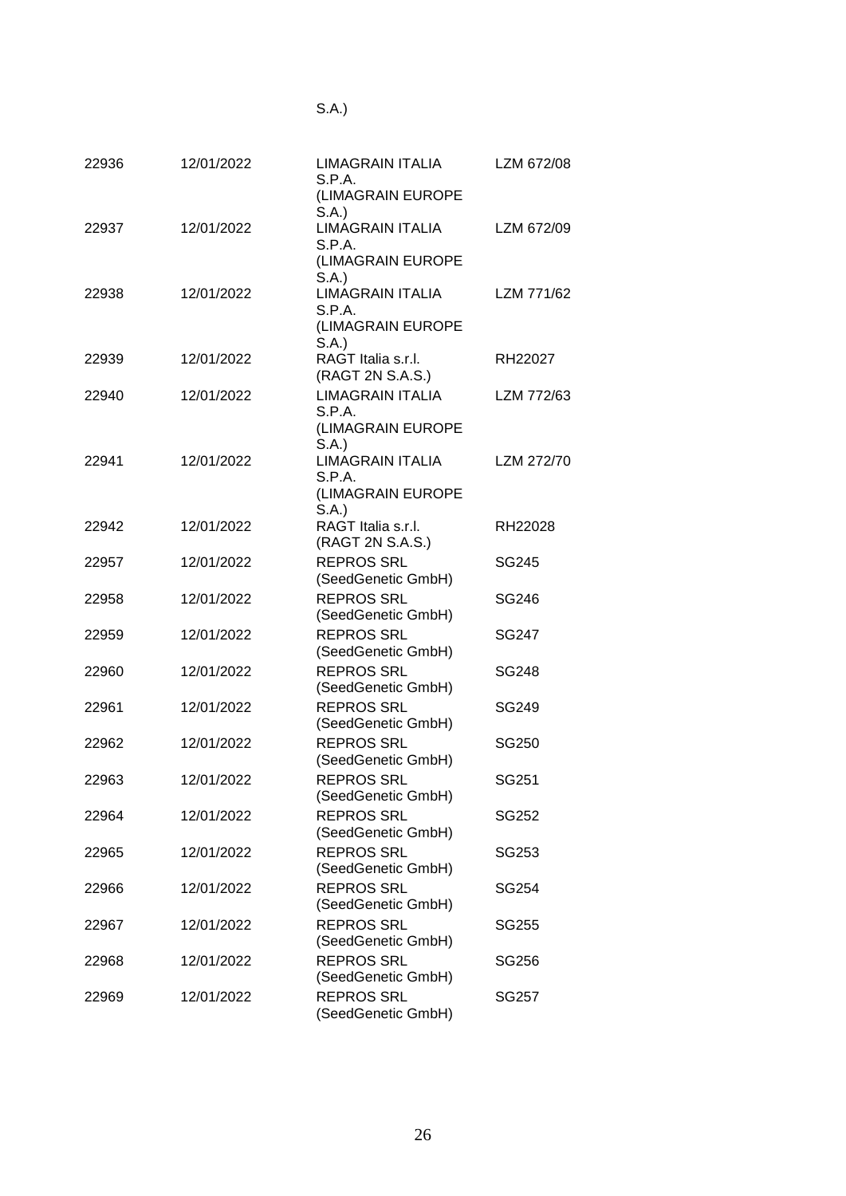S.A.)

| | | | |
|---|---|---|---|
| 22936 | 12/01/2022 | LIMAGRAIN ITALIA S.P.A. (LIMAGRAIN EUROPE S.A.) | LZM 672/08 |
| 22937 | 12/01/2022 | LIMAGRAIN ITALIA S.P.A. (LIMAGRAIN EUROPE S.A.) | LZM 672/09 |
| 22938 | 12/01/2022 | LIMAGRAIN ITALIA S.P.A. (LIMAGRAIN EUROPE S.A.) | LZM 771/62 |
| 22939 | 12/01/2022 | RAGT Italia s.r.l. (RAGT 2N S.A.S.) | RH22027 |
| 22940 | 12/01/2022 | LIMAGRAIN ITALIA S.P.A. (LIMAGRAIN EUROPE S.A.) | LZM 772/63 |
| 22941 | 12/01/2022 | LIMAGRAIN ITALIA S.P.A. (LIMAGRAIN EUROPE S.A.) | LZM 272/70 |
| 22942 | 12/01/2022 | RAGT Italia s.r.l. (RAGT 2N S.A.S.) | RH22028 |
| 22957 | 12/01/2022 | REPROS SRL (SeedGenetic GmbH) | SG245 |
| 22958 | 12/01/2022 | REPROS SRL (SeedGenetic GmbH) | SG246 |
| 22959 | 12/01/2022 | REPROS SRL (SeedGenetic GmbH) | SG247 |
| 22960 | 12/01/2022 | REPROS SRL (SeedGenetic GmbH) | SG248 |
| 22961 | 12/01/2022 | REPROS SRL (SeedGenetic GmbH) | SG249 |
| 22962 | 12/01/2022 | REPROS SRL (SeedGenetic GmbH) | SG250 |
| 22963 | 12/01/2022 | REPROS SRL (SeedGenetic GmbH) | SG251 |
| 22964 | 12/01/2022 | REPROS SRL (SeedGenetic GmbH) | SG252 |
| 22965 | 12/01/2022 | REPROS SRL (SeedGenetic GmbH) | SG253 |
| 22966 | 12/01/2022 | REPROS SRL (SeedGenetic GmbH) | SG254 |
| 22967 | 12/01/2022 | REPROS SRL (SeedGenetic GmbH) | SG255 |
| 22968 | 12/01/2022 | REPROS SRL (SeedGenetic GmbH) | SG256 |
| 22969 | 12/01/2022 | REPROS SRL (SeedGenetic GmbH) | SG257 |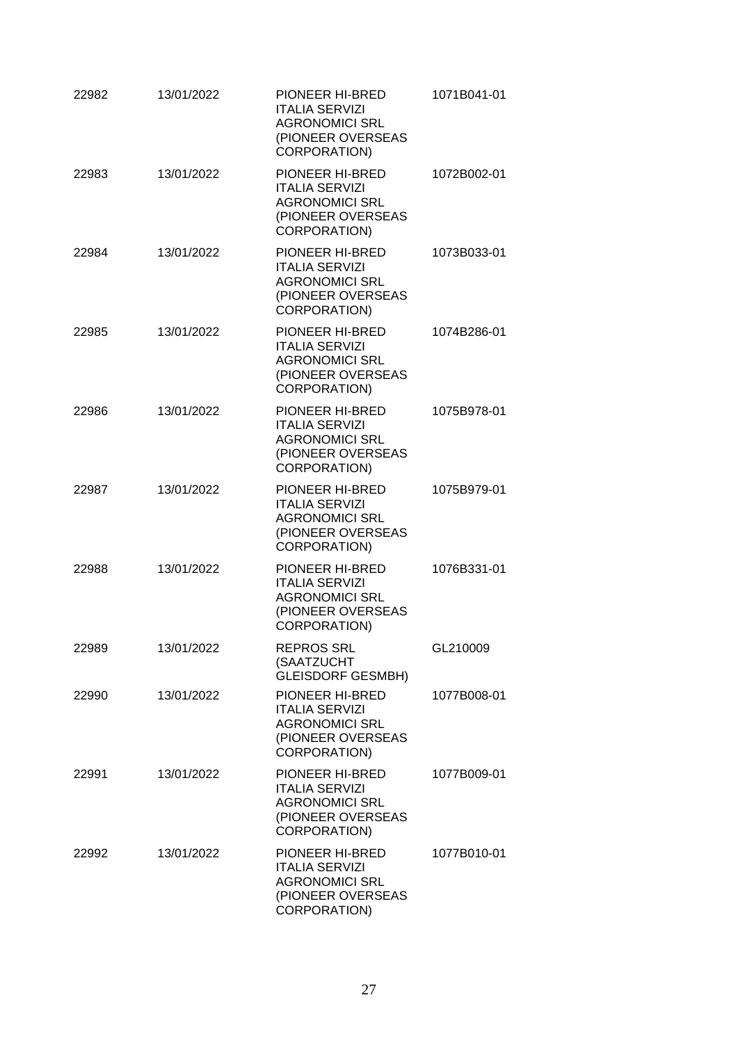| | | | |
|---|---|---|---|
| 22982 | 13/01/2022 | PIONEER HI-BRED ITALIA SERVIZI AGRONOMICI SRL (PIONEER OVERSEAS CORPORATION) | 1071B041-01 |
| 22983 | 13/01/2022 | PIONEER HI-BRED ITALIA SERVIZI AGRONOMICI SRL (PIONEER OVERSEAS CORPORATION) | 1072B002-01 |
| 22984 | 13/01/2022 | PIONEER HI-BRED ITALIA SERVIZI AGRONOMICI SRL (PIONEER OVERSEAS CORPORATION) | 1073B033-01 |
| 22985 | 13/01/2022 | PIONEER HI-BRED ITALIA SERVIZI AGRONOMICI SRL (PIONEER OVERSEAS CORPORATION) | 1074B286-01 |
| 22986 | 13/01/2022 | PIONEER HI-BRED ITALIA SERVIZI AGRONOMICI SRL (PIONEER OVERSEAS CORPORATION) | 1075B978-01 |
| 22987 | 13/01/2022 | PIONEER HI-BRED ITALIA SERVIZI AGRONOMICI SRL (PIONEER OVERSEAS CORPORATION) | 1075B979-01 |
| 22988 | 13/01/2022 | PIONEER HI-BRED ITALIA SERVIZI AGRONOMICI SRL (PIONEER OVERSEAS CORPORATION) | 1076B331-01 |
| 22989 | 13/01/2022 | REPROS SRL (SAATZUCHT GLEISDORF GESMBH) | GL210009 |
| 22990 | 13/01/2022 | PIONEER HI-BRED ITALIA SERVIZI AGRONOMICI SRL (PIONEER OVERSEAS CORPORATION) | 1077B008-01 |
| 22991 | 13/01/2022 | PIONEER HI-BRED ITALIA SERVIZI AGRONOMICI SRL (PIONEER OVERSEAS CORPORATION) | 1077B009-01 |
| 22992 | 13/01/2022 | PIONEER HI-BRED ITALIA SERVIZI AGRONOMICI SRL (PIONEER OVERSEAS CORPORATION) | 1077B010-01 |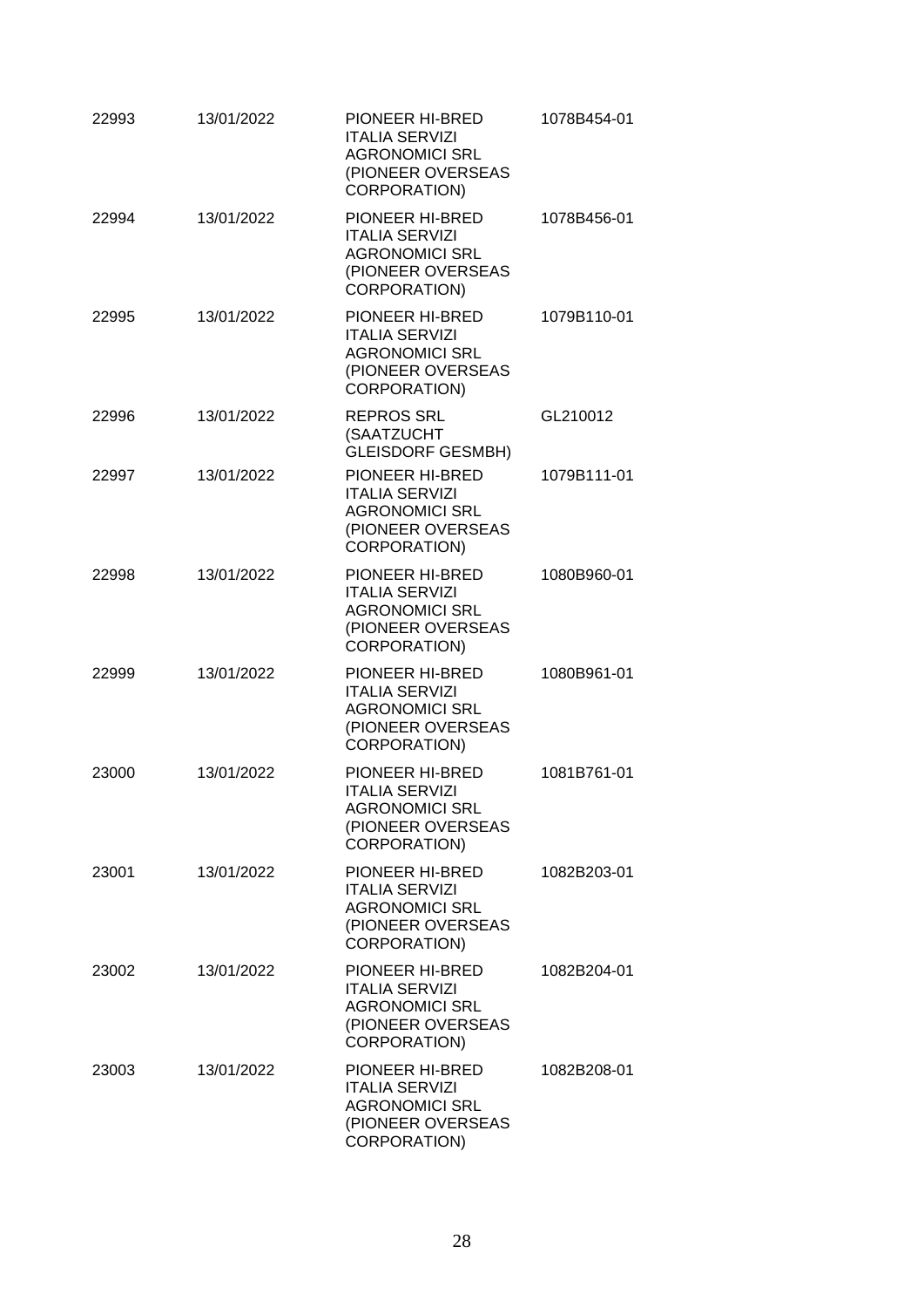| | | | |
|---|---|---|---|
| 22993 | 13/01/2022 | PIONEER HI-BRED ITALIA SERVIZI AGRONOMICI SRL (PIONEER OVERSEAS CORPORATION) | 1078B454-01 |
| 22994 | 13/01/2022 | PIONEER HI-BRED ITALIA SERVIZI AGRONOMICI SRL (PIONEER OVERSEAS CORPORATION) | 1078B456-01 |
| 22995 | 13/01/2022 | PIONEER HI-BRED ITALIA SERVIZI AGRONOMICI SRL (PIONEER OVERSEAS CORPORATION) | 1079B110-01 |
| 22996 | 13/01/2022 | REPROS SRL (SAATZUCHT GLEISDORF GESMBH) | GL210012 |
| 22997 | 13/01/2022 | PIONEER HI-BRED ITALIA SERVIZI AGRONOMICI SRL (PIONEER OVERSEAS CORPORATION) | 1079B111-01 |
| 22998 | 13/01/2022 | PIONEER HI-BRED ITALIA SERVIZI AGRONOMICI SRL (PIONEER OVERSEAS CORPORATION) | 1080B960-01 |
| 22999 | 13/01/2022 | PIONEER HI-BRED ITALIA SERVIZI AGRONOMICI SRL (PIONEER OVERSEAS CORPORATION) | 1080B961-01 |
| 23000 | 13/01/2022 | PIONEER HI-BRED ITALIA SERVIZI AGRONOMICI SRL (PIONEER OVERSEAS CORPORATION) | 1081B761-01 |
| 23001 | 13/01/2022 | PIONEER HI-BRED ITALIA SERVIZI AGRONOMICI SRL (PIONEER OVERSEAS CORPORATION) | 1082B203-01 |
| 23002 | 13/01/2022 | PIONEER HI-BRED ITALIA SERVIZI AGRONOMICI SRL (PIONEER OVERSEAS CORPORATION) | 1082B204-01 |
| 23003 | 13/01/2022 | PIONEER HI-BRED ITALIA SERVIZI AGRONOMICI SRL (PIONEER OVERSEAS CORPORATION) | 1082B208-01 |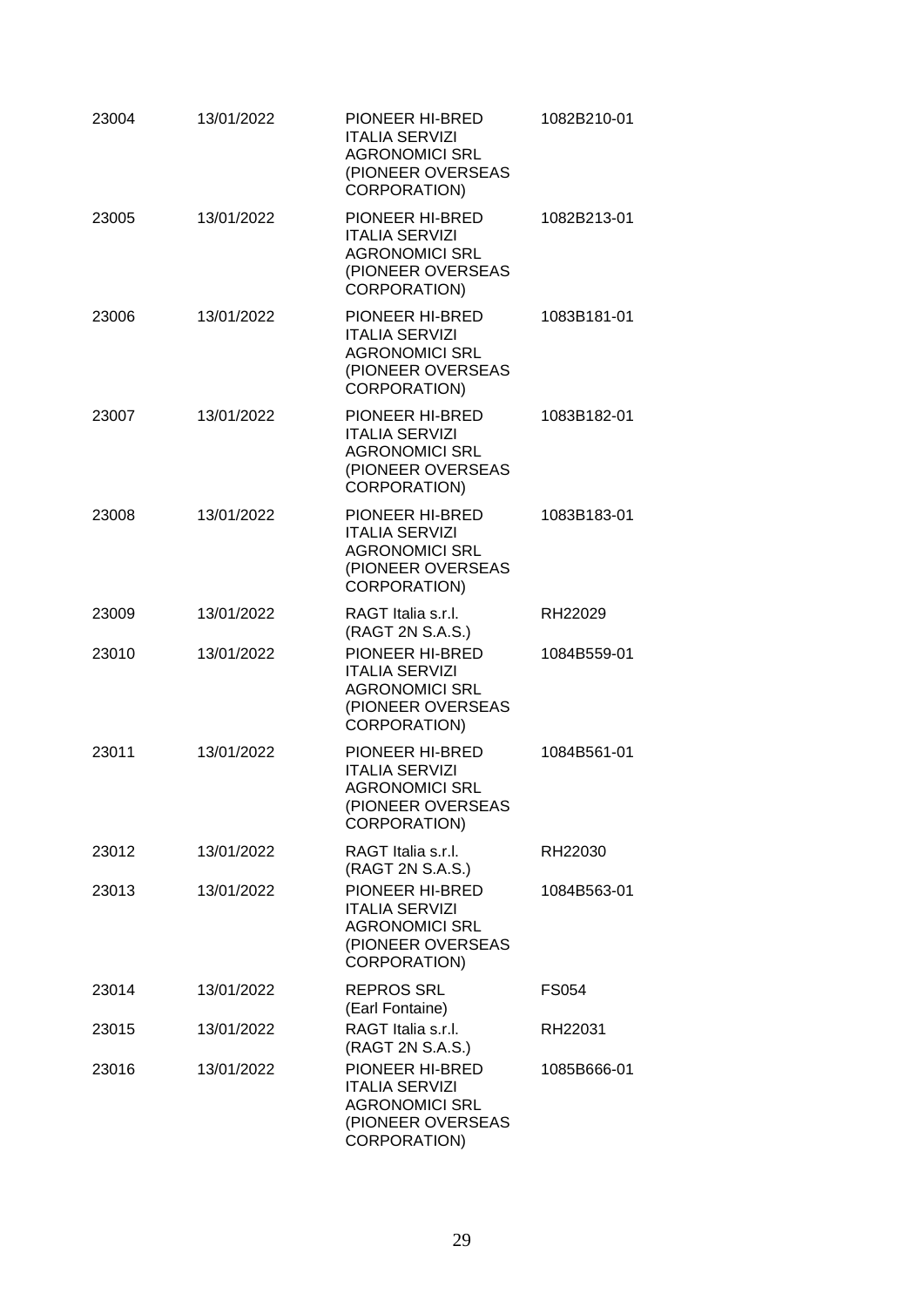| | | | |
|---|---|---|---|
| 23004 | 13/01/2022 | PIONEER HI-BRED ITALIA SERVIZI AGRONOMICI SRL (PIONEER OVERSEAS CORPORATION) | 1082B210-01 |
| 23005 | 13/01/2022 | PIONEER HI-BRED ITALIA SERVIZI AGRONOMICI SRL (PIONEER OVERSEAS CORPORATION) | 1082B213-01 |
| 23006 | 13/01/2022 | PIONEER HI-BRED ITALIA SERVIZI AGRONOMICI SRL (PIONEER OVERSEAS CORPORATION) | 1083B181-01 |
| 23007 | 13/01/2022 | PIONEER HI-BRED ITALIA SERVIZI AGRONOMICI SRL (PIONEER OVERSEAS CORPORATION) | 1083B182-01 |
| 23008 | 13/01/2022 | PIONEER HI-BRED ITALIA SERVIZI AGRONOMICI SRL (PIONEER OVERSEAS CORPORATION) | 1083B183-01 |
| 23009 | 13/01/2022 | RAGT Italia s.r.l. (RAGT 2N S.A.S.) | RH22029 |
| 23010 | 13/01/2022 | PIONEER HI-BRED ITALIA SERVIZI AGRONOMICI SRL (PIONEER OVERSEAS CORPORATION) | 1084B559-01 |
| 23011 | 13/01/2022 | PIONEER HI-BRED ITALIA SERVIZI AGRONOMICI SRL (PIONEER OVERSEAS CORPORATION) | 1084B561-01 |
| 23012 | 13/01/2022 | RAGT Italia s.r.l. (RAGT 2N S.A.S.) | RH22030 |
| 23013 | 13/01/2022 | PIONEER HI-BRED ITALIA SERVIZI AGRONOMICI SRL (PIONEER OVERSEAS CORPORATION) | 1084B563-01 |
| 23014 | 13/01/2022 | REPROS SRL (Earl Fontaine) | FS054 |
| 23015 | 13/01/2022 | RAGT Italia s.r.l. (RAGT 2N S.A.S.) | RH22031 |
| 23016 | 13/01/2022 | PIONEER HI-BRED ITALIA SERVIZI AGRONOMICI SRL (PIONEER OVERSEAS CORPORATION) | 1085B666-01 |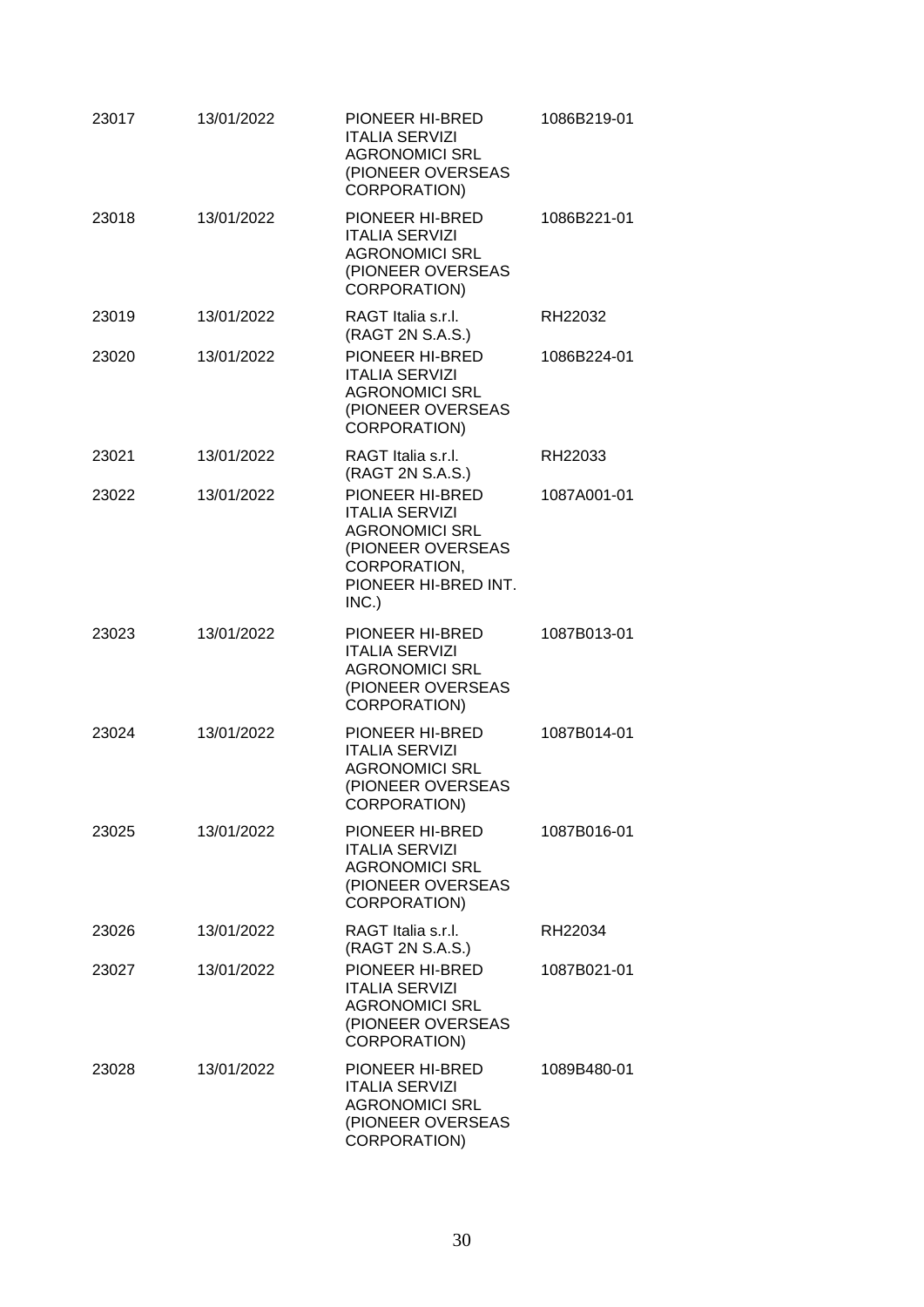| | | | |
|---|---|---|---|
| 23017 | 13/01/2022 | PIONEER HI-BRED ITALIA SERVIZI AGRONOMICI SRL (PIONEER OVERSEAS CORPORATION) | 1086B219-01 |
| 23018 | 13/01/2022 | PIONEER HI-BRED ITALIA SERVIZI AGRONOMICI SRL (PIONEER OVERSEAS CORPORATION) | 1086B221-01 |
| 23019 | 13/01/2022 | RAGT Italia s.r.l. (RAGT 2N S.A.S.) | RH22032 |
| 23020 | 13/01/2022 | PIONEER HI-BRED ITALIA SERVIZI AGRONOMICI SRL (PIONEER OVERSEAS CORPORATION) | 1086B224-01 |
| 23021 | 13/01/2022 | RAGT Italia s.r.l. (RAGT 2N S.A.S.) | RH22033 |
| 23022 | 13/01/2022 | PIONEER HI-BRED ITALIA SERVIZI AGRONOMICI SRL (PIONEER OVERSEAS CORPORATION, PIONEER HI-BRED INT. INC.) | 1087A001-01 |
| 23023 | 13/01/2022 | PIONEER HI-BRED ITALIA SERVIZI AGRONOMICI SRL (PIONEER OVERSEAS CORPORATION) | 1087B013-01 |
| 23024 | 13/01/2022 | PIONEER HI-BRED ITALIA SERVIZI AGRONOMICI SRL (PIONEER OVERSEAS CORPORATION) | 1087B014-01 |
| 23025 | 13/01/2022 | PIONEER HI-BRED ITALIA SERVIZI AGRONOMICI SRL (PIONEER OVERSEAS CORPORATION) | 1087B016-01 |
| 23026 | 13/01/2022 | RAGT Italia s.r.l. (RAGT 2N S.A.S.) | RH22034 |
| 23027 | 13/01/2022 | PIONEER HI-BRED ITALIA SERVIZI AGRONOMICI SRL (PIONEER OVERSEAS CORPORATION) | 1087B021-01 |
| 23028 | 13/01/2022 | PIONEER HI-BRED ITALIA SERVIZI AGRONOMICI SRL (PIONEER OVERSEAS CORPORATION) | 1089B480-01 |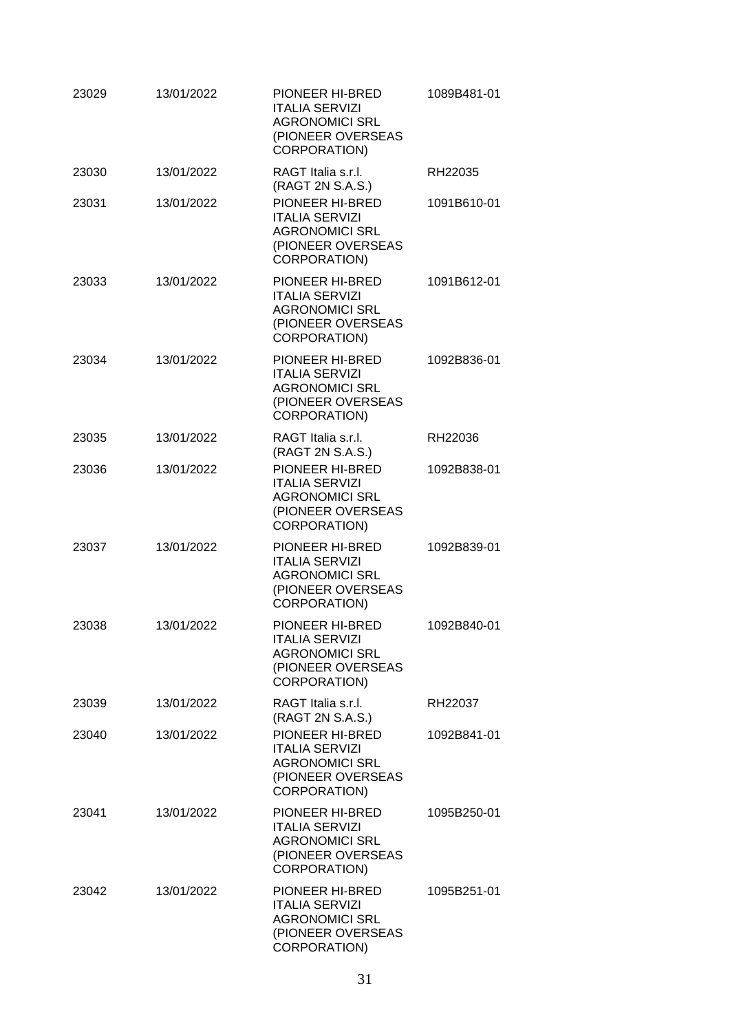| | | | |
|---|---|---|---|
| 23029 | 13/01/2022 | PIONEER HI-BRED ITALIA SERVIZI AGRONOMICI SRL (PIONEER OVERSEAS CORPORATION) | 1089B481-01 |
| 23030 | 13/01/2022 | RAGT Italia s.r.l. (RAGT 2N S.A.S.) | RH22035 |
| 23031 | 13/01/2022 | PIONEER HI-BRED ITALIA SERVIZI AGRONOMICI SRL (PIONEER OVERSEAS CORPORATION) | 1091B610-01 |
| 23033 | 13/01/2022 | PIONEER HI-BRED ITALIA SERVIZI AGRONOMICI SRL (PIONEER OVERSEAS CORPORATION) | 1091B612-01 |
| 23034 | 13/01/2022 | PIONEER HI-BRED ITALIA SERVIZI AGRONOMICI SRL (PIONEER OVERSEAS CORPORATION) | 1092B836-01 |
| 23035 | 13/01/2022 | RAGT Italia s.r.l. (RAGT 2N S.A.S.) | RH22036 |
| 23036 | 13/01/2022 | PIONEER HI-BRED ITALIA SERVIZI AGRONOMICI SRL (PIONEER OVERSEAS CORPORATION) | 1092B838-01 |
| 23037 | 13/01/2022 | PIONEER HI-BRED ITALIA SERVIZI AGRONOMICI SRL (PIONEER OVERSEAS CORPORATION) | 1092B839-01 |
| 23038 | 13/01/2022 | PIONEER HI-BRED ITALIA SERVIZI AGRONOMICI SRL (PIONEER OVERSEAS CORPORATION) | 1092B840-01 |
| 23039 | 13/01/2022 | RAGT Italia s.r.l. (RAGT 2N S.A.S.) | RH22037 |
| 23040 | 13/01/2022 | PIONEER HI-BRED ITALIA SERVIZI AGRONOMICI SRL (PIONEER OVERSEAS CORPORATION) | 1092B841-01 |
| 23041 | 13/01/2022 | PIONEER HI-BRED ITALIA SERVIZI AGRONOMICI SRL (PIONEER OVERSEAS CORPORATION) | 1095B250-01 |
| 23042 | 13/01/2022 | PIONEER HI-BRED ITALIA SERVIZI AGRONOMICI SRL (PIONEER OVERSEAS CORPORATION) | 1095B251-01 |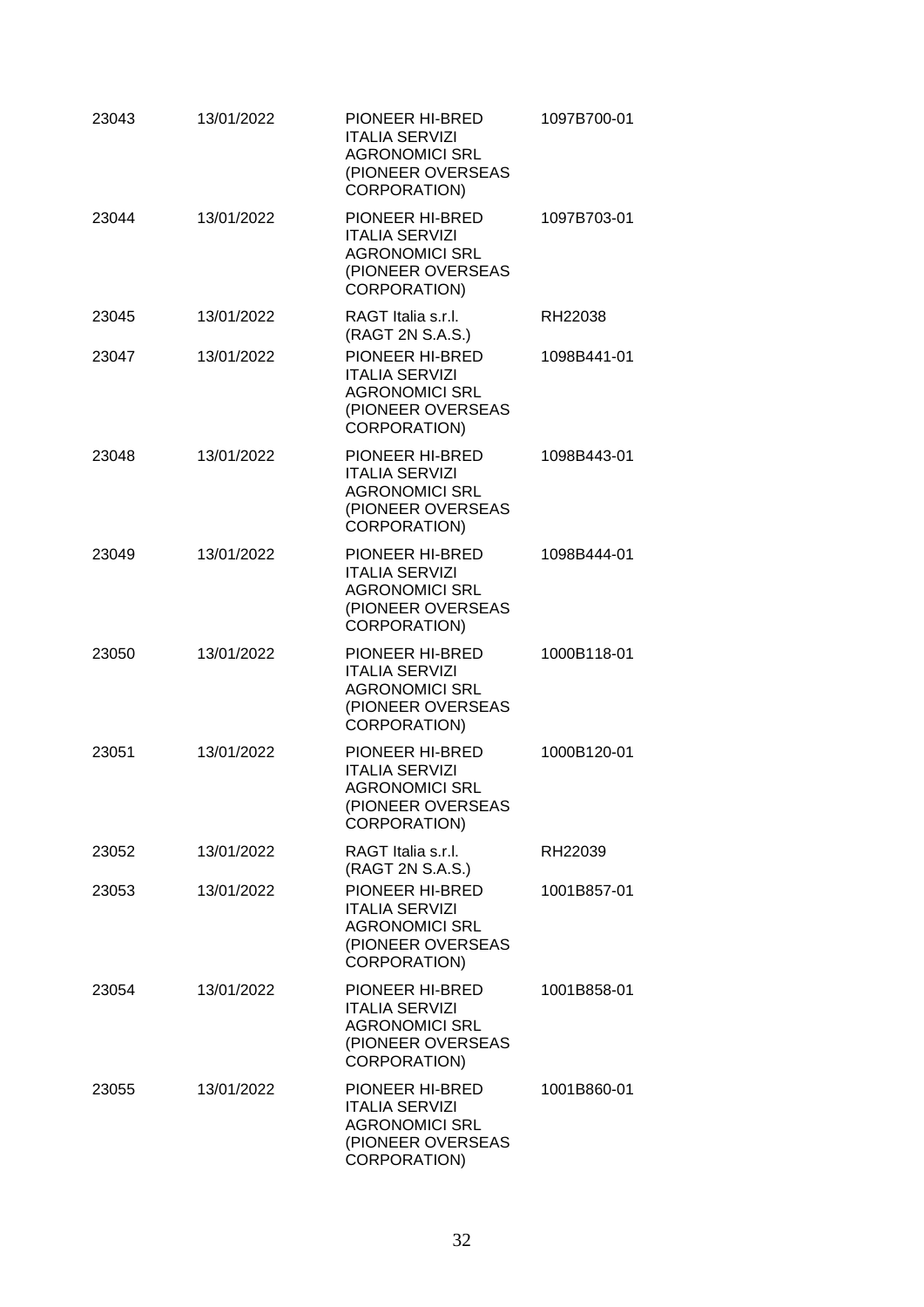| | | | |
|---|---|---|---|
| 23043 | 13/01/2022 | PIONEER HI-BRED ITALIA SERVIZI AGRONOMICI SRL (PIONEER OVERSEAS CORPORATION) | 1097B700-01 |
| 23044 | 13/01/2022 | PIONEER HI-BRED ITALIA SERVIZI AGRONOMICI SRL (PIONEER OVERSEAS CORPORATION) | 1097B703-01 |
| 23045 | 13/01/2022 | RAGT Italia s.r.l. (RAGT 2N S.A.S.) | RH22038 |
| 23047 | 13/01/2022 | PIONEER HI-BRED ITALIA SERVIZI AGRONOMICI SRL (PIONEER OVERSEAS CORPORATION) | 1098B441-01 |
| 23048 | 13/01/2022 | PIONEER HI-BRED ITALIA SERVIZI AGRONOMICI SRL (PIONEER OVERSEAS CORPORATION) | 1098B443-01 |
| 23049 | 13/01/2022 | PIONEER HI-BRED ITALIA SERVIZI AGRONOMICI SRL (PIONEER OVERSEAS CORPORATION) | 1098B444-01 |
| 23050 | 13/01/2022 | PIONEER HI-BRED ITALIA SERVIZI AGRONOMICI SRL (PIONEER OVERSEAS CORPORATION) | 1000B118-01 |
| 23051 | 13/01/2022 | PIONEER HI-BRED ITALIA SERVIZI AGRONOMICI SRL (PIONEER OVERSEAS CORPORATION) | 1000B120-01 |
| 23052 | 13/01/2022 | RAGT Italia s.r.l. (RAGT 2N S.A.S.) | RH22039 |
| 23053 | 13/01/2022 | PIONEER HI-BRED ITALIA SERVIZI AGRONOMICI SRL (PIONEER OVERSEAS CORPORATION) | 1001B857-01 |
| 23054 | 13/01/2022 | PIONEER HI-BRED ITALIA SERVIZI AGRONOMICI SRL (PIONEER OVERSEAS CORPORATION) | 1001B858-01 |
| 23055 | 13/01/2022 | PIONEER HI-BRED ITALIA SERVIZI AGRONOMICI SRL (PIONEER OVERSEAS CORPORATION) | 1001B860-01 |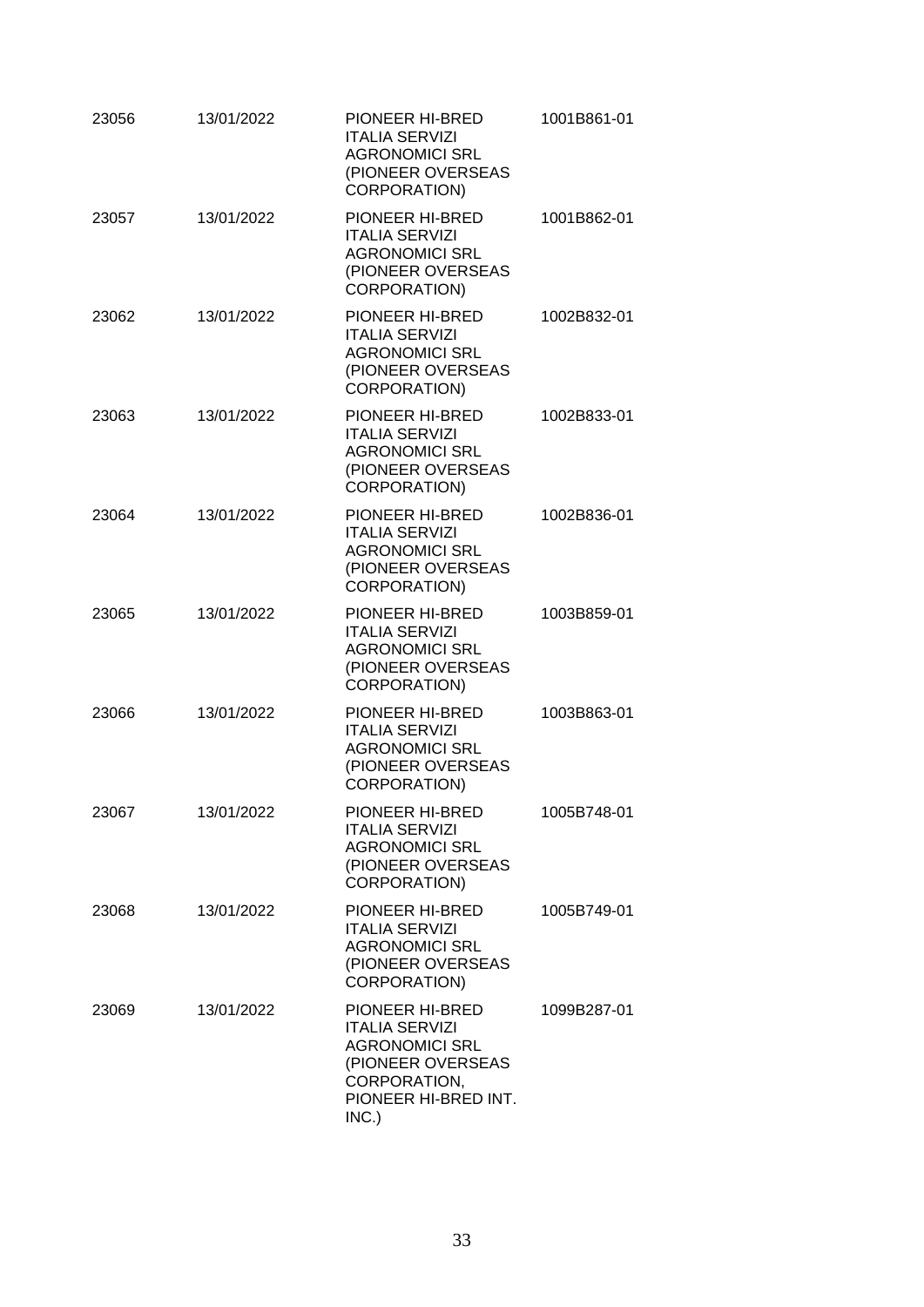| | | | |
|---|---|---|---|
| 23056 | 13/01/2022 | PIONEER HI-BRED ITALIA SERVIZI AGRONOMICI SRL (PIONEER OVERSEAS CORPORATION) | 1001B861-01 |
| 23057 | 13/01/2022 | PIONEER HI-BRED ITALIA SERVIZI AGRONOMICI SRL (PIONEER OVERSEAS CORPORATION) | 1001B862-01 |
| 23062 | 13/01/2022 | PIONEER HI-BRED ITALIA SERVIZI AGRONOMICI SRL (PIONEER OVERSEAS CORPORATION) | 1002B832-01 |
| 23063 | 13/01/2022 | PIONEER HI-BRED ITALIA SERVIZI AGRONOMICI SRL (PIONEER OVERSEAS CORPORATION) | 1002B833-01 |
| 23064 | 13/01/2022 | PIONEER HI-BRED ITALIA SERVIZI AGRONOMICI SRL (PIONEER OVERSEAS CORPORATION) | 1002B836-01 |
| 23065 | 13/01/2022 | PIONEER HI-BRED ITALIA SERVIZI AGRONOMICI SRL (PIONEER OVERSEAS CORPORATION) | 1003B859-01 |
| 23066 | 13/01/2022 | PIONEER HI-BRED ITALIA SERVIZI AGRONOMICI SRL (PIONEER OVERSEAS CORPORATION) | 1003B863-01 |
| 23067 | 13/01/2022 | PIONEER HI-BRED ITALIA SERVIZI AGRONOMICI SRL (PIONEER OVERSEAS CORPORATION) | 1005B748-01 |
| 23068 | 13/01/2022 | PIONEER HI-BRED ITALIA SERVIZI AGRONOMICI SRL (PIONEER OVERSEAS CORPORATION) | 1005B749-01 |
| 23069 | 13/01/2022 | PIONEER HI-BRED ITALIA SERVIZI AGRONOMICI SRL (PIONEER OVERSEAS CORPORATION, PIONEER HI-BRED INT. INC.) | 1099B287-01 |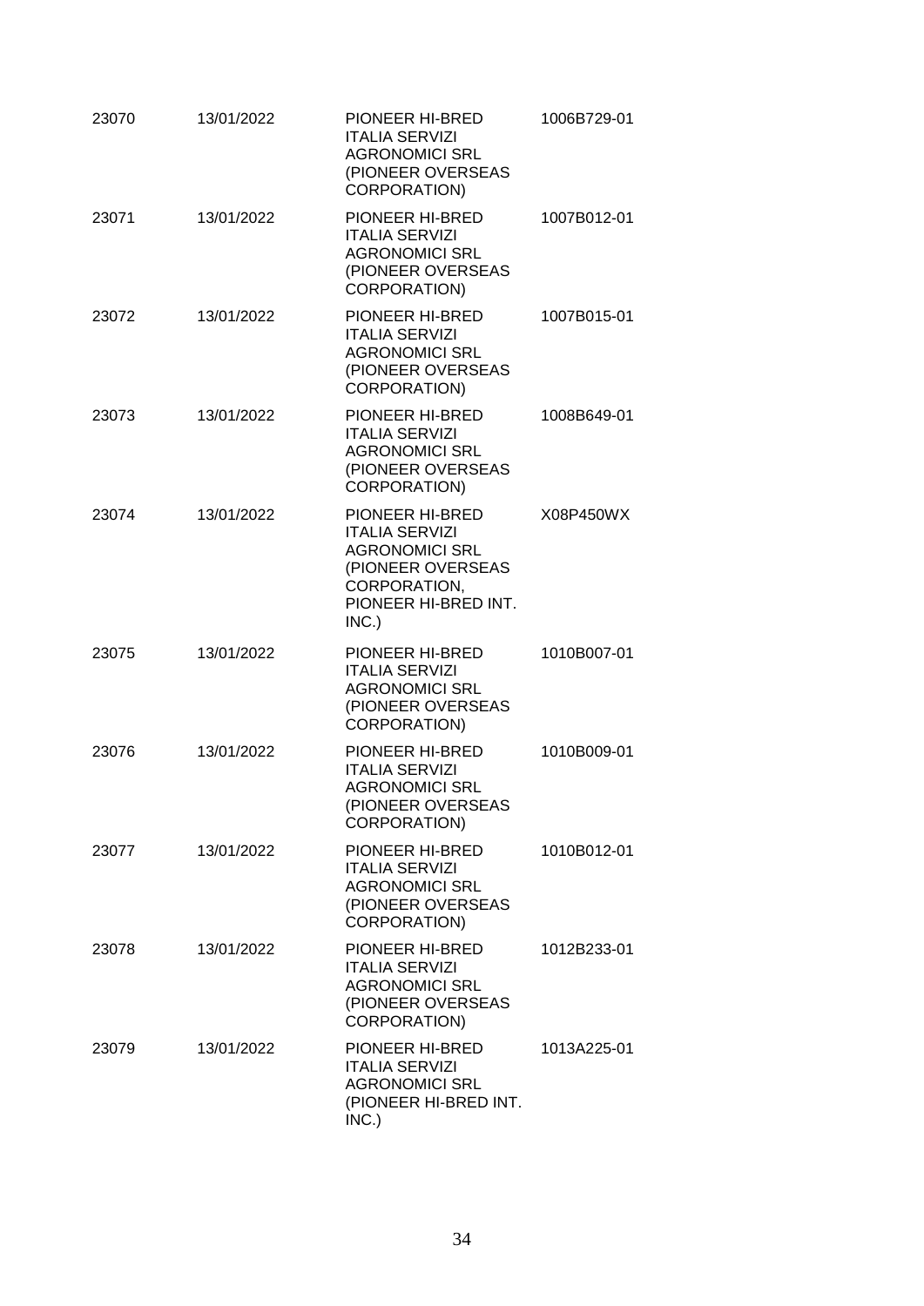| | | | |
|---|---|---|---|
| 23070 | 13/01/2022 | PIONEER HI-BRED ITALIA SERVIZI AGRONOMICI SRL (PIONEER OVERSEAS CORPORATION) | 1006B729-01 |
| 23071 | 13/01/2022 | PIONEER HI-BRED ITALIA SERVIZI AGRONOMICI SRL (PIONEER OVERSEAS CORPORATION) | 1007B012-01 |
| 23072 | 13/01/2022 | PIONEER HI-BRED ITALIA SERVIZI AGRONOMICI SRL (PIONEER OVERSEAS CORPORATION) | 1007B015-01 |
| 23073 | 13/01/2022 | PIONEER HI-BRED ITALIA SERVIZI AGRONOMICI SRL (PIONEER OVERSEAS CORPORATION) | 1008B649-01 |
| 23074 | 13/01/2022 | PIONEER HI-BRED ITALIA SERVIZI AGRONOMICI SRL (PIONEER OVERSEAS CORPORATION, PIONEER HI-BRED INT. INC.) | X08P450WX |
| 23075 | 13/01/2022 | PIONEER HI-BRED ITALIA SERVIZI AGRONOMICI SRL (PIONEER OVERSEAS CORPORATION) | 1010B007-01 |
| 23076 | 13/01/2022 | PIONEER HI-BRED ITALIA SERVIZI AGRONOMICI SRL (PIONEER OVERSEAS CORPORATION) | 1010B009-01 |
| 23077 | 13/01/2022 | PIONEER HI-BRED ITALIA SERVIZI AGRONOMICI SRL (PIONEER OVERSEAS CORPORATION) | 1010B012-01 |
| 23078 | 13/01/2022 | PIONEER HI-BRED ITALIA SERVIZI AGRONOMICI SRL (PIONEER OVERSEAS CORPORATION) | 1012B233-01 |
| 23079 | 13/01/2022 | PIONEER HI-BRED ITALIA SERVIZI AGRONOMICI SRL (PIONEER HI-BRED INT. INC.) | 1013A225-01 |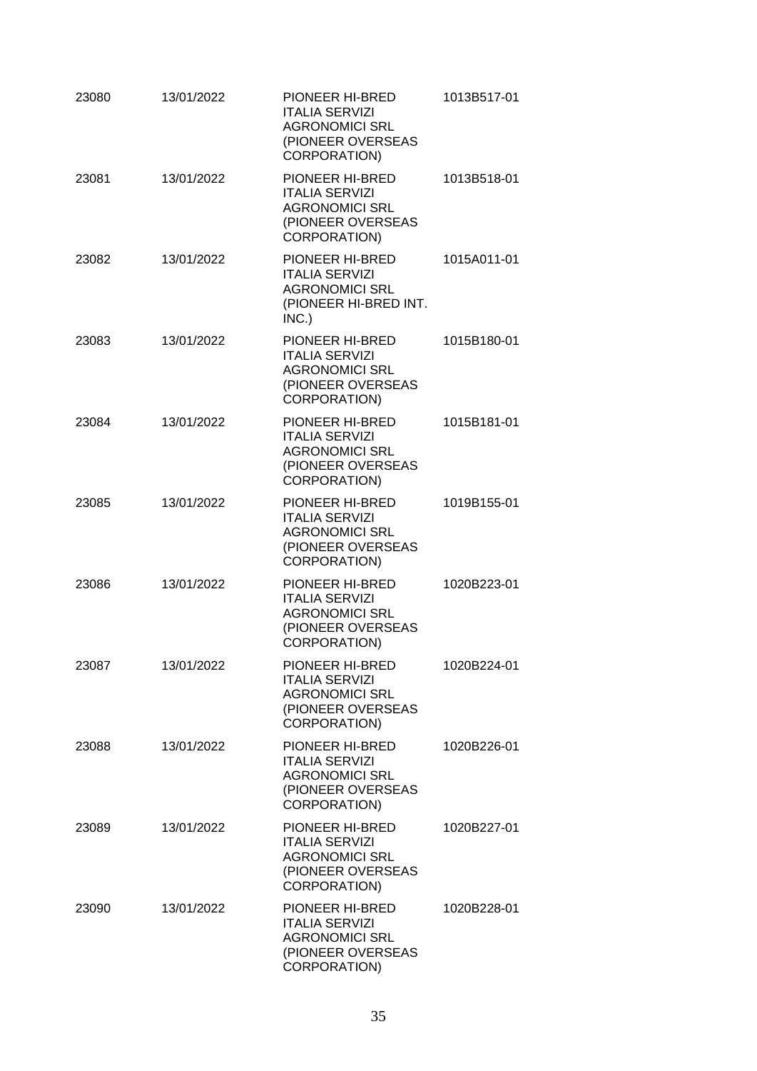| | | | |
|---|---|---|---|
| 23080 | 13/01/2022 | PIONEER HI-BRED ITALIA SERVIZI AGRONOMICI SRL (PIONEER OVERSEAS CORPORATION) | 1013B517-01 |
| 23081 | 13/01/2022 | PIONEER HI-BRED ITALIA SERVIZI AGRONOMICI SRL (PIONEER OVERSEAS CORPORATION) | 1013B518-01 |
| 23082 | 13/01/2022 | PIONEER HI-BRED ITALIA SERVIZI AGRONOMICI SRL (PIONEER HI-BRED INT. INC.) | 1015A011-01 |
| 23083 | 13/01/2022 | PIONEER HI-BRED ITALIA SERVIZI AGRONOMICI SRL (PIONEER OVERSEAS CORPORATION) | 1015B180-01 |
| 23084 | 13/01/2022 | PIONEER HI-BRED ITALIA SERVIZI AGRONOMICI SRL (PIONEER OVERSEAS CORPORATION) | 1015B181-01 |
| 23085 | 13/01/2022 | PIONEER HI-BRED ITALIA SERVIZI AGRONOMICI SRL (PIONEER OVERSEAS CORPORATION) | 1019B155-01 |
| 23086 | 13/01/2022 | PIONEER HI-BRED ITALIA SERVIZI AGRONOMICI SRL (PIONEER OVERSEAS CORPORATION) | 1020B223-01 |
| 23087 | 13/01/2022 | PIONEER HI-BRED ITALIA SERVIZI AGRONOMICI SRL (PIONEER OVERSEAS CORPORATION) | 1020B224-01 |
| 23088 | 13/01/2022 | PIONEER HI-BRED ITALIA SERVIZI AGRONOMICI SRL (PIONEER OVERSEAS CORPORATION) | 1020B226-01 |
| 23089 | 13/01/2022 | PIONEER HI-BRED ITALIA SERVIZI AGRONOMICI SRL (PIONEER OVERSEAS CORPORATION) | 1020B227-01 |
| 23090 | 13/01/2022 | PIONEER HI-BRED ITALIA SERVIZI AGRONOMICI SRL (PIONEER OVERSEAS CORPORATION) | 1020B228-01 |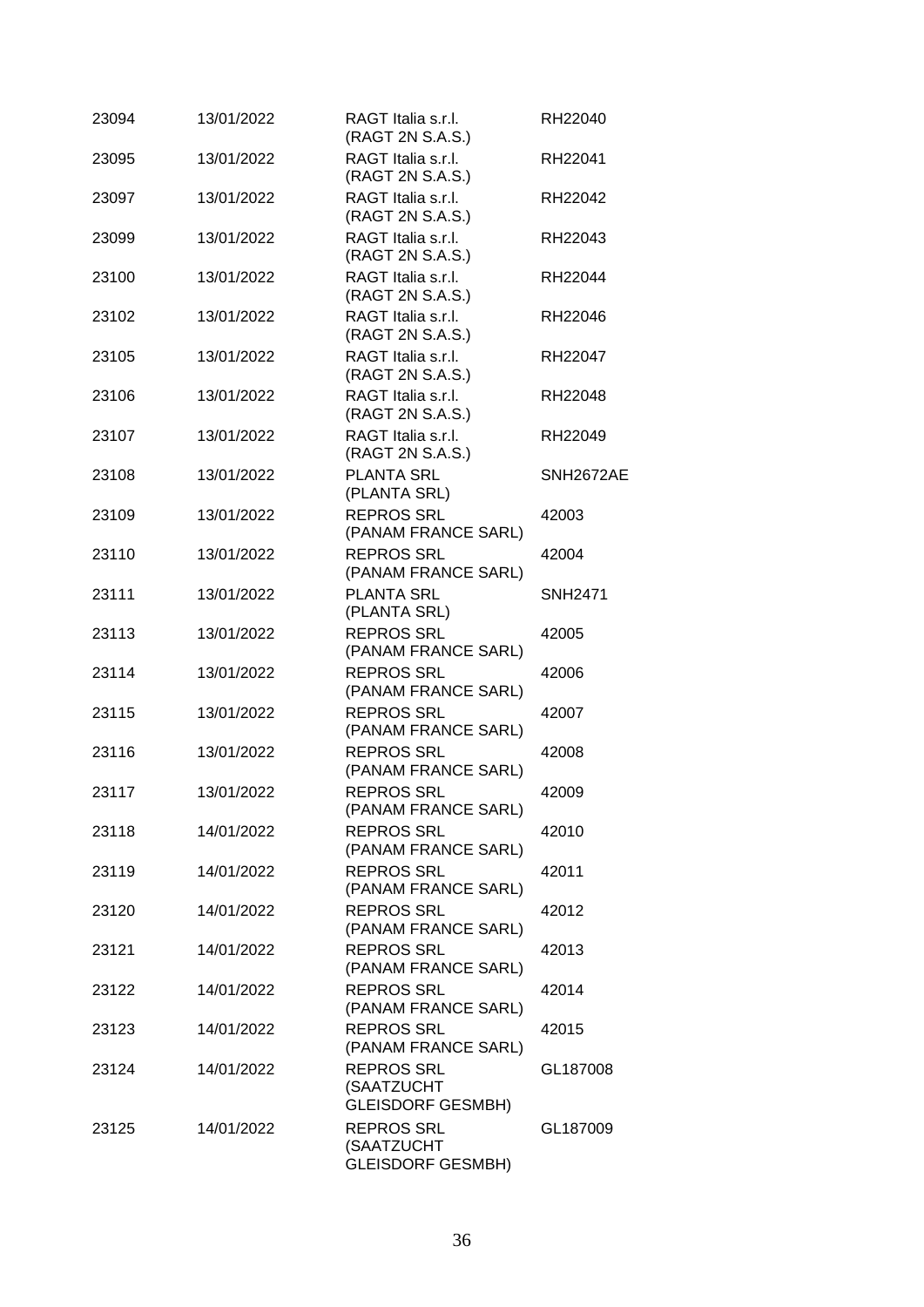| | | | |
|---|---|---|---|
| 23094 | 13/01/2022 | RAGT Italia s.r.l. (RAGT 2N S.A.S.) | RH22040 |
| 23095 | 13/01/2022 | RAGT Italia s.r.l. (RAGT 2N S.A.S.) | RH22041 |
| 23097 | 13/01/2022 | RAGT Italia s.r.l. (RAGT 2N S.A.S.) | RH22042 |
| 23099 | 13/01/2022 | RAGT Italia s.r.l. (RAGT 2N S.A.S.) | RH22043 |
| 23100 | 13/01/2022 | RAGT Italia s.r.l. (RAGT 2N S.A.S.) | RH22044 |
| 23102 | 13/01/2022 | RAGT Italia s.r.l. (RAGT 2N S.A.S.) | RH22046 |
| 23105 | 13/01/2022 | RAGT Italia s.r.l. (RAGT 2N S.A.S.) | RH22047 |
| 23106 | 13/01/2022 | RAGT Italia s.r.l. (RAGT 2N S.A.S.) | RH22048 |
| 23107 | 13/01/2022 | RAGT Italia s.r.l. (RAGT 2N S.A.S.) | RH22049 |
| 23108 | 13/01/2022 | PLANTA SRL (PLANTA SRL) | SNH2672AE |
| 23109 | 13/01/2022 | REPROS SRL (PANAM FRANCE SARL) | 42003 |
| 23110 | 13/01/2022 | REPROS SRL (PANAM FRANCE SARL) | 42004 |
| 23111 | 13/01/2022 | PLANTA SRL (PLANTA SRL) | SNH2471 |
| 23113 | 13/01/2022 | REPROS SRL (PANAM FRANCE SARL) | 42005 |
| 23114 | 13/01/2022 | REPROS SRL (PANAM FRANCE SARL) | 42006 |
| 23115 | 13/01/2022 | REPROS SRL (PANAM FRANCE SARL) | 42007 |
| 23116 | 13/01/2022 | REPROS SRL (PANAM FRANCE SARL) | 42008 |
| 23117 | 13/01/2022 | REPROS SRL (PANAM FRANCE SARL) | 42009 |
| 23118 | 14/01/2022 | REPROS SRL (PANAM FRANCE SARL) | 42010 |
| 23119 | 14/01/2022 | REPROS SRL (PANAM FRANCE SARL) | 42011 |
| 23120 | 14/01/2022 | REPROS SRL (PANAM FRANCE SARL) | 42012 |
| 23121 | 14/01/2022 | REPROS SRL (PANAM FRANCE SARL) | 42013 |
| 23122 | 14/01/2022 | REPROS SRL (PANAM FRANCE SARL) | 42014 |
| 23123 | 14/01/2022 | REPROS SRL (PANAM FRANCE SARL) | 42015 |
| 23124 | 14/01/2022 | REPROS SRL (SAATZUCHT GLEISDORF GESMBH) | GL187008 |
| 23125 | 14/01/2022 | REPROS SRL (SAATZUCHT GLEISDORF GESMBH) | GL187009 |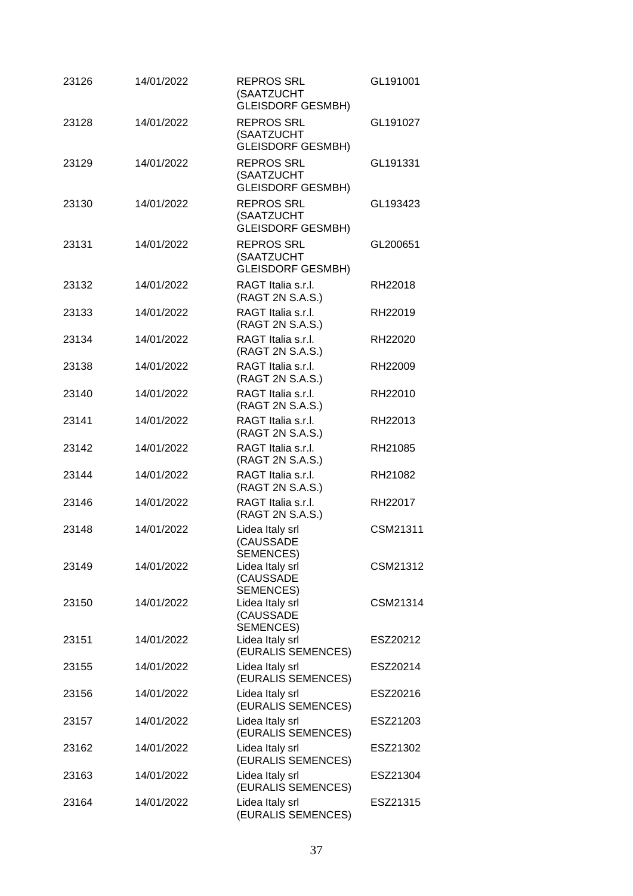| | | | |
|---|---|---|---|
| 23126 | 14/01/2022 | REPROS SRL (SAATZUCHT GLEISDORF GESMBH) | GL191001 |
| 23128 | 14/01/2022 | REPROS SRL (SAATZUCHT GLEISDORF GESMBH) | GL191027 |
| 23129 | 14/01/2022 | REPROS SRL (SAATZUCHT GLEISDORF GESMBH) | GL191331 |
| 23130 | 14/01/2022 | REPROS SRL (SAATZUCHT GLEISDORF GESMBH) | GL193423 |
| 23131 | 14/01/2022 | REPROS SRL (SAATZUCHT GLEISDORF GESMBH) | GL200651 |
| 23132 | 14/01/2022 | RAGT Italia s.r.l. (RAGT 2N S.A.S.) | RH22018 |
| 23133 | 14/01/2022 | RAGT Italia s.r.l. (RAGT 2N S.A.S.) | RH22019 |
| 23134 | 14/01/2022 | RAGT Italia s.r.l. (RAGT 2N S.A.S.) | RH22020 |
| 23138 | 14/01/2022 | RAGT Italia s.r.l. (RAGT 2N S.A.S.) | RH22009 |
| 23140 | 14/01/2022 | RAGT Italia s.r.l. (RAGT 2N S.A.S.) | RH22010 |
| 23141 | 14/01/2022 | RAGT Italia s.r.l. (RAGT 2N S.A.S.) | RH22013 |
| 23142 | 14/01/2022 | RAGT Italia s.r.l. (RAGT 2N S.A.S.) | RH21085 |
| 23144 | 14/01/2022 | RAGT Italia s.r.l. (RAGT 2N S.A.S.) | RH21082 |
| 23146 | 14/01/2022 | RAGT Italia s.r.l. (RAGT 2N S.A.S.) | RH22017 |
| 23148 | 14/01/2022 | Lidea Italy srl (CAUSSADE SEMENCES) | CSM21311 |
| 23149 | 14/01/2022 | Lidea Italy srl (CAUSSADE SEMENCES) | CSM21312 |
| 23150 | 14/01/2022 | Lidea Italy srl (CAUSSADE SEMENCES) | CSM21314 |
| 23151 | 14/01/2022 | Lidea Italy srl (EURALIS SEMENCES) | ESZ20212 |
| 23155 | 14/01/2022 | Lidea Italy srl (EURALIS SEMENCES) | ESZ20214 |
| 23156 | 14/01/2022 | Lidea Italy srl (EURALIS SEMENCES) | ESZ20216 |
| 23157 | 14/01/2022 | Lidea Italy srl (EURALIS SEMENCES) | ESZ21203 |
| 23162 | 14/01/2022 | Lidea Italy srl (EURALIS SEMENCES) | ESZ21302 |
| 23163 | 14/01/2022 | Lidea Italy srl (EURALIS SEMENCES) | ESZ21304 |
| 23164 | 14/01/2022 | Lidea Italy srl (EURALIS SEMENCES) | ESZ21315 |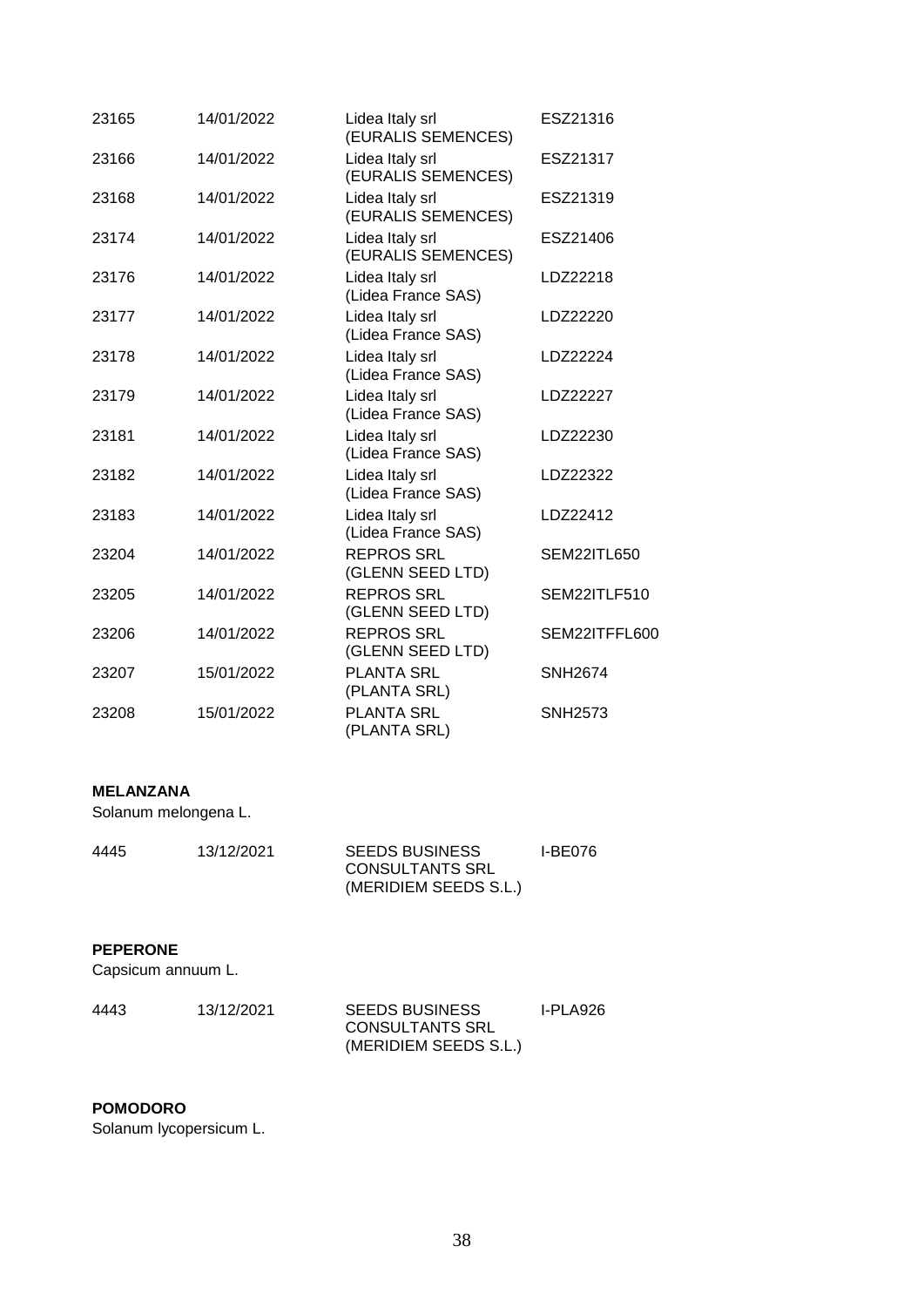| | | | |
|---|---|---|---|
| 23165 | 14/01/2022 | Lidea Italy srl (EURALIS SEMENCES) | ESZ21316 |
| 23166 | 14/01/2022 | Lidea Italy srl (EURALIS SEMENCES) | ESZ21317 |
| 23168 | 14/01/2022 | Lidea Italy srl (EURALIS SEMENCES) | ESZ21319 |
| 23174 | 14/01/2022 | Lidea Italy srl (EURALIS SEMENCES) | ESZ21406 |
| 23176 | 14/01/2022 | Lidea Italy srl (Lidea France SAS) | LDZ22218 |
| 23177 | 14/01/2022 | Lidea Italy srl (Lidea France SAS) | LDZ22220 |
| 23178 | 14/01/2022 | Lidea Italy srl (Lidea France SAS) | LDZ22224 |
| 23179 | 14/01/2022 | Lidea Italy srl (Lidea France SAS) | LDZ22227 |
| 23181 | 14/01/2022 | Lidea Italy srl (Lidea France SAS) | LDZ22230 |
| 23182 | 14/01/2022 | Lidea Italy srl (Lidea France SAS) | LDZ22322 |
| 23183 | 14/01/2022 | Lidea Italy srl (Lidea France SAS) | LDZ22412 |
| 23204 | 14/01/2022 | REPROS SRL (GLENN SEED LTD) | SEM22ITL650 |
| 23205 | 14/01/2022 | REPROS SRL (GLENN SEED LTD) | SEM22ITLF510 |
| 23206 | 14/01/2022 | REPROS SRL (GLENN SEED LTD) | SEM22ITFFL600 |
| 23207 | 15/01/2022 | PLANTA SRL (PLANTA SRL) | SNH2674 |
| 23208 | 15/01/2022 | PLANTA SRL (PLANTA SRL) | SNH2573 |

**MELANZANA**

Solanum melongena L.

| | | | |
|---|---|---|---|
| 4445 | 13/12/2021 | SEEDS BUSINESS CONSULTANTS SRL (MERIDIEM SEEDS S.L.) | I-BE076 |

**PEPERONE**

Capsicum annuum L.

| | | | |
|---|---|---|---|
| 4443 | 13/12/2021 | SEEDS BUSINESS CONSULTANTS SRL (MERIDIEM SEEDS S.L.) | I-PLA926 |

**POMODORO**

Solanum lycopersicum L.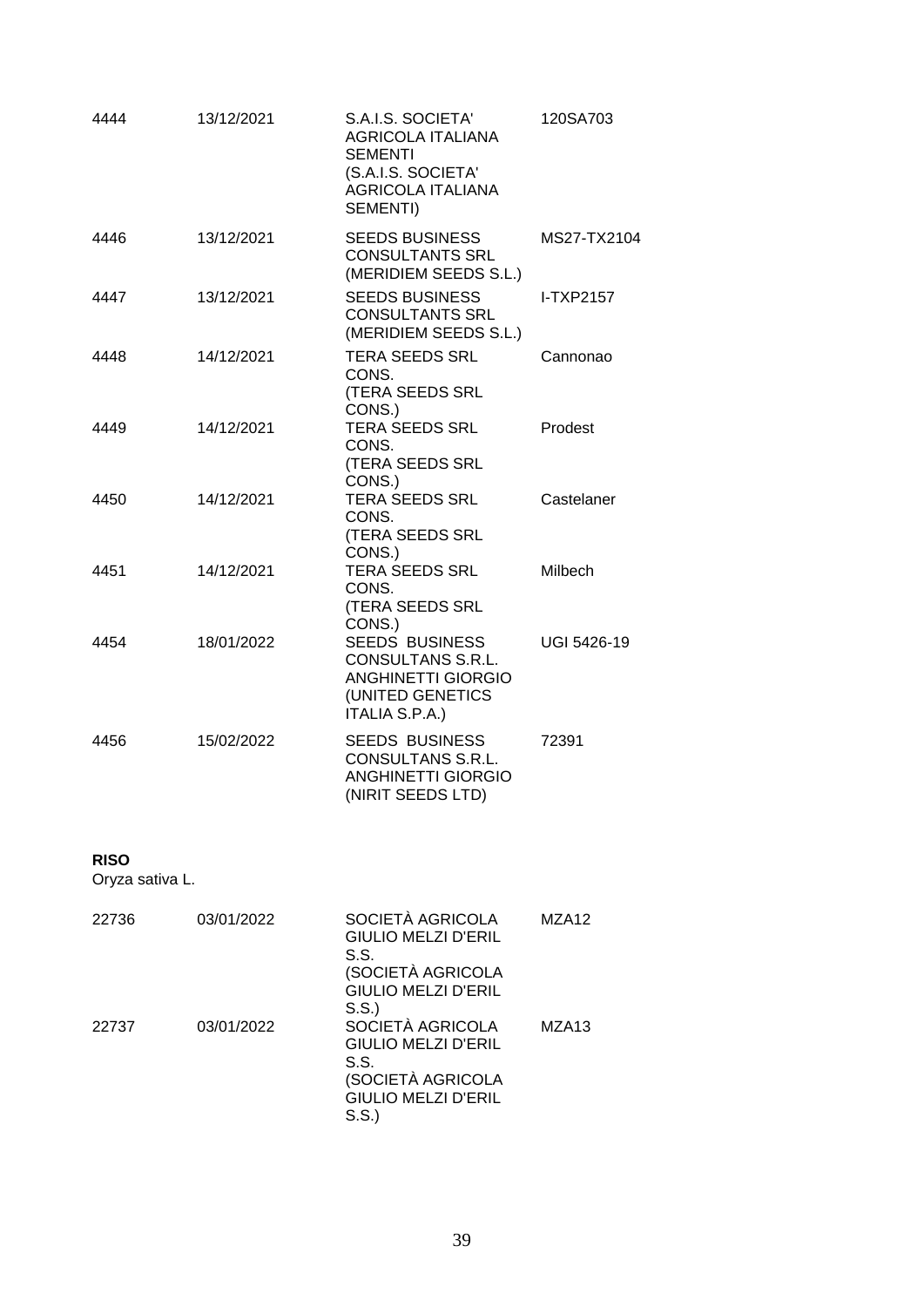| | | | |
|---|---|---|---|
| 4444 | 13/12/2021 | S.A.I.S. SOCIETA' AGRICOLA ITALIANA SEMENTI (S.A.I.S. SOCIETA' AGRICOLA ITALIANA SEMENTI) | 120SA703 |
| 4446 | 13/12/2021 | SEEDS BUSINESS CONSULTANTS SRL (MERIDIEM SEEDS S.L.) | MS27-TX2104 |
| 4447 | 13/12/2021 | SEEDS BUSINESS CONSULTANTS SRL (MERIDIEM SEEDS S.L.) | I-TXP2157 |
| 4448 | 14/12/2021 | TERA SEEDS SRL CONS. (TERA SEEDS SRL CONS.) | Cannonao |
| 4449 | 14/12/2021 | TERA SEEDS SRL CONS. (TERA SEEDS SRL CONS.) | Prodest |
| 4450 | 14/12/2021 | TERA SEEDS SRL CONS. (TERA SEEDS SRL CONS.) | Castelaner |
| 4451 | 14/12/2021 | TERA SEEDS SRL CONS. (TERA SEEDS SRL CONS.) | Milbech |
| 4454 | 18/01/2022 | SEEDS BUSINESS CONSULTANS S.R.L. ANGHINETTI GIORGIO (UNITED GENETICS ITALIA S.P.A.) | UGI 5426-19 |
| 4456 | 15/02/2022 | SEEDS BUSINESS CONSULTANS S.R.L. ANGHINETTI GIORGIO (NIRIT SEEDS LTD) | 72391 |

**RISO**
Oryza sativa L.

| | | | |
|---|---|---|---|
| 22736 | 03/01/2022 | SOCIETÀ AGRICOLA GIULIO MELZI D'ERIL S.S. (SOCIETÀ AGRICOLA GIULIO MELZI D'ERIL S.S.) | MZA12 |
| 22737 | 03/01/2022 | SOCIETÀ AGRICOLA GIULIO MELZI D'ERIL S.S. (SOCIETÀ AGRICOLA GIULIO MELZI D'ERIL S.S.) | MZA13 |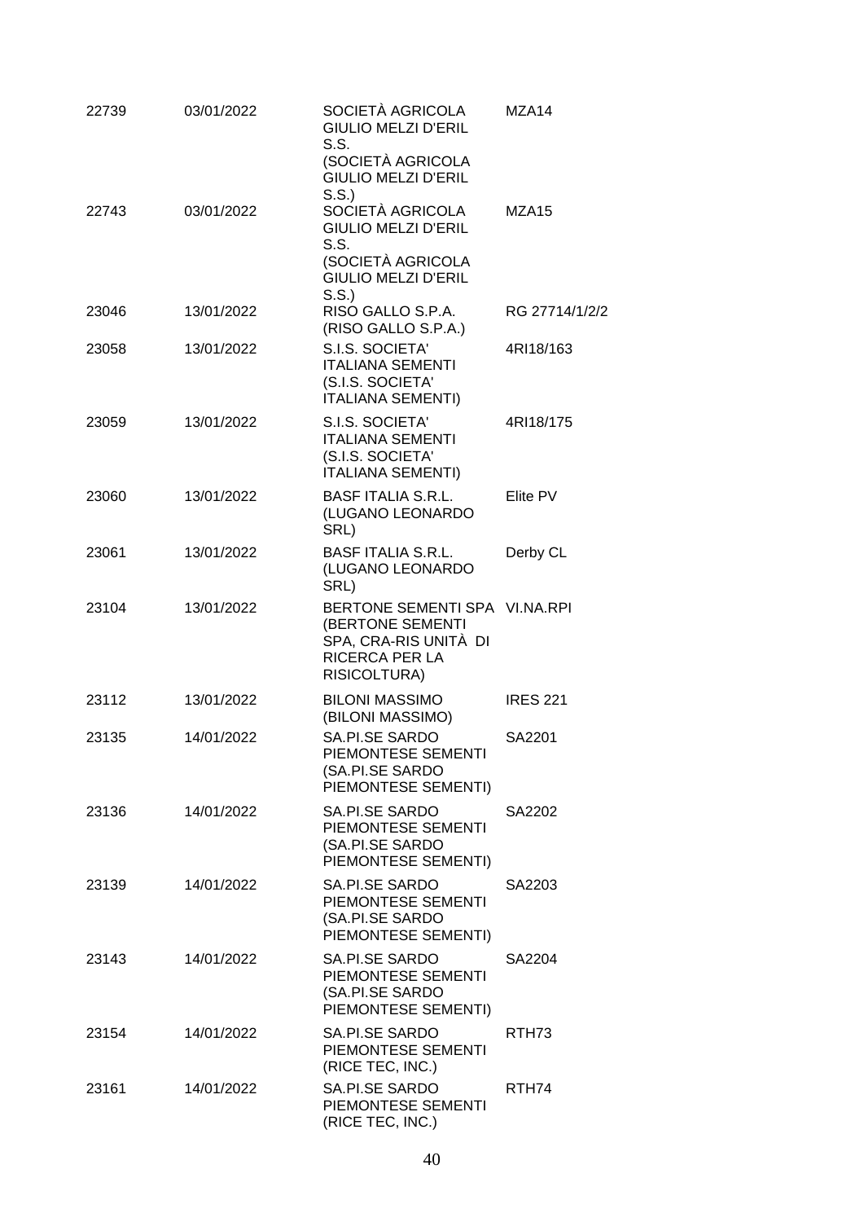| | | | |
|---|---|---|---|
| 22739 | 03/01/2022 | SOCIETÀ AGRICOLA GIULIO MELZI D'ERIL S.S. (SOCIETÀ AGRICOLA GIULIO MELZI D'ERIL S.S.) | MZA14 |
| 22743 | 03/01/2022 | SOCIETÀ AGRICOLA GIULIO MELZI D'ERIL S.S. (SOCIETÀ AGRICOLA GIULIO MELZI D'ERIL S.S.) | MZA15 |
| 23046 | 13/01/2022 | RISO GALLO S.P.A. (RISO GALLO S.P.A.) | RG 27714/1/2/2 |
| 23058 | 13/01/2022 | S.I.S. SOCIETA' ITALIANA SEMENTI (S.I.S. SOCIETA' ITALIANA SEMENTI) | 4RI18/163 |
| 23059 | 13/01/2022 | S.I.S. SOCIETA' ITALIANA SEMENTI (S.I.S. SOCIETA' ITALIANA SEMENTI) | 4RI18/175 |
| 23060 | 13/01/2022 | BASF ITALIA S.R.L. (LUGANO LEONARDO SRL) | Elite PV |
| 23061 | 13/01/2022 | BASF ITALIA S.R.L. (LUGANO LEONARDO SRL) | Derby CL |
| 23104 | 13/01/2022 | BERTONE SEMENTI SPA (BERTONE SEMENTI SPA, CRA-RIS UNITÀ DI RICERCA PER LA RISICOLTURA) | VI.NA.RPI |
| 23112 | 13/01/2022 | BILONI MASSIMO (BILONI MASSIMO) | IRES 221 |
| 23135 | 14/01/2022 | SA.PI.SE SARDO PIEMONTESE SEMENTI (SA.PI.SE SARDO PIEMONTESE SEMENTI) | SA2201 |
| 23136 | 14/01/2022 | SA.PI.SE SARDO PIEMONTESE SEMENTI (SA.PI.SE SARDO PIEMONTESE SEMENTI) | SA2202 |
| 23139 | 14/01/2022 | SA.PI.SE SARDO PIEMONTESE SEMENTI (SA.PI.SE SARDO PIEMONTESE SEMENTI) | SA2203 |
| 23143 | 14/01/2022 | SA.PI.SE SARDO PIEMONTESE SEMENTI (SA.PI.SE SARDO PIEMONTESE SEMENTI) | SA2204 |
| 23154 | 14/01/2022 | SA.PI.SE SARDO PIEMONTESE SEMENTI (RICE TEC, INC.) | RTH73 |
| 23161 | 14/01/2022 | SA.PI.SE SARDO PIEMONTESE SEMENTI (RICE TEC, INC.) | RTH74 |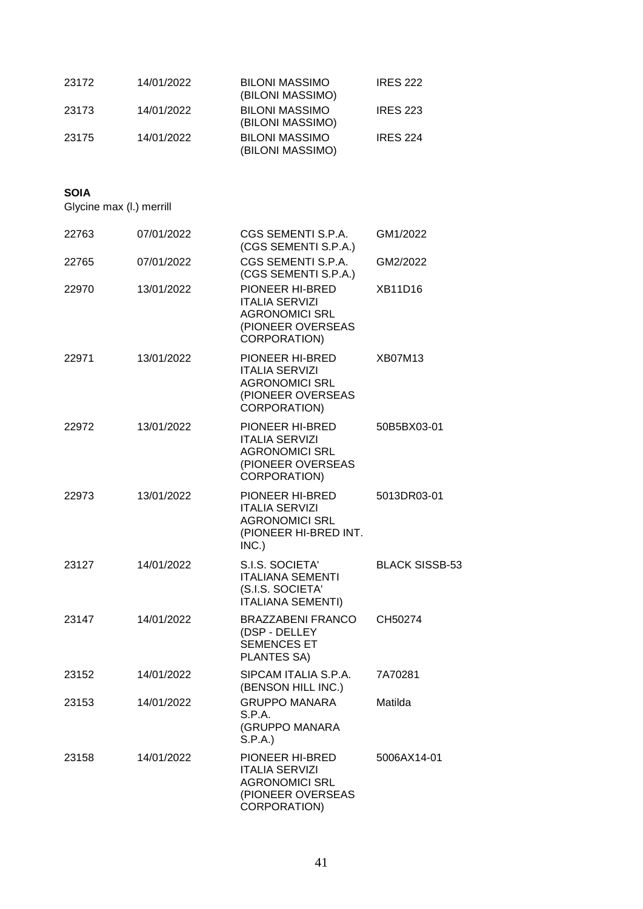| | | | |
|---|---|---|---|
| 23172 | 14/01/2022 | BILONI MASSIMO (BILONI MASSIMO) | IRES 222 |
| 23173 | 14/01/2022 | BILONI MASSIMO (BILONI MASSIMO) | IRES 223 |
| 23175 | 14/01/2022 | BILONI MASSIMO (BILONI MASSIMO) | IRES 224 |

**SOIA**

Glycine max (l.) merrill

| | | | |
|---|---|---|---|
| 22763 | 07/01/2022 | CGS SEMENTI S.P.A. (CGS SEMENTI S.P.A.) | GM1/2022 |
| 22765 | 07/01/2022 | CGS SEMENTI S.P.A. (CGS SEMENTI S.P.A.) | GM2/2022 |
| 22970 | 13/01/2022 | PIONEER HI-BRED ITALIA SERVIZI AGRONOMICI SRL (PIONEER OVERSEAS CORPORATION) | XB11D16 |
| 22971 | 13/01/2022 | PIONEER HI-BRED ITALIA SERVIZI AGRONOMICI SRL (PIONEER OVERSEAS CORPORATION) | XB07M13 |
| 22972 | 13/01/2022 | PIONEER HI-BRED ITALIA SERVIZI AGRONOMICI SRL (PIONEER OVERSEAS CORPORATION) | 50B5BX03-01 |
| 22973 | 13/01/2022 | PIONEER HI-BRED ITALIA SERVIZI AGRONOMICI SRL (PIONEER HI-BRED INT. INC.) | 5013DR03-01 |
| 23127 | 14/01/2022 | S.I.S. SOCIETA' ITALIANA SEMENTI (S.I.S. SOCIETA' ITALIANA SEMENTI) | BLACK SISSB-53 |
| 23147 | 14/01/2022 | BRAZZABENI FRANCO (DSP - DELLEY SEMENCES ET PLANTES SA) | CH50274 |
| 23152 | 14/01/2022 | SIPCAM ITALIA S.P.A. (BENSON HILL INC.) | 7A70281 |
| 23153 | 14/01/2022 | GRUPPO MANARA S.P.A. (GRUPPO MANARA S.P.A.) | Matilda |
| 23158 | 14/01/2022 | PIONEER HI-BRED ITALIA SERVIZI AGRONOMICI SRL (PIONEER OVERSEAS CORPORATION) | 5006AX14-01 |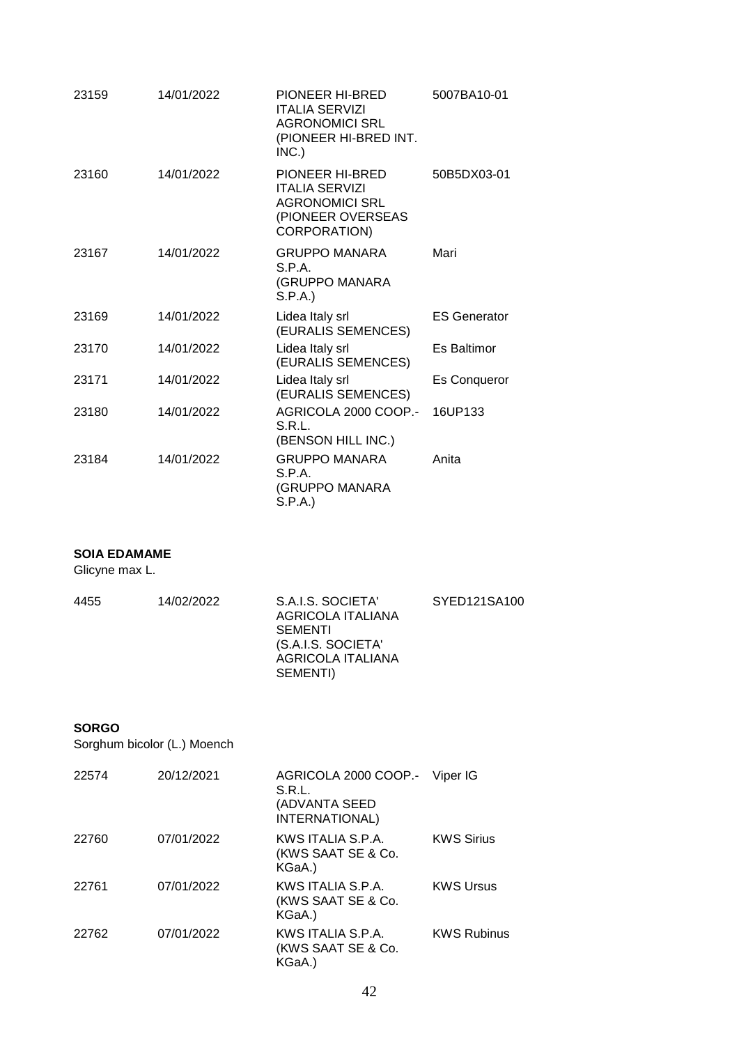| | | | |
|---|---|---|---|
| 23159 | 14/01/2022 | PIONEER HI-BRED ITALIA SERVIZI AGRONOMICI SRL (PIONEER HI-BRED INT. INC.) | 5007BA10-01 |
| 23160 | 14/01/2022 | PIONEER HI-BRED ITALIA SERVIZI AGRONOMICI SRL (PIONEER OVERSEAS CORPORATION) | 50B5DX03-01 |
| 23167 | 14/01/2022 | GRUPPO MANARA S.P.A. (GRUPPO MANARA S.P.A.) | Mari |
| 23169 | 14/01/2022 | Lidea Italy srl (EURALIS SEMENCES) | ES Generator |
| 23170 | 14/01/2022 | Lidea Italy srl (EURALIS SEMENCES) | Es Baltimor |
| 23171 | 14/01/2022 | Lidea Italy srl (EURALIS SEMENCES) | Es Conqueror |
| 23180 | 14/01/2022 | AGRICOLA 2000 COOP.- S.R.L. (BENSON HILL INC.) | 16UP133 |
| 23184 | 14/01/2022 | GRUPPO MANARA S.P.A. (GRUPPO MANARA S.P.A.) | Anita |

**SOIA EDAMAME**

Glicyne max L.

| | | | |
|---|---|---|---|
| 4455 | 14/02/2022 | S.A.I.S. SOCIETA' AGRICOLA ITALIANA SEMENTI (S.A.I.S. SOCIETA' AGRICOLA ITALIANA SEMENTI) | SYED121SA100 |

**SORGO**

Sorghum bicolor (L.) Moench

| | | | |
|---|---|---|---|
| 22574 | 20/12/2021 | AGRICOLA 2000 COOP.- S.R.L. (ADVANTA SEED INTERNATIONAL) | Viper IG |
| 22760 | 07/01/2022 | KWS ITALIA S.P.A. (KWS SAAT SE & Co. KGaA.) | KWS Sirius |
| 22761 | 07/01/2022 | KWS ITALIA S.P.A. (KWS SAAT SE & Co. KGaA.) | KWS Ursus |
| 22762 | 07/01/2022 | KWS ITALIA S.P.A. (KWS SAAT SE & Co. KGaA.) | KWS Rubinus |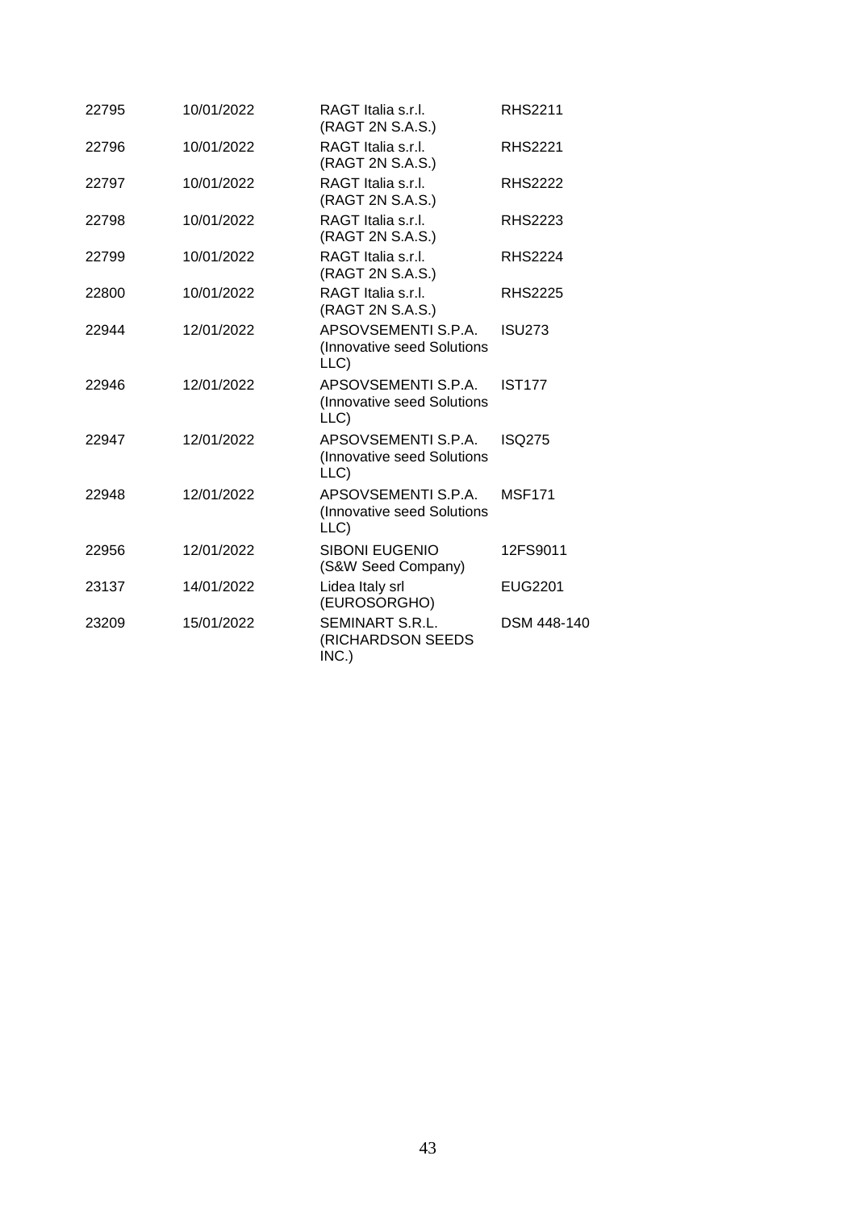| | | | |
|---|---|---|---|
| 22795 | 10/01/2022 | RAGT Italia s.r.l. (RAGT 2N S.A.S.) | RHS2211 |
| 22796 | 10/01/2022 | RAGT Italia s.r.l. (RAGT 2N S.A.S.) | RHS2221 |
| 22797 | 10/01/2022 | RAGT Italia s.r.l. (RAGT 2N S.A.S.) | RHS2222 |
| 22798 | 10/01/2022 | RAGT Italia s.r.l. (RAGT 2N S.A.S.) | RHS2223 |
| 22799 | 10/01/2022 | RAGT Italia s.r.l. (RAGT 2N S.A.S.) | RHS2224 |
| 22800 | 10/01/2022 | RAGT Italia s.r.l. (RAGT 2N S.A.S.) | RHS2225 |
| 22944 | 12/01/2022 | APSOVSEMENTI S.P.A. (Innovative seed Solutions LLC) | ISU273 |
| 22946 | 12/01/2022 | APSOVSEMENTI S.P.A. (Innovative seed Solutions LLC) | IST177 |
| 22947 | 12/01/2022 | APSOVSEMENTI S.P.A. (Innovative seed Solutions LLC) | ISQ275 |
| 22948 | 12/01/2022 | APSOVSEMENTI S.P.A. (Innovative seed Solutions LLC) | MSF171 |
| 22956 | 12/01/2022 | SIBONI EUGENIO (S&W Seed Company) | 12FS9011 |
| 23137 | 14/01/2022 | Lidea Italy srl (EUROSORGHO) | EUG2201 |
| 23209 | 15/01/2022 | SEMINART S.R.L. (RICHARDSON SEEDS INC.) | DSM 448-140 |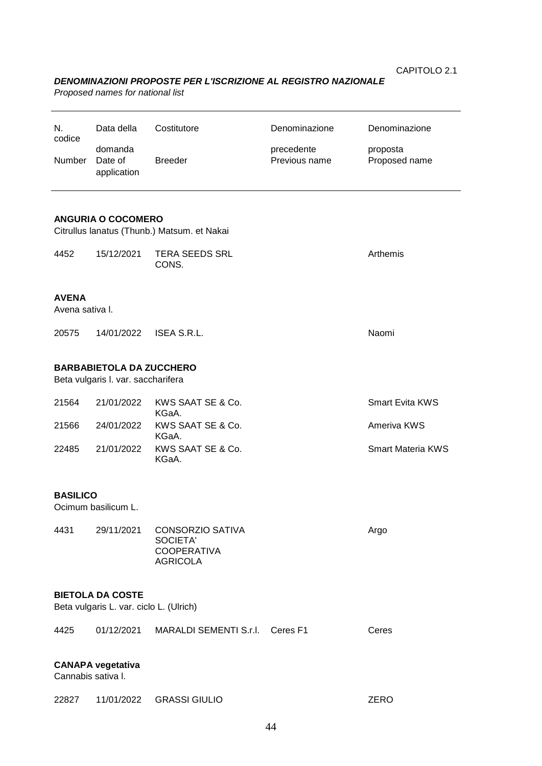CAPITOLO 2.1

## *DENOMINAZIONI PROPOSTE PER L'ISCRIZIONE AL REGISTRO NAZIONALE*

*Proposed names for national list*

| N. codice<br>Number | Data della domanda<br>Date of application | Costitutore<br>Breeder | Denominazione precedente<br>Previous name | Denominazione proposta<br>Proposed name |
|---|---|---|---|---|
| **ANGURIA O COCOMERO** | | | | |
| Citrullus lanatus (Thunb.) Matsum. et Nakai | | | | |
| 4452 | 15/12/2021 | TERA SEEDS SRL CONS. | | Arthemis |
| **AVENA** | | | | |
| Avena sativa l. | | | | |
| 20575 | 14/01/2022 | ISEA S.R.L. | | Naomi |
| **BARBABIETOLA DA ZUCCHERO** | | | | |
| Beta vulgaris l. var. saccharifera | | | | |
| 21564 | 21/01/2022 | KWS SAAT SE & Co. KGaA. | | Smart Evita KWS |
| 21566 | 24/01/2022 | KWS SAAT SE & Co. KGaA. | | Ameriva KWS |
| 22485 | 21/01/2022 | KWS SAAT SE & Co. KGaA. | | Smart Materia KWS |
| **BASILICO** | | | | |
| Ocimum basilicum L. | | | | |
| 4431 | 29/11/2021 | CONSORZIO SATIVA SOCIETA' COOPERATIVA AGRICOLA | | Argo |
| **BIETOLA DA COSTE** | | | | |
| Beta vulgaris L. var. ciclo L. (Ulrich) | | | | |
| 4425 | 01/12/2021 | MARALDI SEMENTI S.r.l. | Ceres F1 | Ceres |
| **CANAPA vegetativa** | | | | |
| Cannabis sativa l. | | | | |
| 22827 | 11/01/2022 | GRASSI GIULIO | | ZERO |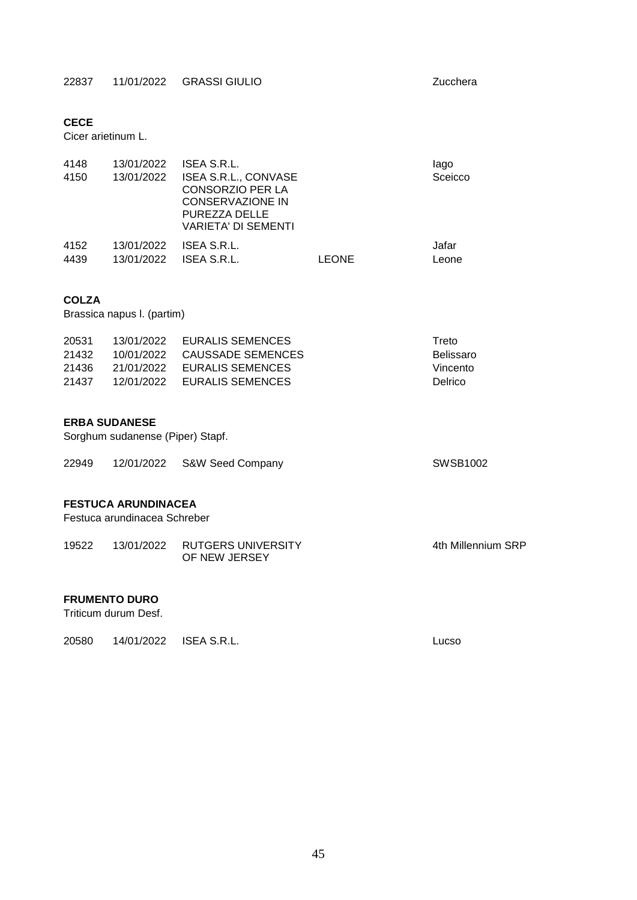| | | | | |
|---|---|---|---|---|
| 22837 | 11/01/2022 | GRASSI GIULIO | | Zucchera |

**CECE**
Cicer arietinum L.

| | | | | |
|---|---|---|---|---|
| 4148 | 13/01/2022 | ISEA S.R.L. | | Iago |
| 4150 | 13/01/2022 | ISEA S.R.L., CONVASE CONSORZIO PER LA CONSERVAZIONE IN PUREZZA DELLE VARIETA' DI SEMENTI | | Sceicco |
| 4152 | 13/01/2022 | ISEA S.R.L. | | Jafar |
| 4439 | 13/01/2022 | ISEA S.R.L. | LEONE | Leone |

**COLZA**
Brassica napus l. (partim)

| | | | | |
|---|---|---|---|---|
| 20531 | 13/01/2022 | EURALIS SEMENCES | | Treto |
| 21432 | 10/01/2022 | CAUSSADE SEMENCES | | Belissaro |
| 21436 | 21/01/2022 | EURALIS SEMENCES | | Vincento |
| 21437 | 12/01/2022 | EURALIS SEMENCES | | Delrico |

**ERBA SUDANESE**
Sorghum sudanense (Piper) Stapf.

| | | | | |
|---|---|---|---|---|
| 22949 | 12/01/2022 | S&W Seed Company | | SWSB1002 |

**FESTUCA ARUNDINACEA**
Festuca arundinacea Schreber

| | | | | |
|---|---|---|---|---|
| 19522 | 13/01/2022 | RUTGERS UNIVERSITY OF NEW JERSEY | | 4th Millennium SRP |

**FRUMENTO DURO**
Triticum durum Desf.

| | | | | |
|---|---|---|---|---|
| 20580 | 14/01/2022 | ISEA S.R.L. | | Lucso |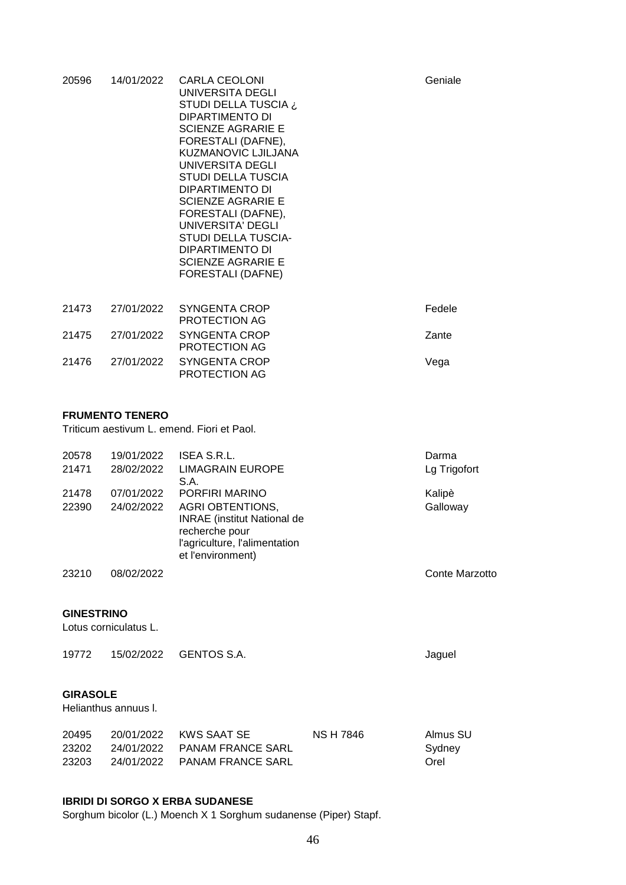| | | | | |
|---|---|---|---|---|
| 20596 | 14/01/2022 | CARLA CEOLONI UNIVERSITA DEGLI STUDI DELLA TUSCIA ¿ DIPARTIMENTO DI SCIENZE AGRARIE E FORESTALI (DAFNE), KUZMANOVIC LJILJANA UNIVERSITA DEGLI STUDI DELLA TUSCIA DIPARTIMENTO DI SCIENZE AGRARIE E FORESTALI (DAFNE), UNIVERSITA' DEGLI STUDI DELLA TUSCIA- DIPARTIMENTO DI SCIENZE AGRARIE E FORESTALI (DAFNE) | | Geniale |
| 21473 | 27/01/2022 | SYNGENTA CROP PROTECTION AG | | Fedele |
| 21475 | 27/01/2022 | SYNGENTA CROP PROTECTION AG | | Zante |
| 21476 | 27/01/2022 | SYNGENTA CROP PROTECTION AG | | Vega |

**FRUMENTO TENERO**

Triticum aestivum L. emend. Fiori et Paol.

| | | | | |
|---|---|---|---|---|
| 20578 | 19/01/2022 | ISEA S.R.L. | | Darma |
| 21471 | 28/02/2022 | LIMAGRAIN EUROPE S.A. | | Lg Trigofort |
| 21478 | 07/01/2022 | PORFIRI MARINO | | Kalipè |
| 22390 | 24/02/2022 | AGRI OBTENTIONS, INRAE (institut National de recherche pour l'agriculture, l'alimentation et l'environment) | | Galloway |
| 23210 | 08/02/2022 | | | Conte Marzotto |

**GINESTRINO**

Lotus corniculatus L.

| | | | | |
|---|---|---|---|---|
| 19772 | 15/02/2022 | GENTOS S.A. | | Jaguel |

**GIRASOLE**

Helianthus annuus l.

| | | | | |
|---|---|---|---|---|
| 20495 | 20/01/2022 | KWS SAAT SE | NS H 7846 | Almus SU |
| 23202 | 24/01/2022 | PANAM FRANCE SARL | | Sydney |
| 23203 | 24/01/2022 | PANAM FRANCE SARL | | Orel |

**IBRIDI DI SORGO X ERBA SUDANESE**

Sorghum bicolor (L.) Moench X 1 Sorghum sudanense (Piper) Stapf.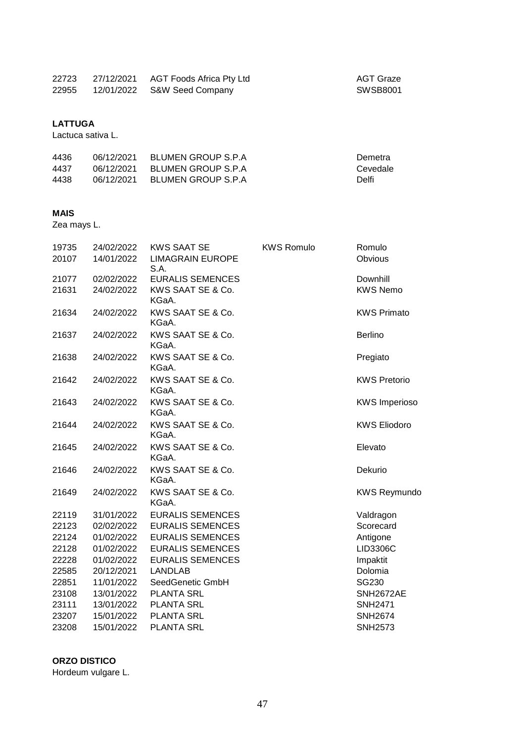| | | | | |
|---|---|---|---|---|
| 22723 | 27/12/2021 | AGT Foods Africa Pty Ltd | | AGT Graze |
| 22955 | 12/01/2022 | S&W Seed Company | | SWSB8001 |

**LATTUGA**

Lactuca sativa L.

| | | | | |
|---|---|---|---|---|
| 4436 | 06/12/2021 | BLUMEN GROUP S.P.A | | Demetra |
| 4437 | 06/12/2021 | BLUMEN GROUP S.P.A | | Cevedale |
| 4438 | 06/12/2021 | BLUMEN GROUP S.P.A | | Delfi |

**MAIS**

Zea mays L.

| | | | | |
|---|---|---|---|---|
| 19735 | 24/02/2022 | KWS SAAT SE | KWS Romulo | Romulo |
| 20107 | 14/01/2022 | LIMAGRAIN EUROPE S.A. | | Obvious |
| 21077 | 02/02/2022 | EURALIS SEMENCES | | Downhill |
| 21631 | 24/02/2022 | KWS SAAT SE & Co. KGaA. | | KWS Nemo |
| 21634 | 24/02/2022 | KWS SAAT SE & Co. KGaA. | | KWS Primato |
| 21637 | 24/02/2022 | KWS SAAT SE & Co. KGaA. | | Berlino |
| 21638 | 24/02/2022 | KWS SAAT SE & Co. KGaA. | | Pregiato |
| 21642 | 24/02/2022 | KWS SAAT SE & Co. KGaA. | | KWS Pretorio |
| 21643 | 24/02/2022 | KWS SAAT SE & Co. KGaA. | | KWS Imperioso |
| 21644 | 24/02/2022 | KWS SAAT SE & Co. KGaA. | | KWS Eliodoro |
| 21645 | 24/02/2022 | KWS SAAT SE & Co. KGaA. | | Elevato |
| 21646 | 24/02/2022 | KWS SAAT SE & Co. KGaA. | | Dekurio |
| 21649 | 24/02/2022 | KWS SAAT SE & Co. KGaA. | | KWS Reymundo |
| 22119 | 31/01/2022 | EURALIS SEMENCES | | Valdragon |
| 22123 | 02/02/2022 | EURALIS SEMENCES | | Scorecard |
| 22124 | 01/02/2022 | EURALIS SEMENCES | | Antigone |
| 22128 | 01/02/2022 | EURALIS SEMENCES | | LID3306C |
| 22228 | 01/02/2022 | EURALIS SEMENCES | | Impaktit |
| 22585 | 20/12/2021 | LANDLAB | | Dolomia |
| 22851 | 11/01/2022 | SeedGenetic GmbH | | SG230 |
| 23108 | 13/01/2022 | PLANTA SRL | | SNH2672AE |
| 23111 | 13/01/2022 | PLANTA SRL | | SNH2471 |
| 23207 | 15/01/2022 | PLANTA SRL | | SNH2674 |
| 23208 | 15/01/2022 | PLANTA SRL | | SNH2573 |

**ORZO DISTICO**

Hordeum vulgare L.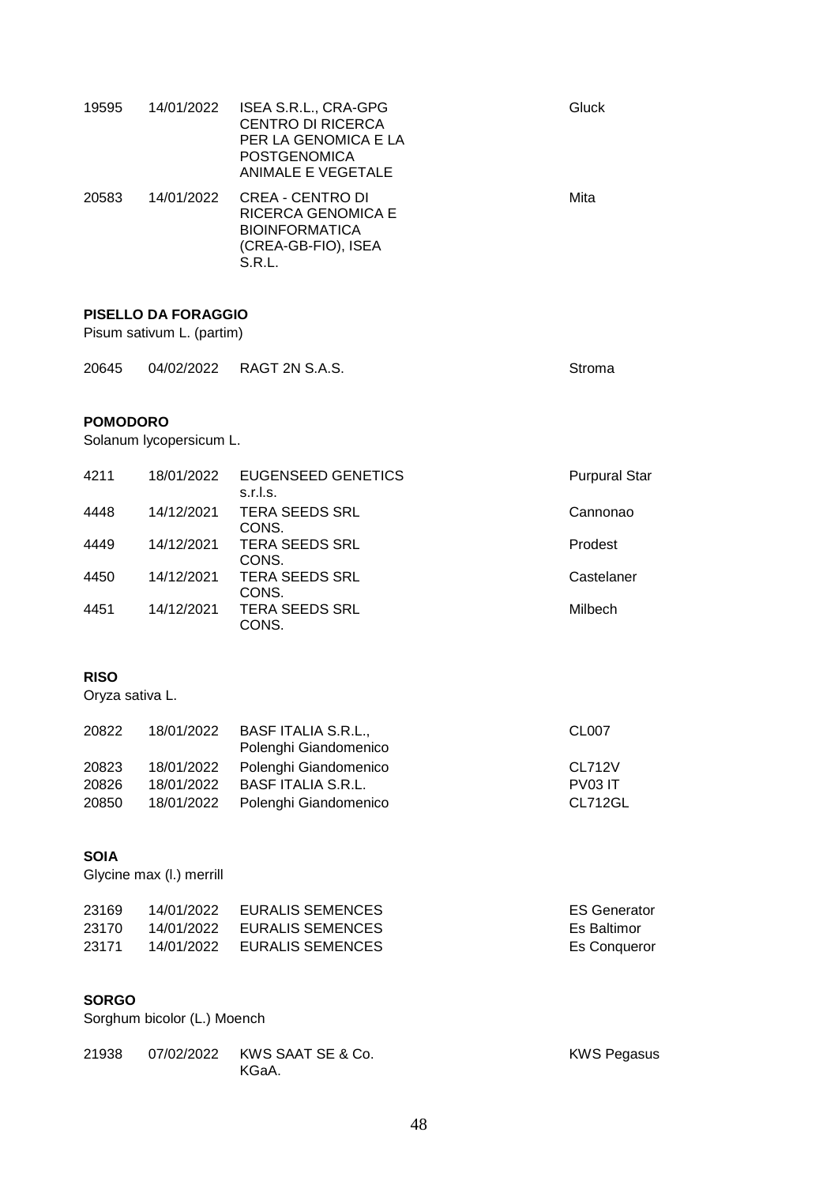| | | | |
|---|---|---|---|
| 19595 | 14/01/2022 | ISEA S.R.L., CRA-GPG CENTRO DI RICERCA PER LA GENOMICA E LA POSTGENOMICA ANIMALE E VEGETALE | Gluck |
| 20583 | 14/01/2022 | CREA - CENTRO DI RICERCA GENOMICA E BIOINFORMATICA (CREA-GB-FIO), ISEA S.R.L. | Mita |

**PISELLO DA FORAGGIO**

Pisum sativum L. (partim)

| | | | |
|---|---|---|---|
| 20645 | 04/02/2022 | RAGT 2N S.A.S. | Stroma |

**POMODORO**

Solanum lycopersicum L.

| | | | |
|---|---|---|---|
| 4211 | 18/01/2022 | EUGENSEED GENETICS s.r.l.s. | Purpural Star |
| 4448 | 14/12/2021 | TERA SEEDS SRL CONS. | Cannonao |
| 4449 | 14/12/2021 | TERA SEEDS SRL CONS. | Prodest |
| 4450 | 14/12/2021 | TERA SEEDS SRL CONS. | Castelaner |
| 4451 | 14/12/2021 | TERA SEEDS SRL CONS. | Milbech |

**RISO**

Oryza sativa L.

| | | | |
|---|---|---|---|
| 20822 | 18/01/2022 | BASF ITALIA S.R.L., Polenghi Giandomenico | CL007 |
| 20823 | 18/01/2022 | Polenghi Giandomenico | CL712V |
| 20826 | 18/01/2022 | BASF ITALIA S.R.L. | PV03 IT |
| 20850 | 18/01/2022 | Polenghi Giandomenico | CL712GL |

**SOIA**

Glycine max (l.) merrill

| | | | |
|---|---|---|---|
| 23169 | 14/01/2022 | EURALIS SEMENCES | ES Generator |
| 23170 | 14/01/2022 | EURALIS SEMENCES | Es Baltimor |
| 23171 | 14/01/2022 | EURALIS SEMENCES | Es Conqueror |

**SORGO**

Sorghum bicolor (L.) Moench

| | | | |
|---|---|---|---|
| 21938 | 07/02/2022 | KWS SAAT SE & Co. KGaA. | KWS Pegasus |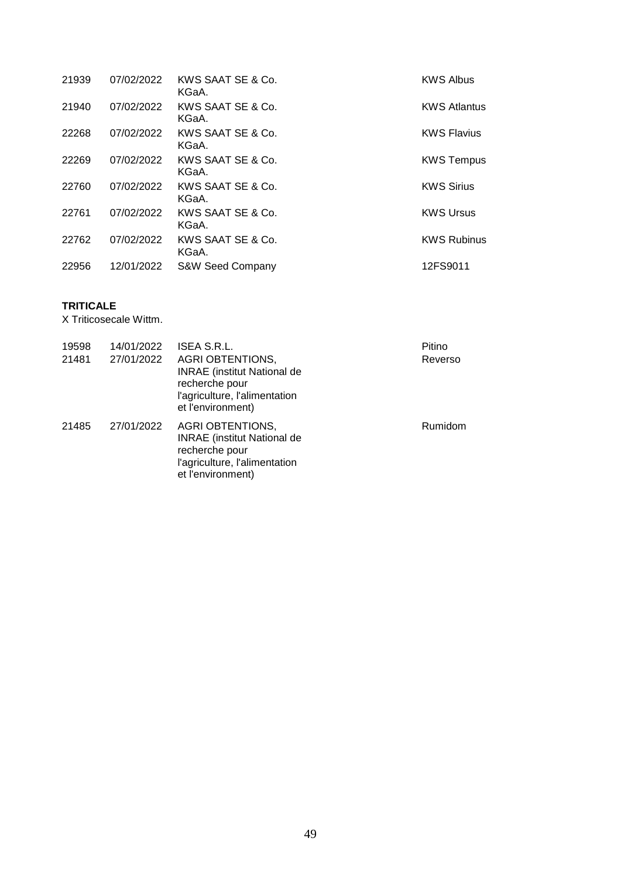| | | | |
|---|---|---|---|
| 21939 | 07/02/2022 | KWS SAAT SE & Co. KGaA. | KWS Albus |
| 21940 | 07/02/2022 | KWS SAAT SE & Co. KGaA. | KWS Atlantus |
| 22268 | 07/02/2022 | KWS SAAT SE & Co. KGaA. | KWS Flavius |
| 22269 | 07/02/2022 | KWS SAAT SE & Co. KGaA. | KWS Tempus |
| 22760 | 07/02/2022 | KWS SAAT SE & Co. KGaA. | KWS Sirius |
| 22761 | 07/02/2022 | KWS SAAT SE & Co. KGaA. | KWS Ursus |
| 22762 | 07/02/2022 | KWS SAAT SE & Co. KGaA. | KWS Rubinus |
| 22956 | 12/01/2022 | S&W Seed Company | 12FS9011 |

**TRITICALE**

X Triticosecale Wittm.

| | | | |
|---|---|---|---|
| 19598 | 14/01/2022 | ISEA S.R.L. | Pitino |
| 21481 | 27/01/2022 | AGRI OBTENTIONS, INRAE (institut National de recherche pour l'agriculture, l'alimentation et l'environment) | Reverso |
| 21485 | 27/01/2022 | AGRI OBTENTIONS, INRAE (institut National de recherche pour l'agriculture, l'alimentation et l'environment) | Rumidom |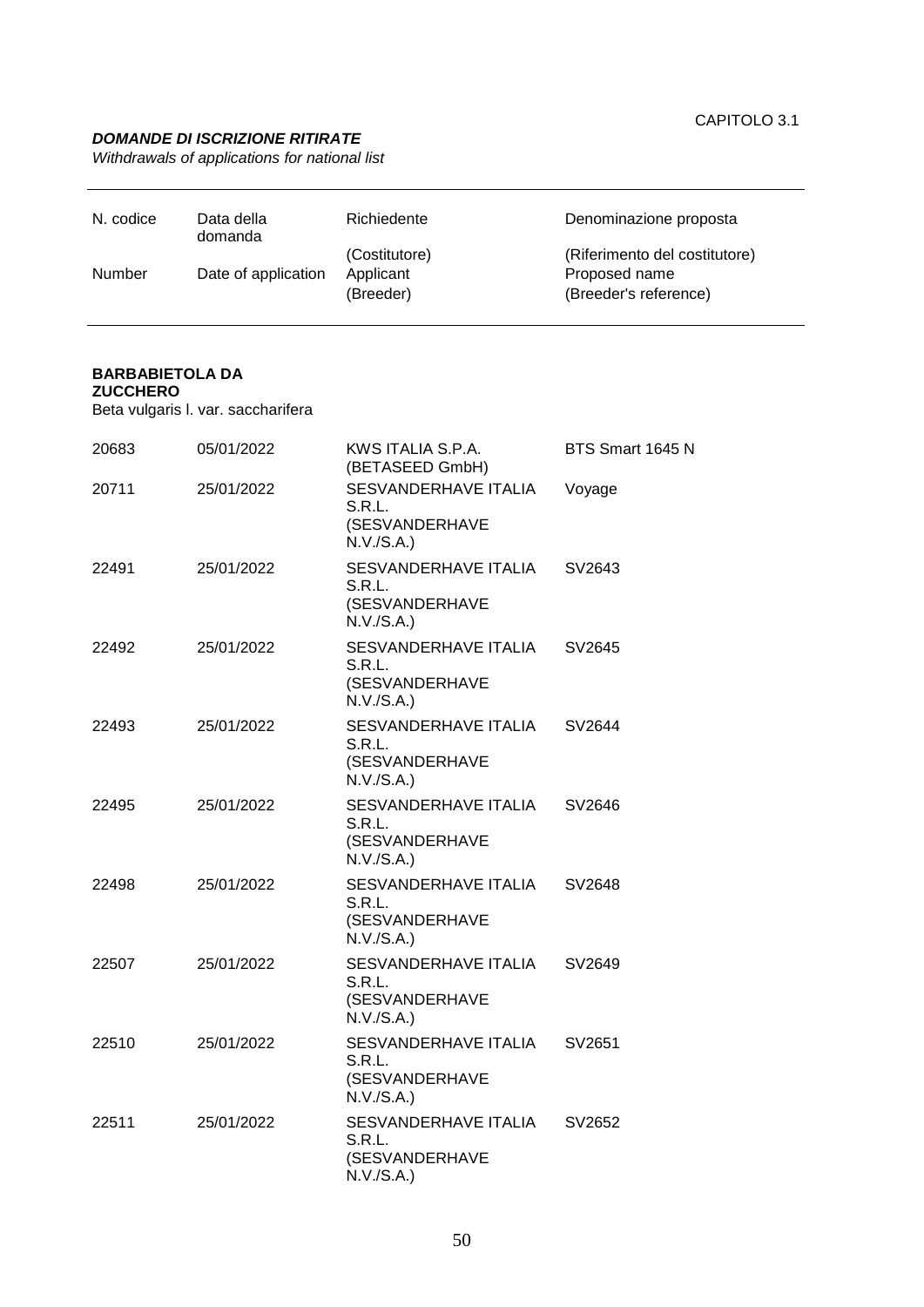CAPITOLO 3.1

***DOMANDE DI ISCRIZIONE RITIRATE***

*Withdrawals of applications for national list*

| N. codice<br><br>Number | Data della domanda<br><br>Date of application | Richiedente<br>(Costitutore)<br>Applicant<br>(Breeder) | Denominazione proposta<br>(Riferimento del costitutore)<br>Proposed name<br>(Breeder's reference) |
|---|---|---|---|

**BARBABIETOLA DA ZUCCHERO**

Beta vulgaris l. var. saccharifera

| N. codice | Data della domanda | Richiedente | Denominazione proposta |
|---|---|---|---|
| 20683 | 05/01/2022 | KWS ITALIA S.P.A. (BETASEED GmbH) | BTS Smart 1645 N |
| 20711 | 25/01/2022 | SESVANDERHAVE ITALIA S.R.L. (SESVANDERHAVE N.V./S.A.) | Voyage |
| 22491 | 25/01/2022 | SESVANDERHAVE ITALIA S.R.L. (SESVANDERHAVE N.V./S.A.) | SV2643 |
| 22492 | 25/01/2022 | SESVANDERHAVE ITALIA S.R.L. (SESVANDERHAVE N.V./S.A.) | SV2645 |
| 22493 | 25/01/2022 | SESVANDERHAVE ITALIA S.R.L. (SESVANDERHAVE N.V./S.A.) | SV2644 |
| 22495 | 25/01/2022 | SESVANDERHAVE ITALIA S.R.L. (SESVANDERHAVE N.V./S.A.) | SV2646 |
| 22498 | 25/01/2022 | SESVANDERHAVE ITALIA S.R.L. (SESVANDERHAVE N.V./S.A.) | SV2648 |
| 22507 | 25/01/2022 | SESVANDERHAVE ITALIA S.R.L. (SESVANDERHAVE N.V./S.A.) | SV2649 |
| 22510 | 25/01/2022 | SESVANDERHAVE ITALIA S.R.L. (SESVANDERHAVE N.V./S.A.) | SV2651 |
| 22511 | 25/01/2022 | SESVANDERHAVE ITALIA S.R.L. (SESVANDERHAVE N.V./S.A.) | SV2652 |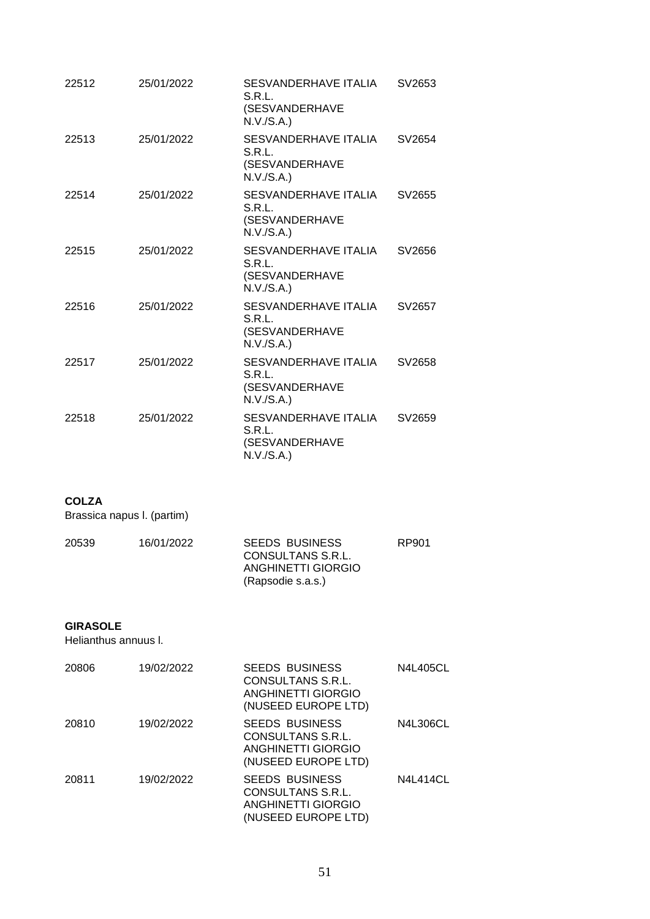| | | | |
|---|---|---|---|
| 22512 | 25/01/2022 | SESVANDERHAVE ITALIA S.R.L. (SESVANDERHAVE N.V./S.A.) | SV2653 |
| 22513 | 25/01/2022 | SESVANDERHAVE ITALIA S.R.L. (SESVANDERHAVE N.V./S.A.) | SV2654 |
| 22514 | 25/01/2022 | SESVANDERHAVE ITALIA S.R.L. (SESVANDERHAVE N.V./S.A.) | SV2655 |
| 22515 | 25/01/2022 | SESVANDERHAVE ITALIA S.R.L. (SESVANDERHAVE N.V./S.A.) | SV2656 |
| 22516 | 25/01/2022 | SESVANDERHAVE ITALIA S.R.L. (SESVANDERHAVE N.V./S.A.) | SV2657 |
| 22517 | 25/01/2022 | SESVANDERHAVE ITALIA S.R.L. (SESVANDERHAVE N.V./S.A.) | SV2658 |
| 22518 | 25/01/2022 | SESVANDERHAVE ITALIA S.R.L. (SESVANDERHAVE N.V./S.A.) | SV2659 |

**COLZA**

Brassica napus l. (partim)

| | | | |
|---|---|---|---|
| 20539 | 16/01/2022 | SEEDS BUSINESS CONSULTANS S.R.L. ANGHINETTI GIORGIO (Rapsodie s.a.s.) | RP901 |

**GIRASOLE**

Helianthus annuus l.

| | | | |
|---|---|---|---|
| 20806 | 19/02/2022 | SEEDS BUSINESS CONSULTANS S.R.L. ANGHINETTI GIORGIO (NUSEED EUROPE LTD) | N4L405CL |
| 20810 | 19/02/2022 | SEEDS BUSINESS CONSULTANS S.R.L. ANGHINETTI GIORGIO (NUSEED EUROPE LTD) | N4L306CL |
| 20811 | 19/02/2022 | SEEDS BUSINESS CONSULTANS S.R.L. ANGHINETTI GIORGIO (NUSEED EUROPE LTD) | N4L414CL |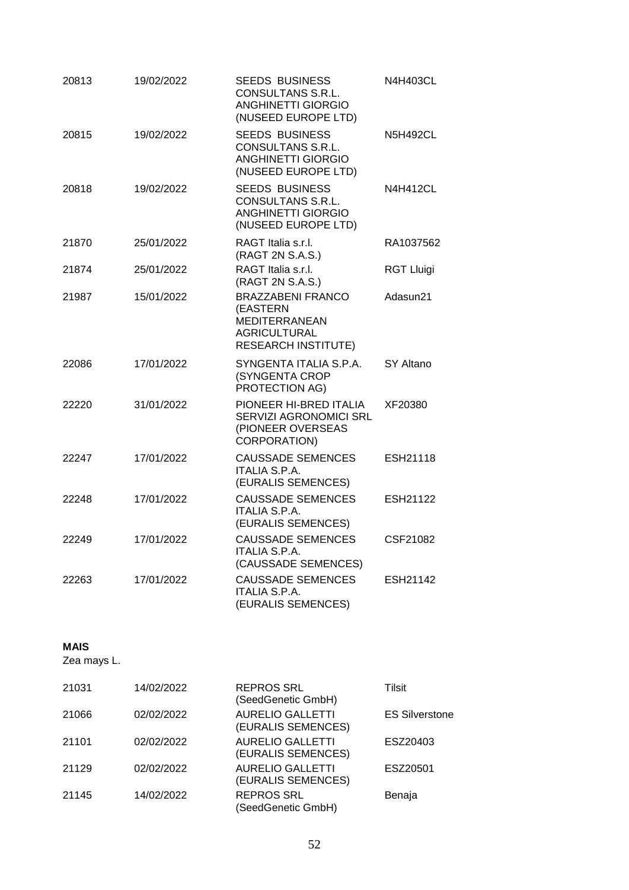| | | | |
|---|---|---|---|
| 20813 | 19/02/2022 | SEEDS BUSINESS CONSULTANS S.R.L. ANGHINETTI GIORGIO (NUSEED EUROPE LTD) | N4H403CL |
| 20815 | 19/02/2022 | SEEDS BUSINESS CONSULTANS S.R.L. ANGHINETTI GIORGIO (NUSEED EUROPE LTD) | N5H492CL |
| 20818 | 19/02/2022 | SEEDS BUSINESS CONSULTANS S.R.L. ANGHINETTI GIORGIO (NUSEED EUROPE LTD) | N4H412CL |
| 21870 | 25/01/2022 | RAGT Italia s.r.l. (RAGT 2N S.A.S.) | RA1037562 |
| 21874 | 25/01/2022 | RAGT Italia s.r.l. (RAGT 2N S.A.S.) | RGT Lluigi |
| 21987 | 15/01/2022 | BRAZZABENI FRANCO (EASTERN MEDITERRANEAN AGRICULTURAL RESEARCH INSTITUTE) | Adasun21 |
| 22086 | 17/01/2022 | SYNGENTA ITALIA S.P.A. (SYNGENTA CROP PROTECTION AG) | SY Altano |
| 22220 | 31/01/2022 | PIONEER HI-BRED ITALIA SERVIZI AGRONOMICI SRL (PIONEER OVERSEAS CORPORATION) | XF20380 |
| 22247 | 17/01/2022 | CAUSSADE SEMENCES ITALIA S.P.A. (EURALIS SEMENCES) | ESH21118 |
| 22248 | 17/01/2022 | CAUSSADE SEMENCES ITALIA S.P.A. (EURALIS SEMENCES) | ESH21122 |
| 22249 | 17/01/2022 | CAUSSADE SEMENCES ITALIA S.P.A. (CAUSSADE SEMENCES) | CSF21082 |
| 22263 | 17/01/2022 | CAUSSADE SEMENCES ITALIA S.P.A. (EURALIS SEMENCES) | ESH21142 |

**MAIS**
Zea mays L.

| | | | |
|---|---|---|---|
| 21031 | 14/02/2022 | REPROS SRL (SeedGenetic GmbH) | Tilsit |
| 21066 | 02/02/2022 | AURELIO GALLETTI (EURALIS SEMENCES) | ES Silverstone |
| 21101 | 02/02/2022 | AURELIO GALLETTI (EURALIS SEMENCES) | ESZ20403 |
| 21129 | 02/02/2022 | AURELIO GALLETTI (EURALIS SEMENCES) | ESZ20501 |
| 21145 | 14/02/2022 | REPROS SRL (SeedGenetic GmbH) | Benaja |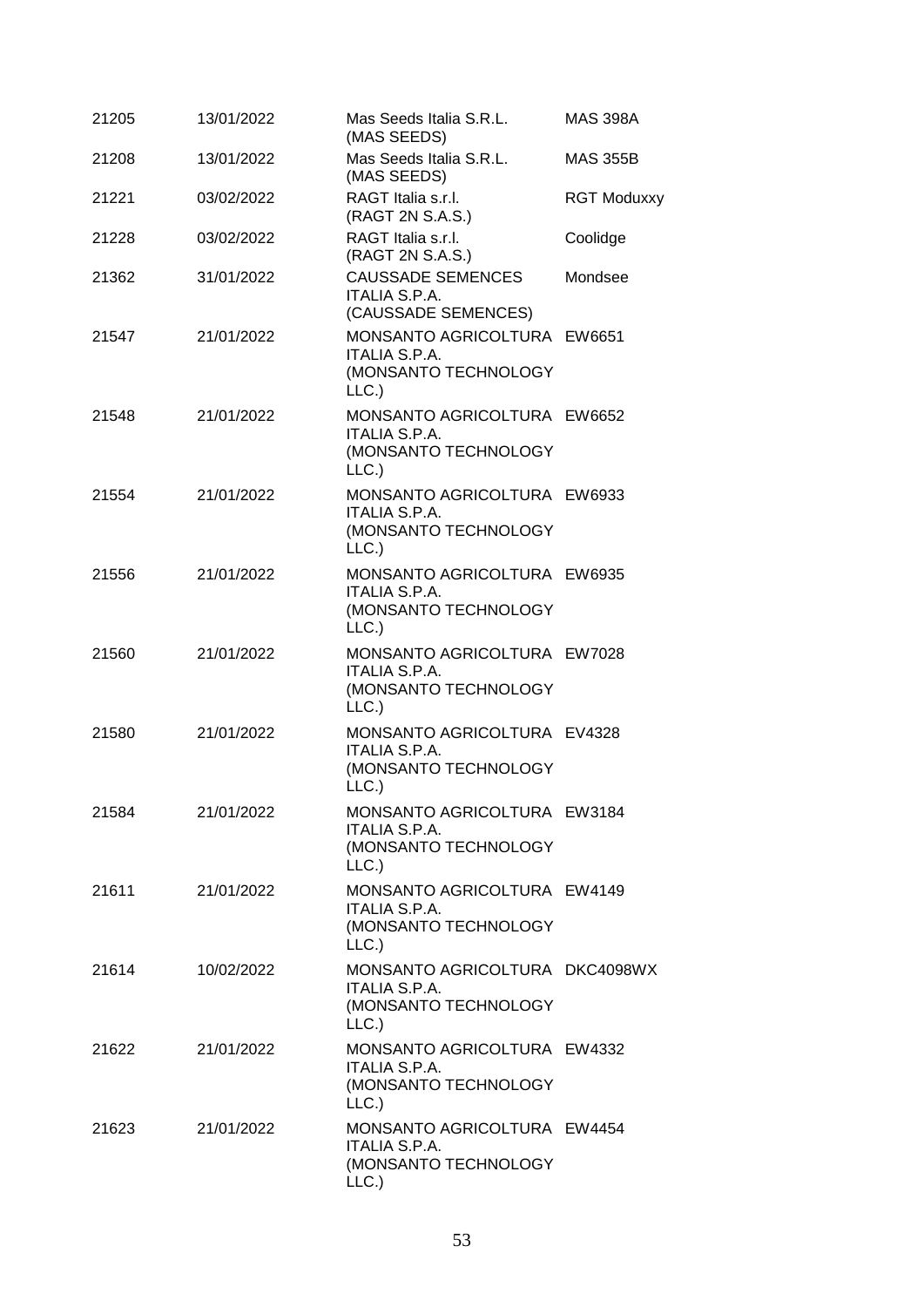| | | | |
|---|---|---|---|
| 21205 | 13/01/2022 | Mas Seeds Italia S.R.L. (MAS SEEDS) | MAS 398A |
| 21208 | 13/01/2022 | Mas Seeds Italia S.R.L. (MAS SEEDS) | MAS 355B |
| 21221 | 03/02/2022 | RAGT Italia s.r.l. (RAGT 2N S.A.S.) | RGT Moduxxy |
| 21228 | 03/02/2022 | RAGT Italia s.r.l. (RAGT 2N S.A.S.) | Coolidge |
| 21362 | 31/01/2022 | CAUSSADE SEMENCES ITALIA S.P.A. (CAUSSADE SEMENCES) | Mondsee |
| 21547 | 21/01/2022 | MONSANTO AGRICOLTURA ITALIA S.P.A. (MONSANTO TECHNOLOGY LLC.) | EW6651 |
| 21548 | 21/01/2022 | MONSANTO AGRICOLTURA ITALIA S.P.A. (MONSANTO TECHNOLOGY LLC.) | EW6652 |
| 21554 | 21/01/2022 | MONSANTO AGRICOLTURA ITALIA S.P.A. (MONSANTO TECHNOLOGY LLC.) | EW6933 |
| 21556 | 21/01/2022 | MONSANTO AGRICOLTURA ITALIA S.P.A. (MONSANTO TECHNOLOGY LLC.) | EW6935 |
| 21560 | 21/01/2022 | MONSANTO AGRICOLTURA ITALIA S.P.A. (MONSANTO TECHNOLOGY LLC.) | EW7028 |
| 21580 | 21/01/2022 | MONSANTO AGRICOLTURA ITALIA S.P.A. (MONSANTO TECHNOLOGY LLC.) | EV4328 |
| 21584 | 21/01/2022 | MONSANTO AGRICOLTURA ITALIA S.P.A. (MONSANTO TECHNOLOGY LLC.) | EW3184 |
| 21611 | 21/01/2022 | MONSANTO AGRICOLTURA ITALIA S.P.A. (MONSANTO TECHNOLOGY LLC.) | EW4149 |
| 21614 | 10/02/2022 | MONSANTO AGRICOLTURA ITALIA S.P.A. (MONSANTO TECHNOLOGY LLC.) | DKC4098WX |
| 21622 | 21/01/2022 | MONSANTO AGRICOLTURA ITALIA S.P.A. (MONSANTO TECHNOLOGY LLC.) | EW4332 |
| 21623 | 21/01/2022 | MONSANTO AGRICOLTURA ITALIA S.P.A. (MONSANTO TECHNOLOGY LLC.) | EW4454 |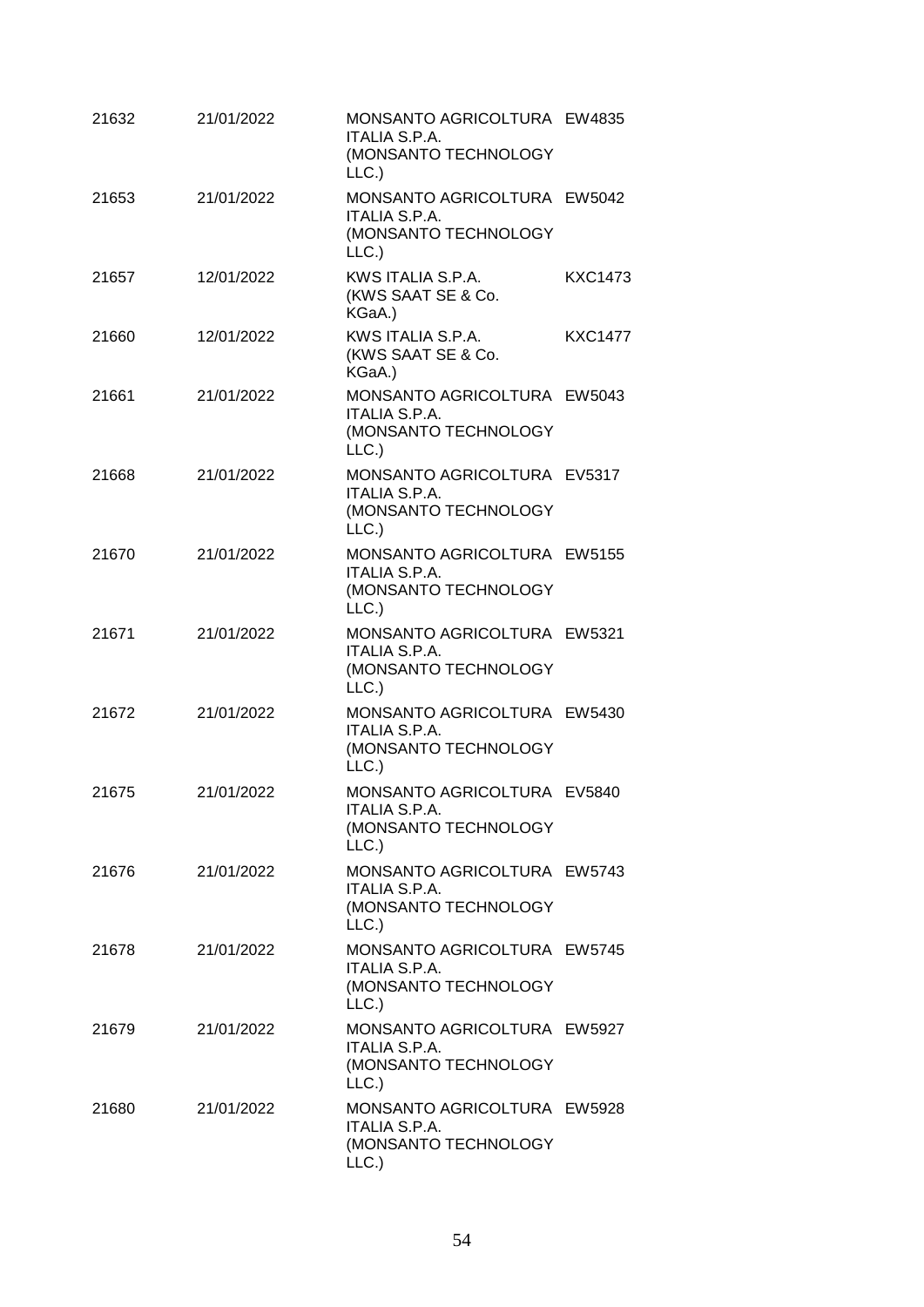| | | | |
|---|---|---|---|
| 21632 | 21/01/2022 | MONSANTO AGRICOLTURA ITALIA S.P.A. (MONSANTO TECHNOLOGY LLC.) | EW4835 |
| 21653 | 21/01/2022 | MONSANTO AGRICOLTURA ITALIA S.P.A. (MONSANTO TECHNOLOGY LLC.) | EW5042 |
| 21657 | 12/01/2022 | KWS ITALIA S.P.A. (KWS SAAT SE & Co. KGaA.) | KXC1473 |
| 21660 | 12/01/2022 | KWS ITALIA S.P.A. (KWS SAAT SE & Co. KGaA.) | KXC1477 |
| 21661 | 21/01/2022 | MONSANTO AGRICOLTURA ITALIA S.P.A. (MONSANTO TECHNOLOGY LLC.) | EW5043 |
| 21668 | 21/01/2022 | MONSANTO AGRICOLTURA ITALIA S.P.A. (MONSANTO TECHNOLOGY LLC.) | EV5317 |
| 21670 | 21/01/2022 | MONSANTO AGRICOLTURA ITALIA S.P.A. (MONSANTO TECHNOLOGY LLC.) | EW5155 |
| 21671 | 21/01/2022 | MONSANTO AGRICOLTURA ITALIA S.P.A. (MONSANTO TECHNOLOGY LLC.) | EW5321 |
| 21672 | 21/01/2022 | MONSANTO AGRICOLTURA ITALIA S.P.A. (MONSANTO TECHNOLOGY LLC.) | EW5430 |
| 21675 | 21/01/2022 | MONSANTO AGRICOLTURA ITALIA S.P.A. (MONSANTO TECHNOLOGY LLC.) | EV5840 |
| 21676 | 21/01/2022 | MONSANTO AGRICOLTURA ITALIA S.P.A. (MONSANTO TECHNOLOGY LLC.) | EW5743 |
| 21678 | 21/01/2022 | MONSANTO AGRICOLTURA ITALIA S.P.A. (MONSANTO TECHNOLOGY LLC.) | EW5745 |
| 21679 | 21/01/2022 | MONSANTO AGRICOLTURA ITALIA S.P.A. (MONSANTO TECHNOLOGY LLC.) | EW5927 |
| 21680 | 21/01/2022 | MONSANTO AGRICOLTURA ITALIA S.P.A. (MONSANTO TECHNOLOGY LLC.) | EW5928 |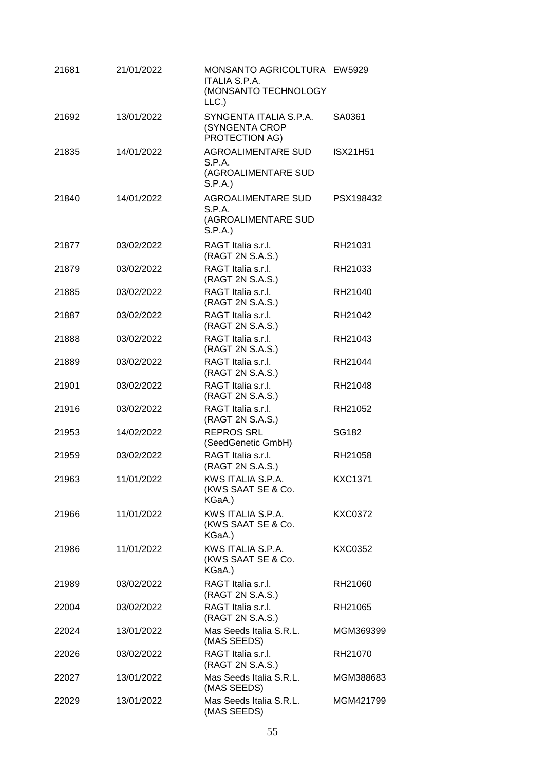| | | | |
|---|---|---|---|
| 21681 | 21/01/2022 | MONSANTO AGRICOLTURA ITALIA S.P.A. (MONSANTO TECHNOLOGY LLC.) | EW5929 |
| 21692 | 13/01/2022 | SYNGENTA ITALIA S.P.A. (SYNGENTA CROP PROTECTION AG) | SA0361 |
| 21835 | 14/01/2022 | AGROALIMENTARE SUD S.P.A. (AGROALIMENTARE SUD S.P.A.) | ISX21H51 |
| 21840 | 14/01/2022 | AGROALIMENTARE SUD S.P.A. (AGROALIMENTARE SUD S.P.A.) | PSX198432 |
| 21877 | 03/02/2022 | RAGT Italia s.r.l. (RAGT 2N S.A.S.) | RH21031 |
| 21879 | 03/02/2022 | RAGT Italia s.r.l. (RAGT 2N S.A.S.) | RH21033 |
| 21885 | 03/02/2022 | RAGT Italia s.r.l. (RAGT 2N S.A.S.) | RH21040 |
| 21887 | 03/02/2022 | RAGT Italia s.r.l. (RAGT 2N S.A.S.) | RH21042 |
| 21888 | 03/02/2022 | RAGT Italia s.r.l. (RAGT 2N S.A.S.) | RH21043 |
| 21889 | 03/02/2022 | RAGT Italia s.r.l. (RAGT 2N S.A.S.) | RH21044 |
| 21901 | 03/02/2022 | RAGT Italia s.r.l. (RAGT 2N S.A.S.) | RH21048 |
| 21916 | 03/02/2022 | RAGT Italia s.r.l. (RAGT 2N S.A.S.) | RH21052 |
| 21953 | 14/02/2022 | REPROS SRL (SeedGenetic GmbH) | SG182 |
| 21959 | 03/02/2022 | RAGT Italia s.r.l. (RAGT 2N S.A.S.) | RH21058 |
| 21963 | 11/01/2022 | KWS ITALIA S.P.A. (KWS SAAT SE & Co. KGaA.) | KXC1371 |
| 21966 | 11/01/2022 | KWS ITALIA S.P.A. (KWS SAAT SE & Co. KGaA.) | KXC0372 |
| 21986 | 11/01/2022 | KWS ITALIA S.P.A. (KWS SAAT SE & Co. KGaA.) | KXC0352 |
| 21989 | 03/02/2022 | RAGT Italia s.r.l. (RAGT 2N S.A.S.) | RH21060 |
| 22004 | 03/02/2022 | RAGT Italia s.r.l. (RAGT 2N S.A.S.) | RH21065 |
| 22024 | 13/01/2022 | Mas Seeds Italia S.R.L. (MAS SEEDS) | MGM369399 |
| 22026 | 03/02/2022 | RAGT Italia s.r.l. (RAGT 2N S.A.S.) | RH21070 |
| 22027 | 13/01/2022 | Mas Seeds Italia S.R.L. (MAS SEEDS) | MGM388683 |
| 22029 | 13/01/2022 | Mas Seeds Italia S.R.L. (MAS SEEDS) | MGM421799 |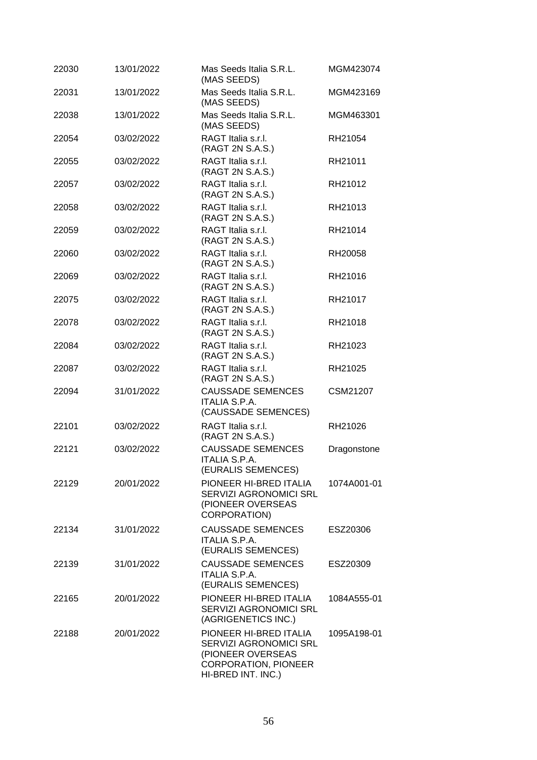| | | | |
|---|---|---|---|
| 22030 | 13/01/2022 | Mas Seeds Italia S.R.L. (MAS SEEDS) | MGM423074 |
| 22031 | 13/01/2022 | Mas Seeds Italia S.R.L. (MAS SEEDS) | MGM423169 |
| 22038 | 13/01/2022 | Mas Seeds Italia S.R.L. (MAS SEEDS) | MGM463301 |
| 22054 | 03/02/2022 | RAGT Italia s.r.l. (RAGT 2N S.A.S.) | RH21054 |
| 22055 | 03/02/2022 | RAGT Italia s.r.l. (RAGT 2N S.A.S.) | RH21011 |
| 22057 | 03/02/2022 | RAGT Italia s.r.l. (RAGT 2N S.A.S.) | RH21012 |
| 22058 | 03/02/2022 | RAGT Italia s.r.l. (RAGT 2N S.A.S.) | RH21013 |
| 22059 | 03/02/2022 | RAGT Italia s.r.l. (RAGT 2N S.A.S.) | RH21014 |
| 22060 | 03/02/2022 | RAGT Italia s.r.l. (RAGT 2N S.A.S.) | RH20058 |
| 22069 | 03/02/2022 | RAGT Italia s.r.l. (RAGT 2N S.A.S.) | RH21016 |
| 22075 | 03/02/2022 | RAGT Italia s.r.l. (RAGT 2N S.A.S.) | RH21017 |
| 22078 | 03/02/2022 | RAGT Italia s.r.l. (RAGT 2N S.A.S.) | RH21018 |
| 22084 | 03/02/2022 | RAGT Italia s.r.l. (RAGT 2N S.A.S.) | RH21023 |
| 22087 | 03/02/2022 | RAGT Italia s.r.l. (RAGT 2N S.A.S.) | RH21025 |
| 22094 | 31/01/2022 | CAUSSADE SEMENCES ITALIA S.P.A. (CAUSSADE SEMENCES) | CSM21207 |
| 22101 | 03/02/2022 | RAGT Italia s.r.l. (RAGT 2N S.A.S.) | RH21026 |
| 22121 | 03/02/2022 | CAUSSADE SEMENCES ITALIA S.P.A. (EURALIS SEMENCES) | Dragonstone |
| 22129 | 20/01/2022 | PIONEER HI-BRED ITALIA SERVIZI AGRONOMICI SRL (PIONEER OVERSEAS CORPORATION) | 1074A001-01 |
| 22134 | 31/01/2022 | CAUSSADE SEMENCES ITALIA S.P.A. (EURALIS SEMENCES) | ESZ20306 |
| 22139 | 31/01/2022 | CAUSSADE SEMENCES ITALIA S.P.A. (EURALIS SEMENCES) | ESZ20309 |
| 22165 | 20/01/2022 | PIONEER HI-BRED ITALIA SERVIZI AGRONOMICI SRL (AGRIGENETICS INC.) | 1084A555-01 |
| 22188 | 20/01/2022 | PIONEER HI-BRED ITALIA SERVIZI AGRONOMICI SRL (PIONEER OVERSEAS CORPORATION, PIONEER HI-BRED INT. INC.) | 1095A198-01 |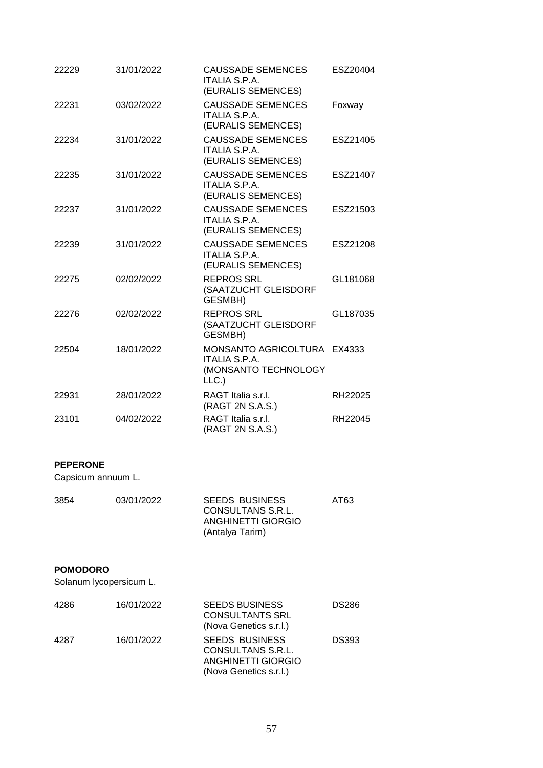| | | | |
|---|---|---|---|
| 22229 | 31/01/2022 | CAUSSADE SEMENCES ITALIA S.P.A. (EURALIS SEMENCES) | ESZ20404 |
| 22231 | 03/02/2022 | CAUSSADE SEMENCES ITALIA S.P.A. (EURALIS SEMENCES) | Foxway |
| 22234 | 31/01/2022 | CAUSSADE SEMENCES ITALIA S.P.A. (EURALIS SEMENCES) | ESZ21405 |
| 22235 | 31/01/2022 | CAUSSADE SEMENCES ITALIA S.P.A. (EURALIS SEMENCES) | ESZ21407 |
| 22237 | 31/01/2022 | CAUSSADE SEMENCES ITALIA S.P.A. (EURALIS SEMENCES) | ESZ21503 |
| 22239 | 31/01/2022 | CAUSSADE SEMENCES ITALIA S.P.A. (EURALIS SEMENCES) | ESZ21208 |
| 22275 | 02/02/2022 | REPROS SRL (SAATZUCHT GLEISDORF GESMBH) | GL181068 |
| 22276 | 02/02/2022 | REPROS SRL (SAATZUCHT GLEISDORF GESMBH) | GL187035 |
| 22504 | 18/01/2022 | MONSANTO AGRICOLTURA ITALIA S.P.A. (MONSANTO TECHNOLOGY LLC.) | EX4333 |
| 22931 | 28/01/2022 | RAGT Italia s.r.l. (RAGT 2N S.A.S.) | RH22025 |
| 23101 | 04/02/2022 | RAGT Italia s.r.l. (RAGT 2N S.A.S.) | RH22045 |

**PEPERONE**

Capsicum annuum L.

| | | | |
|---|---|---|---|
| 3854 | 03/01/2022 | SEEDS BUSINESS CONSULTANS S.R.L. ANGHINETTI GIORGIO (Antalya Tarim) | AT63 |

**POMODORO**

Solanum lycopersicum L.

| | | | |
|---|---|---|---|
| 4286 | 16/01/2022 | SEEDS BUSINESS CONSULTANTS SRL (Nova Genetics s.r.l.) | DS286 |
| 4287 | 16/01/2022 | SEEDS BUSINESS CONSULTANS S.R.L. ANGHINETTI GIORGIO (Nova Genetics s.r.l.) | DS393 |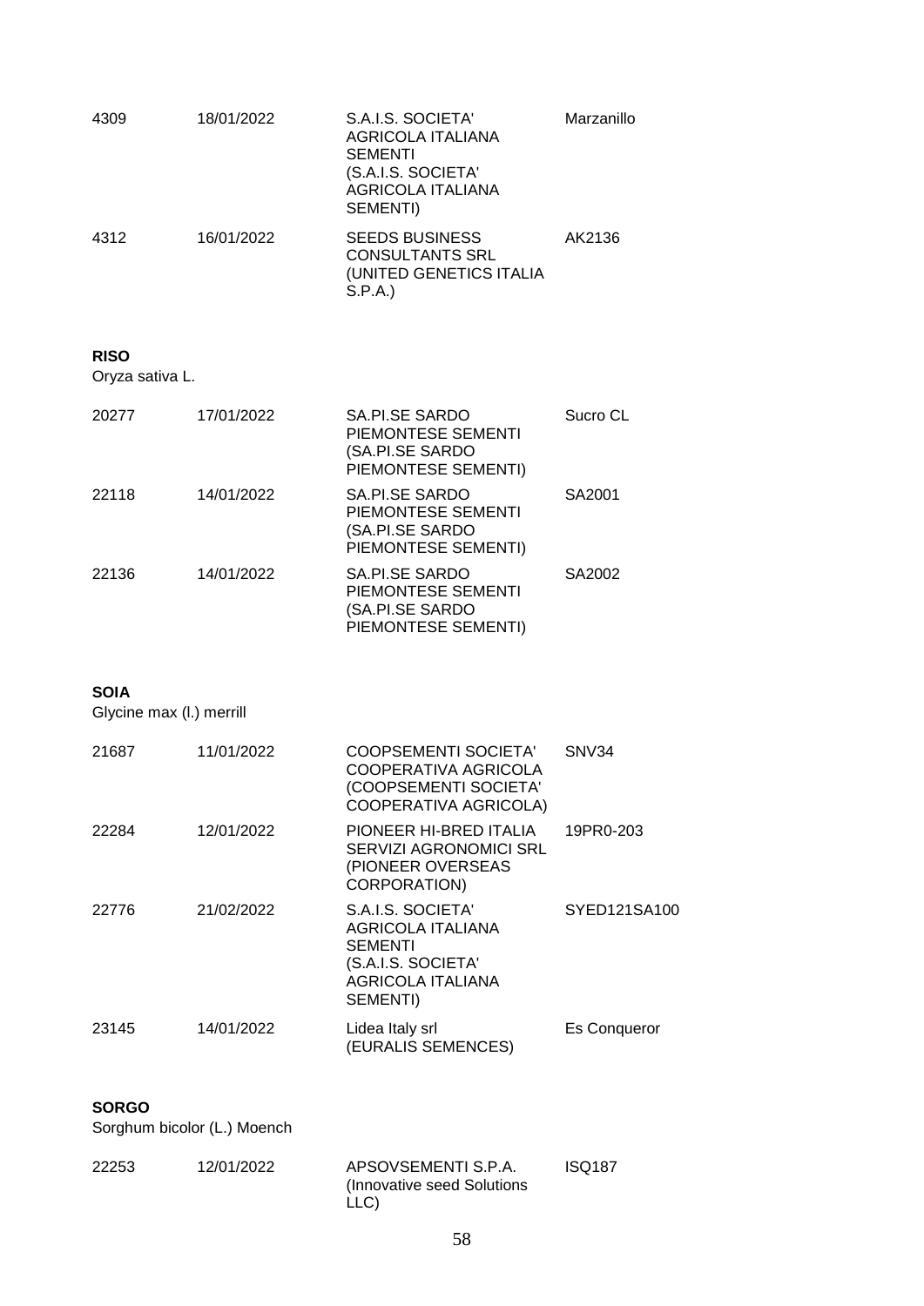| | | | |
|---|---|---|---|
| 4309 | 18/01/2022 | S.A.I.S. SOCIETA' AGRICOLA ITALIANA SEMENTI (S.A.I.S. SOCIETA' AGRICOLA ITALIANA SEMENTI) | Marzanillo |
| 4312 | 16/01/2022 | SEEDS BUSINESS CONSULTANTS SRL (UNITED GENETICS ITALIA S.P.A.) | AK2136 |

**RISO**

Oryza sativa L.

| | | | |
|---|---|---|---|
| 20277 | 17/01/2022 | SA.PI.SE SARDO PIEMONTESE SEMENTI (SA.PI.SE SARDO PIEMONTESE SEMENTI) | Sucro CL |
| 22118 | 14/01/2022 | SA.PI.SE SARDO PIEMONTESE SEMENTI (SA.PI.SE SARDO PIEMONTESE SEMENTI) | SA2001 |
| 22136 | 14/01/2022 | SA.PI.SE SARDO PIEMONTESE SEMENTI (SA.PI.SE SARDO PIEMONTESE SEMENTI) | SA2002 |

**SOIA**

Glycine max (l.) merrill

| | | | |
|---|---|---|---|
| 21687 | 11/01/2022 | COOPSEMENTI SOCIETA' COOPERATIVA AGRICOLA (COOPSEMENTI SOCIETA' COOPERATIVA AGRICOLA) | SNV34 |
| 22284 | 12/01/2022 | PIONEER HI-BRED ITALIA SERVIZI AGRONOMICI SRL (PIONEER OVERSEAS CORPORATION) | 19PR0-203 |
| 22776 | 21/02/2022 | S.A.I.S. SOCIETA' AGRICOLA ITALIANA SEMENTI (S.A.I.S. SOCIETA' AGRICOLA ITALIANA SEMENTI) | SYED121SA100 |
| 23145 | 14/01/2022 | Lidea Italy srl (EURALIS SEMENCES) | Es Conqueror |

**SORGO**

Sorghum bicolor (L.) Moench

| | | | |
|---|---|---|---|
| 22253 | 12/01/2022 | APSOVSEMENTI S.P.A. (Innovative seed Solutions LLC) | ISQ187 |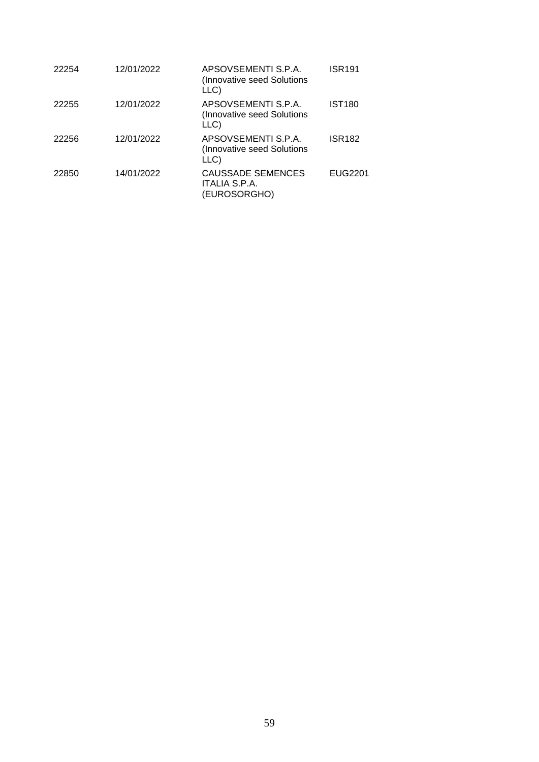| | | | |
|---|---|---|---|
| 22254 | 12/01/2022 | APSOVSEMENTI S.P.A. (Innovative seed Solutions LLC) | ISR191 |
| 22255 | 12/01/2022 | APSOVSEMENTI S.P.A. (Innovative seed Solutions LLC) | IST180 |
| 22256 | 12/01/2022 | APSOVSEMENTI S.P.A. (Innovative seed Solutions LLC) | ISR182 |
| 22850 | 14/01/2022 | CAUSSADE SEMENCES ITALIA S.P.A. (EUROSORGHO) | EUG2201 |